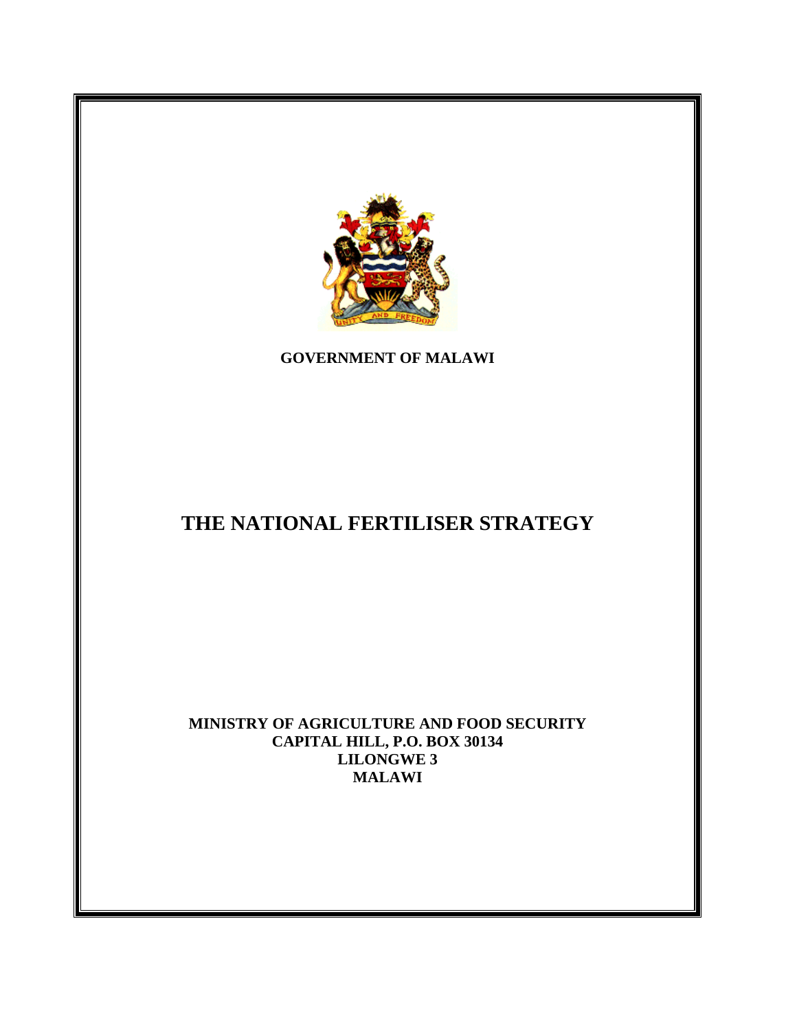**GOVERNMENT OF MALAWI**

# THE NATIONAL FERTILISER STRATEGY

**MINISTRY OF AGRICULTURE AND FOOD SECURITY**
**CAPITAL HILL, P.O. BOX 30134**
**LILONGWE 3**
**MALAWI**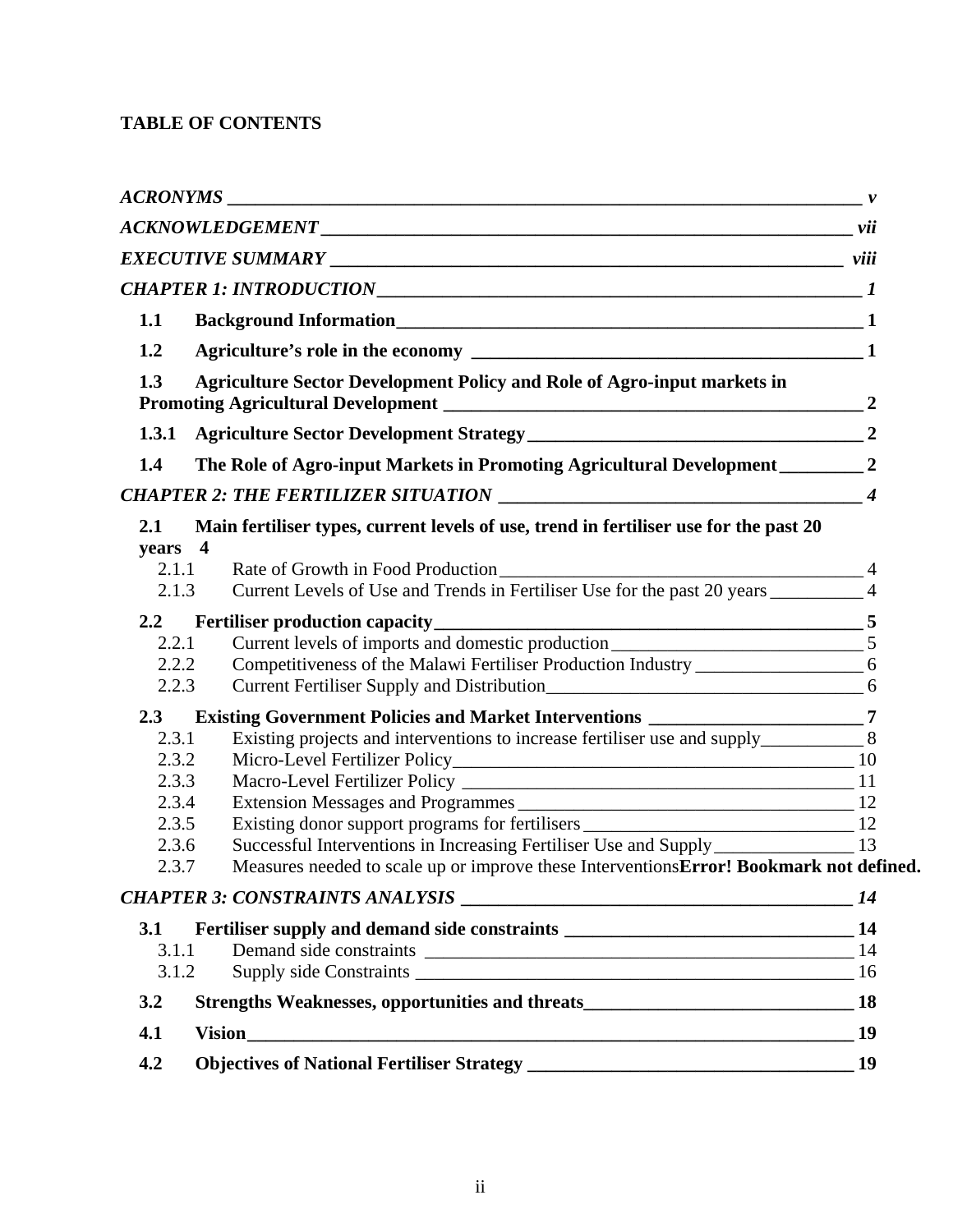**TABLE OF CONTENTS**

*ACRONYMS* ____ *v*

*ACKNOWLEDGEMENT* ____ *vii*

*EXECUTIVE SUMMARY* ____ *viii*

*CHAPTER 1: INTRODUCTION* ____ *1*

- **1.1 Background Information** ____ **1**
- **1.2 Agriculture's role in the economy** ____ **1**
- **1.3 Agriculture Sector Development Policy and Role of Agro-input markets in Promoting Agricultural Development** ____ **2**
- **1.3.1 Agriculture Sector Development Strategy** ____ **2**
- **1.4 The Role of Agro-input Markets in Promoting Agricultural Development** ____ **2**

*CHAPTER 2: THE FERTILIZER SITUATION* ____ *4*

- **2.1 Main fertiliser types, current levels of use, trend in fertiliser use for the past 20 years 4**
  - 2.1.1 Rate of Growth in Food Production ____ 4
  - 2.1.3 Current Levels of Use and Trends in Fertiliser Use for the past 20 years ____ 4
- **2.2 Fertiliser production capacity** ____ **5**
  - 2.2.1 Current levels of imports and domestic production ____ 5
  - 2.2.2 Competitiveness of the Malawi Fertiliser Production Industry ____ 6
  - 2.2.3 Current Fertiliser Supply and Distribution ____ 6
- **2.3 Existing Government Policies and Market Interventions** ____ **7**
  - 2.3.1 Existing projects and interventions to increase fertiliser use and supply ____ 8
  - 2.3.2 Micro-Level Fertilizer Policy ____ 10
  - 2.3.3 Macro-Level Fertilizer Policy ____ 11
  - 2.3.4 Extension Messages and Programmes ____ 12
  - 2.3.5 Existing donor support programs for fertilisers ____ 12
  - 2.3.6 Successful Interventions in Increasing Fertiliser Use and Supply ____ 13
  - 2.3.7 Measures needed to scale up or improve these Interventions**Error! Bookmark not defined.**

*CHAPTER 3: CONSTRAINTS ANALYSIS* ____ *14*

- **3.1 Fertiliser supply and demand side constraints** ____ **14**
  - 3.1.1 Demand side constraints ____ 14
  - 3.1.2 Supply side Constraints ____ 16
- **3.2 Strengths Weaknesses, opportunities and threats** ____ **18**
- **4.1 Vision** ____ **19**
- **4.2 Objectives of National Fertiliser Strategy** ____ **19**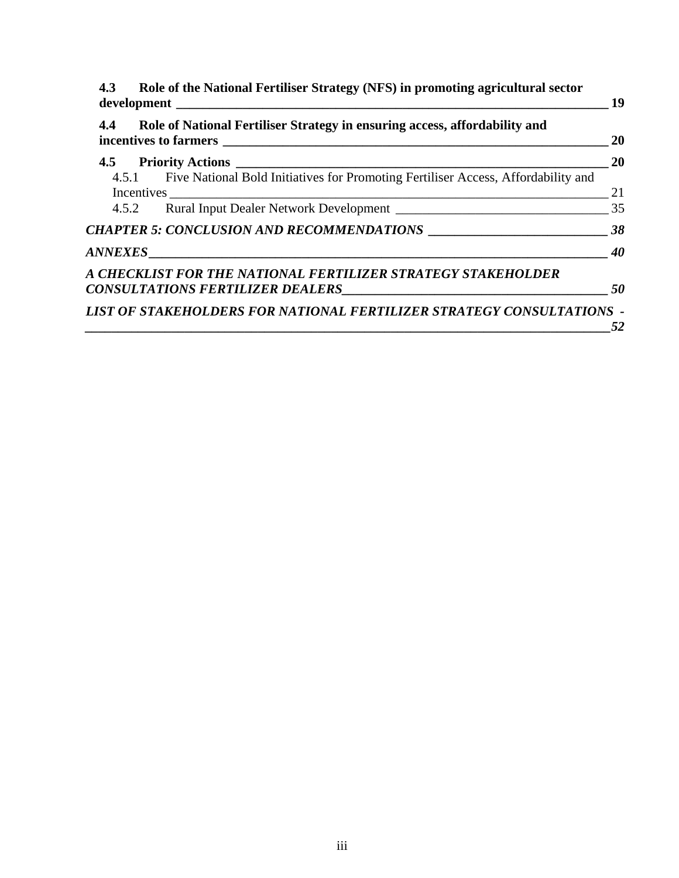**4.3 Role of the National Fertiliser Strategy (NFS) in promoting agricultural sector development ____ 19**

**4.4 Role of National Fertiliser Strategy in ensuring access, affordability and incentives to farmers ____ 20**

**4.5 Priority Actions ____ 20**

4.5.1 Five National Bold Initiatives for Promoting Fertiliser Access, Affordability and Incentives ____ 21

4.5.2 Rural Input Dealer Network Development ____ 35

***CHAPTER 5: CONCLUSION AND RECOMMENDATIONS ____ 38***

***ANNEXES ____ 40***

***A CHECKLIST FOR THE NATIONAL FERTILIZER STRATEGY STAKEHOLDER CONSULTATIONS FERTILIZER DEALERS ____ 50***

***LIST OF STAKEHOLDERS FOR NATIONAL FERTILIZER STRATEGY CONSULTATIONS - ____ 52***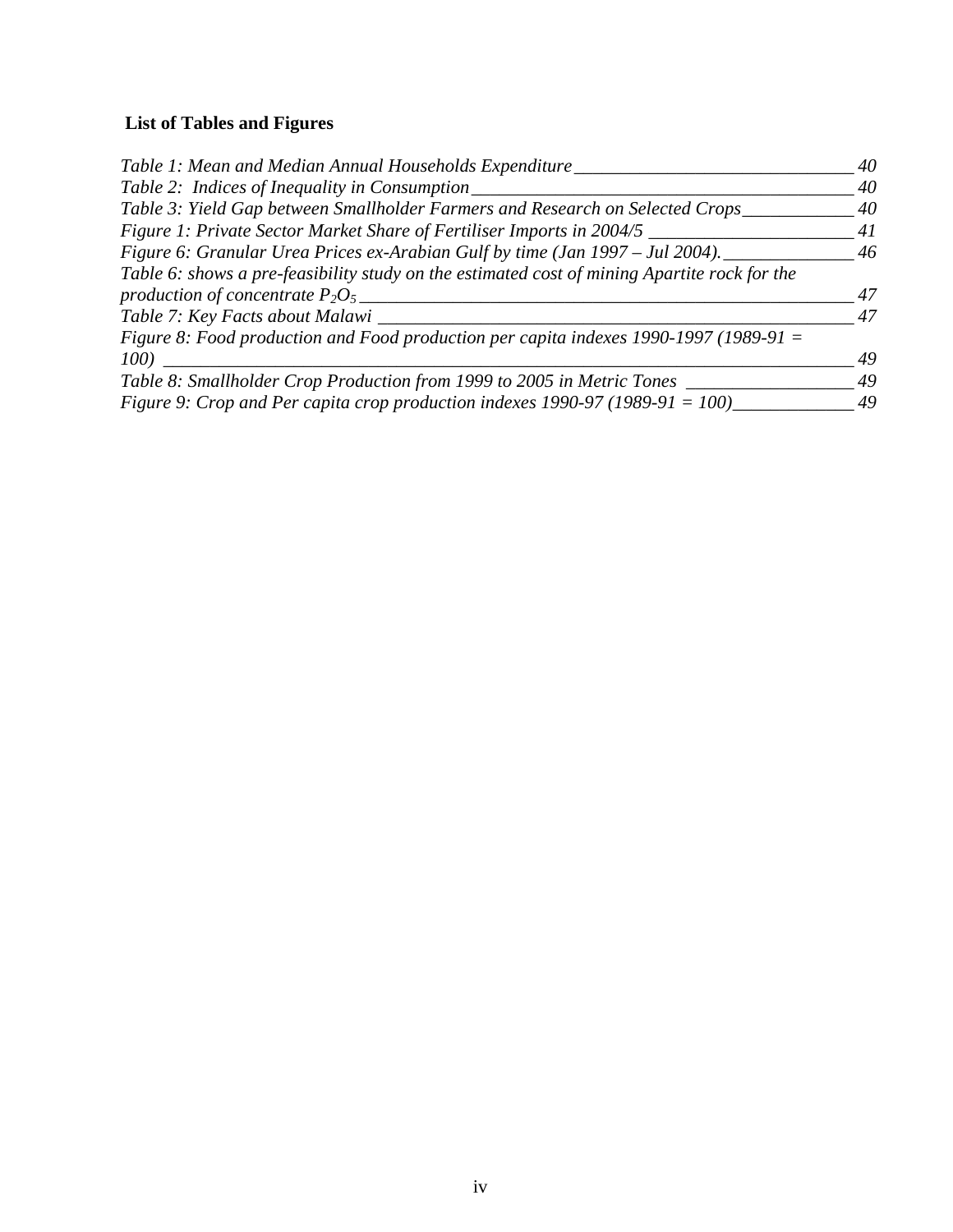## List of Tables and Figures

*Table 1: Mean and Median Annual Households Expenditure* 40
*Table 2: Indices of Inequality in Consumption* 40
*Table 3: Yield Gap between Smallholder Farmers and Research on Selected Crops* 40
*Figure 1: Private Sector Market Share of Fertiliser Imports in 2004/5* 41
*Figure 6: Granular Urea Prices ex-Arabian Gulf by time (Jan 1997 – Jul 2004).* 46
*Table 6: shows a pre-feasibility study on the estimated cost of mining Apartite rock for the production of concentrate $P_2O_5$* 47
*Table 7: Key Facts about Malawi* 47
*Figure 8: Food production and Food production per capita indexes 1990-1997 (1989-91 = 100)* 49
*Table 8: Smallholder Crop Production from 1999 to 2005 in Metric Tones* 49
*Figure 9: Crop and Per capita crop production indexes 1990-97 (1989-91 = 100)* 49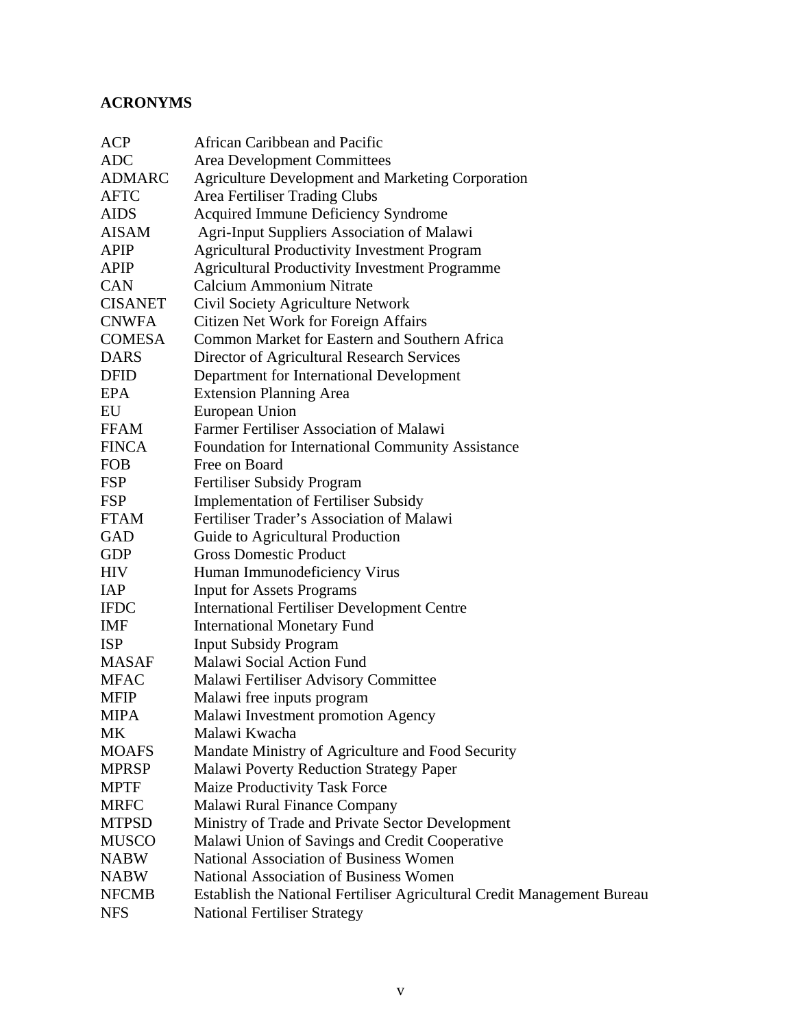## ACRONYMS

| | |
|---|---|
| ACP | African Caribbean and Pacific |
| ADC | Area Development Committees |
| ADMARC | Agriculture Development and Marketing Corporation |
| AFTC | Area Fertiliser Trading Clubs |
| AIDS | Acquired Immune Deficiency Syndrome |
| AISAM | Agri-Input Suppliers Association of Malawi |
| APIP | Agricultural Productivity Investment Program |
| APIP | Agricultural Productivity Investment Programme |
| CAN | Calcium Ammonium Nitrate |
| CISANET | Civil Society Agriculture Network |
| CNWFA | Citizen Net Work for Foreign Affairs |
| COMESA | Common Market for Eastern and Southern Africa |
| DARS | Director of Agricultural Research Services |
| DFID | Department for International Development |
| EPA | Extension Planning Area |
| EU | European Union |
| FFAM | Farmer Fertiliser Association of Malawi |
| FINCA | Foundation for International Community Assistance |
| FOB | Free on Board |
| FSP | Fertiliser Subsidy Program |
| FSP | Implementation of Fertiliser Subsidy |
| FTAM | Fertiliser Trader's Association of Malawi |
| GAD | Guide to Agricultural Production |
| GDP | Gross Domestic Product |
| HIV | Human Immunodeficiency Virus |
| IAP | Input for Assets Programs |
| IFDC | International Fertiliser Development Centre |
| IMF | International Monetary Fund |
| ISP | Input Subsidy Program |
| MASAF | Malawi Social Action Fund |
| MFAC | Malawi Fertiliser Advisory Committee |
| MFIP | Malawi free inputs program |
| MIPA | Malawi Investment promotion Agency |
| MK | Malawi Kwacha |
| MOAFS | Mandate Ministry of Agriculture and Food Security |
| MPRSP | Malawi Poverty Reduction Strategy Paper |
| MPTF | Maize Productivity Task Force |
| MRFC | Malawi Rural Finance Company |
| MTPSD | Ministry of Trade and Private Sector Development |
| MUSCO | Malawi Union of Savings and Credit Cooperative |
| NABW | National Association of Business Women |
| NABW | National Association of Business Women |
| NFCMB | Establish the National Fertiliser Agricultural Credit Management Bureau |
| NFS | National Fertiliser Strategy |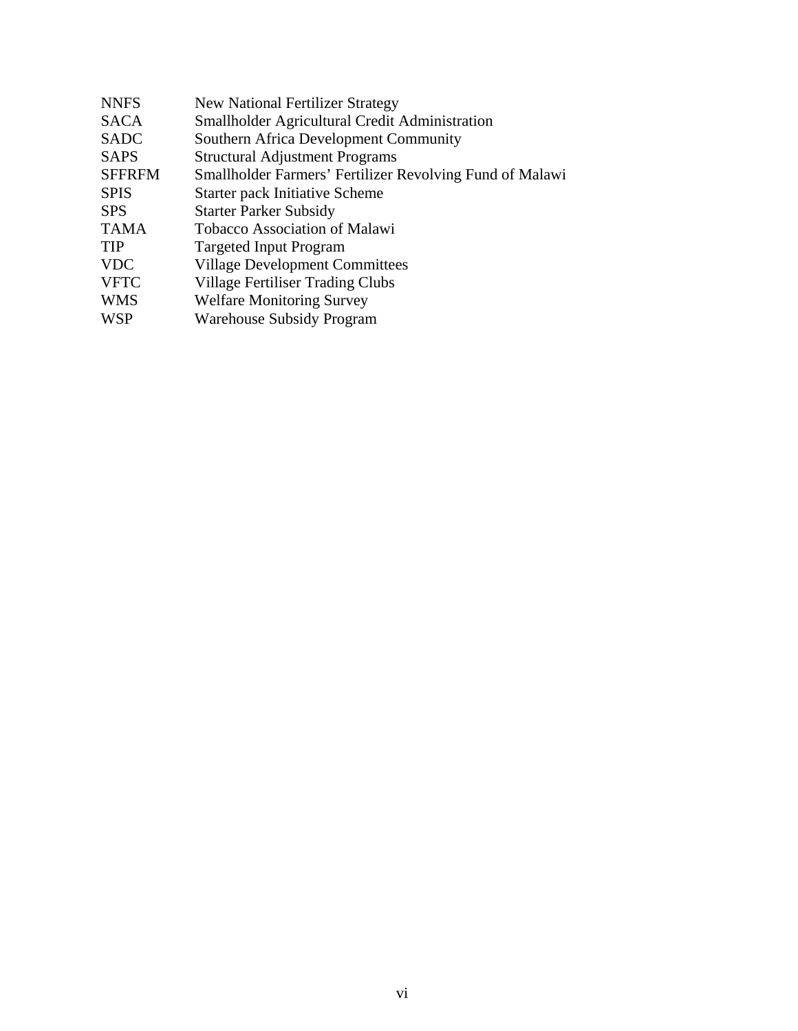| | |
|---|---|
| NNFS | New National Fertilizer Strategy |
| SACA | Smallholder Agricultural Credit Administration |
| SADC | Southern Africa Development Community |
| SAPS | Structural Adjustment Programs |
| SFFRFM | Smallholder Farmers' Fertilizer Revolving Fund of Malawi |
| SPIS | Starter pack Initiative Scheme |
| SPS | Starter Parker Subsidy |
| TAMA | Tobacco Association of Malawi |
| TIP | Targeted Input Program |
| VDC | Village Development Committees |
| VFTC | Village Fertiliser Trading Clubs |
| WMS | Welfare Monitoring Survey |
| WSP | Warehouse Subsidy Program |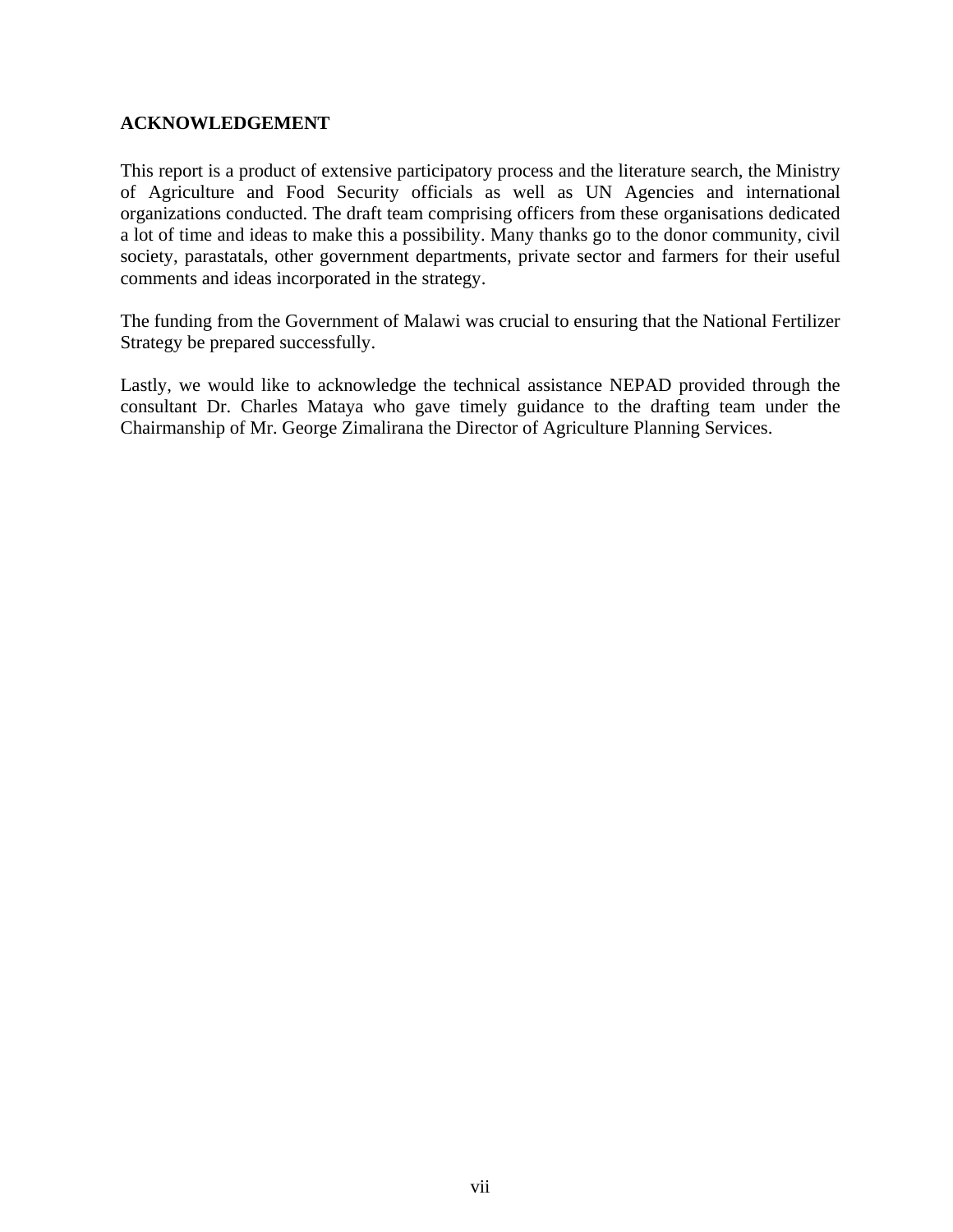## ACKNOWLEDGEMENT

This report is a product of extensive participatory process and the literature search, the Ministry of Agriculture and Food Security officials as well as UN Agencies and international organizations conducted. The draft team comprising officers from these organisations dedicated a lot of time and ideas to make this a possibility. Many thanks go to the donor community, civil society, parastatals, other government departments, private sector and farmers for their useful comments and ideas incorporated in the strategy.

The funding from the Government of Malawi was crucial to ensuring that the National Fertilizer Strategy be prepared successfully.

Lastly, we would like to acknowledge the technical assistance NEPAD provided through the consultant Dr. Charles Mataya who gave timely guidance to the drafting team under the Chairmanship of Mr. George Zimalirana the Director of Agriculture Planning Services.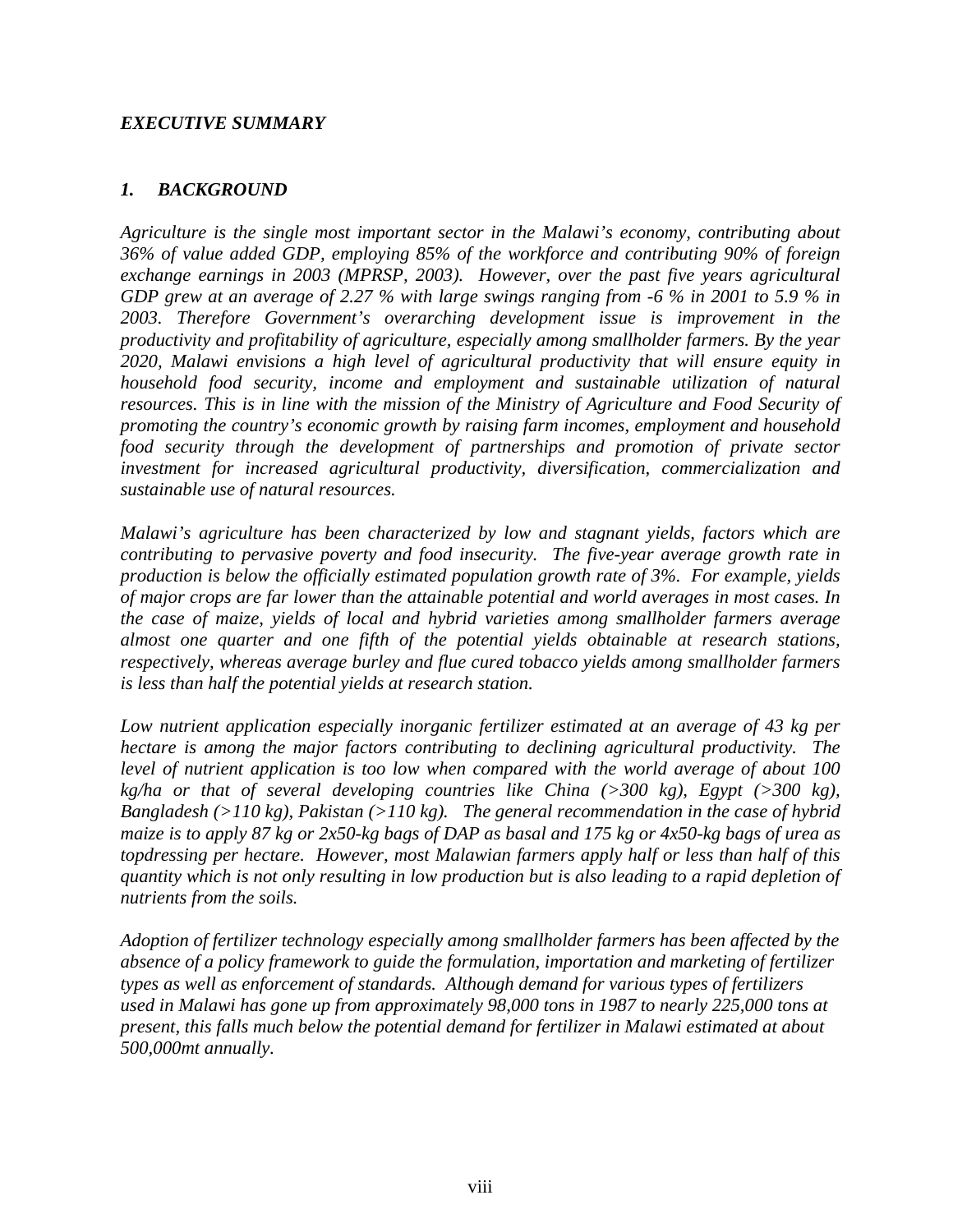## *EXECUTIVE SUMMARY*

### *1. BACKGROUND*

*Agriculture is the single most important sector in the Malawi's economy, contributing about 36% of value added GDP, employing 85% of the workforce and contributing 90% of foreign exchange earnings in 2003 (MPRSP, 2003). However, over the past five years agricultural GDP grew at an average of 2.27 % with large swings ranging from -6 % in 2001 to 5.9 % in 2003. Therefore Government's overarching development issue is improvement in the productivity and profitability of agriculture, especially among smallholder farmers. By the year 2020, Malawi envisions a high level of agricultural productivity that will ensure equity in household food security, income and employment and sustainable utilization of natural resources. This is in line with the mission of the Ministry of Agriculture and Food Security of promoting the country's economic growth by raising farm incomes, employment and household food security through the development of partnerships and promotion of private sector investment for increased agricultural productivity, diversification, commercialization and sustainable use of natural resources.*

*Malawi's agriculture has been characterized by low and stagnant yields, factors which are contributing to pervasive poverty and food insecurity. The five-year average growth rate in production is below the officially estimated population growth rate of 3%. For example, yields of major crops are far lower than the attainable potential and world averages in most cases. In the case of maize, yields of local and hybrid varieties among smallholder farmers average almost one quarter and one fifth of the potential yields obtainable at research stations, respectively, whereas average burley and flue cured tobacco yields among smallholder farmers is less than half the potential yields at research station.*

*Low nutrient application especially inorganic fertilizer estimated at an average of 43 kg per hectare is among the major factors contributing to declining agricultural productivity. The level of nutrient application is too low when compared with the world average of about 100 kg/ha or that of several developing countries like China (>300 kg), Egypt (>300 kg), Bangladesh (>110 kg), Pakistan (>110 kg). The general recommendation in the case of hybrid maize is to apply 87 kg or 2x50-kg bags of DAP as basal and 175 kg or 4x50-kg bags of urea as topdressing per hectare. However, most Malawian farmers apply half or less than half of this quantity which is not only resulting in low production but is also leading to a rapid depletion of nutrients from the soils.*

*Adoption of fertilizer technology especially among smallholder farmers has been affected by the absence of a policy framework to guide the formulation, importation and marketing of fertilizer types as well as enforcement of standards. Although demand for various types of fertilizers used in Malawi has gone up from approximately 98,000 tons in 1987 to nearly 225,000 tons at present, this falls much below the potential demand for fertilizer in Malawi estimated at about 500,000mt annually.*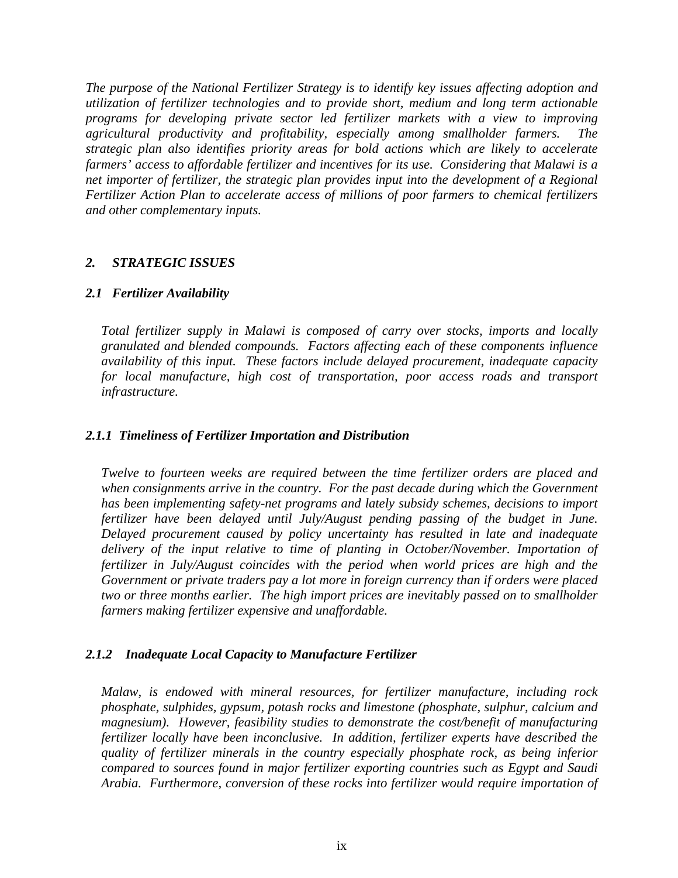*The purpose of the National Fertilizer Strategy is to identify key issues affecting adoption and utilization of fertilizer technologies and to provide short, medium and long term actionable programs for developing private sector led fertilizer markets with a view to improving agricultural productivity and profitability, especially among smallholder farmers. The strategic plan also identifies priority areas for bold actions which are likely to accelerate farmers' access to affordable fertilizer and incentives for its use. Considering that Malawi is a net importer of fertilizer, the strategic plan provides input into the development of a Regional Fertilizer Action Plan to accelerate access of millions of poor farmers to chemical fertilizers and other complementary inputs.*

## *2. STRATEGIC ISSUES*

### *2.1 Fertilizer Availability*

*Total fertilizer supply in Malawi is composed of carry over stocks, imports and locally granulated and blended compounds. Factors affecting each of these components influence availability of this input. These factors include delayed procurement, inadequate capacity for local manufacture, high cost of transportation, poor access roads and transport infrastructure.*

#### *2.1.1 Timeliness of Fertilizer Importation and Distribution*

*Twelve to fourteen weeks are required between the time fertilizer orders are placed and when consignments arrive in the country. For the past decade during which the Government has been implementing safety-net programs and lately subsidy schemes, decisions to import fertilizer have been delayed until July/August pending passing of the budget in June. Delayed procurement caused by policy uncertainty has resulted in late and inadequate delivery of the input relative to time of planting in October/November. Importation of fertilizer in July/August coincides with the period when world prices are high and the Government or private traders pay a lot more in foreign currency than if orders were placed two or three months earlier. The high import prices are inevitably passed on to smallholder farmers making fertilizer expensive and unaffordable.*

#### *2.1.2 Inadequate Local Capacity to Manufacture Fertilizer*

*Malaw, is endowed with mineral resources, for fertilizer manufacture, including rock phosphate, sulphides, gypsum, potash rocks and limestone (phosphate, sulphur, calcium and magnesium). However, feasibility studies to demonstrate the cost/benefit of manufacturing fertilizer locally have been inconclusive. In addition, fertilizer experts have described the quality of fertilizer minerals in the country especially phosphate rock, as being inferior compared to sources found in major fertilizer exporting countries such as Egypt and Saudi Arabia. Furthermore, conversion of these rocks into fertilizer would require importation of*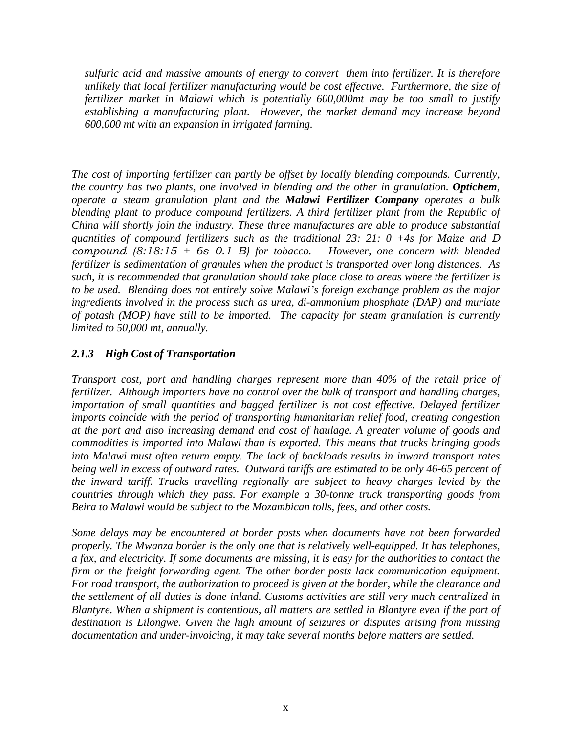*sulfuric acid and massive amounts of energy to convert them into fertilizer. It is therefore unlikely that local fertilizer manufacturing would be cost effective. Furthermore, the size of fertilizer market in Malawi which is potentially 600,000mt may be too small to justify establishing a manufacturing plant. However, the market demand may increase beyond 600,000 mt with an expansion in irrigated farming.*

*The cost of importing fertilizer can partly be offset by locally blending compounds. Currently, the country has two plants, one involved in blending and the other in granulation.* ***Optichem****, operate a steam granulation plant and the* ***Malawi Fertilizer Company*** *operates a bulk blending plant to produce compound fertilizers. A third fertilizer plant from the Republic of China will shortly join the industry. These three manufactures are able to produce substantial quantities of compound fertilizers such as the traditional 23: 21: 0 +4s for Maize and D compound (8:18:15 + 6s 0.1 B) for tobacco. However, one concern with blended fertilizer is sedimentation of granules when the product is transported over long distances. As such, it is recommended that granulation should take place close to areas where the fertilizer is to be used. Blending does not entirely solve Malawi's foreign exchange problem as the major ingredients involved in the process such as urea, di-ammonium phosphate (DAP) and muriate of potash (MOP) have still to be imported. The capacity for steam granulation is currently limited to 50,000 mt, annually.*

### *2.1.3 High Cost of Transportation*

*Transport cost, port and handling charges represent more than 40% of the retail price of fertilizer. Although importers have no control over the bulk of transport and handling charges, importation of small quantities and bagged fertilizer is not cost effective. Delayed fertilizer imports coincide with the period of transporting humanitarian relief food, creating congestion at the port and also increasing demand and cost of haulage. A greater volume of goods and commodities is imported into Malawi than is exported. This means that trucks bringing goods into Malawi must often return empty. The lack of backloads results in inward transport rates being well in excess of outward rates. Outward tariffs are estimated to be only 46-65 percent of the inward tariff. Trucks travelling regionally are subject to heavy charges levied by the countries through which they pass. For example a 30-tonne truck transporting goods from Beira to Malawi would be subject to the Mozambican tolls, fees, and other costs.*

*Some delays may be encountered at border posts when documents have not been forwarded properly. The Mwanza border is the only one that is relatively well-equipped. It has telephones, a fax, and electricity. If some documents are missing, it is easy for the authorities to contact the firm or the freight forwarding agent. The other border posts lack communication equipment. For road transport, the authorization to proceed is given at the border, while the clearance and the settlement of all duties is done inland. Customs activities are still very much centralized in Blantyre. When a shipment is contentious, all matters are settled in Blantyre even if the port of destination is Lilongwe. Given the high amount of seizures or disputes arising from missing documentation and under-invoicing, it may take several months before matters are settled.*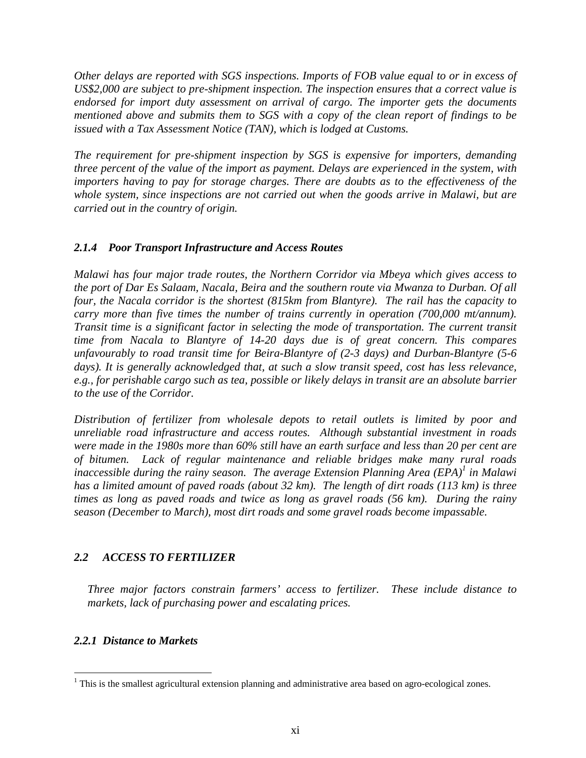*Other delays are reported with SGS inspections. Imports of FOB value equal to or in excess of US$2,000 are subject to pre-shipment inspection. The inspection ensures that a correct value is endorsed for import duty assessment on arrival of cargo. The importer gets the documents mentioned above and submits them to SGS with a copy of the clean report of findings to be issued with a Tax Assessment Notice (TAN), which is lodged at Customs.*

*The requirement for pre-shipment inspection by SGS is expensive for importers, demanding three percent of the value of the import as payment. Delays are experienced in the system, with importers having to pay for storage charges. There are doubts as to the effectiveness of the whole system, since inspections are not carried out when the goods arrive in Malawi, but are carried out in the country of origin.*

#### *2.1.4 Poor Transport Infrastructure and Access Routes*

*Malawi has four major trade routes, the Northern Corridor via Mbeya which gives access to the port of Dar Es Salaam, Nacala, Beira and the southern route via Mwanza to Durban. Of all four, the Nacala corridor is the shortest (815km from Blantyre). The rail has the capacity to carry more than five times the number of trains currently in operation (700,000 mt/annum). Transit time is a significant factor in selecting the mode of transportation. The current transit time from Nacala to Blantyre of 14-20 days due is of great concern. This compares unfavourably to road transit time for Beira-Blantyre of (2-3 days) and Durban-Blantyre (5-6 days). It is generally acknowledged that, at such a slow transit speed, cost has less relevance, e.g., for perishable cargo such as tea, possible or likely delays in transit are an absolute barrier to the use of the Corridor.*

*Distribution of fertilizer from wholesale depots to retail outlets is limited by poor and unreliable road infrastructure and access routes. Although substantial investment in roads were made in the 1980s more than 60% still have an earth surface and less than 20 per cent are of bitumen. Lack of regular maintenance and reliable bridges make many rural roads inaccessible during the rainy season. The average Extension Planning Area (EPA)[1] in Malawi has a limited amount of paved roads (about 32 km). The length of dirt roads (113 km) is three times as long as paved roads and twice as long as gravel roads (56 km). During the rainy season (December to March), most dirt roads and some gravel roads become impassable.*

## *2.2 ACCESS TO FERTILIZER*

*Three major factors constrain farmers' access to fertilizer. These include distance to markets, lack of purchasing power and escalating prices.*

### *2.2.1 Distance to Markets*

[1] This is the smallest agricultural extension planning and administrative area based on agro-ecological zones.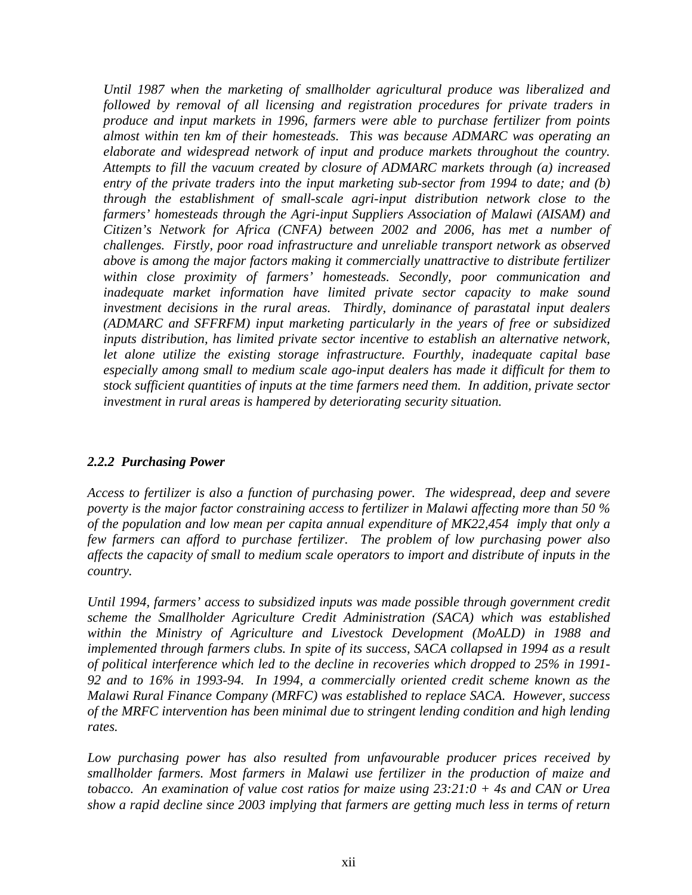*Until 1987 when the marketing of smallholder agricultural produce was liberalized and followed by removal of all licensing and registration procedures for private traders in produce and input markets in 1996, farmers were able to purchase fertilizer from points almost within ten km of their homesteads. This was because ADMARC was operating an elaborate and widespread network of input and produce markets throughout the country. Attempts to fill the vacuum created by closure of ADMARC markets through (a) increased entry of the private traders into the input marketing sub-sector from 1994 to date; and (b) through the establishment of small-scale agri-input distribution network close to the farmers' homesteads through the Agri-input Suppliers Association of Malawi (AISAM) and Citizen's Network for Africa (CNFA) between 2002 and 2006, has met a number of challenges. Firstly, poor road infrastructure and unreliable transport network as observed above is among the major factors making it commercially unattractive to distribute fertilizer within close proximity of farmers' homesteads. Secondly, poor communication and inadequate market information have limited private sector capacity to make sound investment decisions in the rural areas. Thirdly, dominance of parastatal input dealers (ADMARC and SFFRFM) input marketing particularly in the years of free or subsidized inputs distribution, has limited private sector incentive to establish an alternative network, let alone utilize the existing storage infrastructure. Fourthly, inadequate capital base especially among small to medium scale ago-input dealers has made it difficult for them to stock sufficient quantities of inputs at the time farmers need them. In addition, private sector investment in rural areas is hampered by deteriorating security situation.*

### *2.2.2 Purchasing Power*

*Access to fertilizer is also a function of purchasing power. The widespread, deep and severe poverty is the major factor constraining access to fertilizer in Malawi affecting more than 50 % of the population and low mean per capita annual expenditure of MK22,454 imply that only a few farmers can afford to purchase fertilizer. The problem of low purchasing power also affects the capacity of small to medium scale operators to import and distribute of inputs in the country.*

*Until 1994, farmers' access to subsidized inputs was made possible through government credit scheme the Smallholder Agriculture Credit Administration (SACA) which was established within the Ministry of Agriculture and Livestock Development (MoALD) in 1988 and implemented through farmers clubs. In spite of its success, SACA collapsed in 1994 as a result of political interference which led to the decline in recoveries which dropped to 25% in 1991-92 and to 16% in 1993-94. In 1994, a commercially oriented credit scheme known as the Malawi Rural Finance Company (MRFC) was established to replace SACA. However, success of the MRFC intervention has been minimal due to stringent lending condition and high lending rates.*

*Low purchasing power has also resulted from unfavourable producer prices received by smallholder farmers. Most farmers in Malawi use fertilizer in the production of maize and tobacco. An examination of value cost ratios for maize using 23:21:0 + 4s and CAN or Urea show a rapid decline since 2003 implying that farmers are getting much less in terms of return*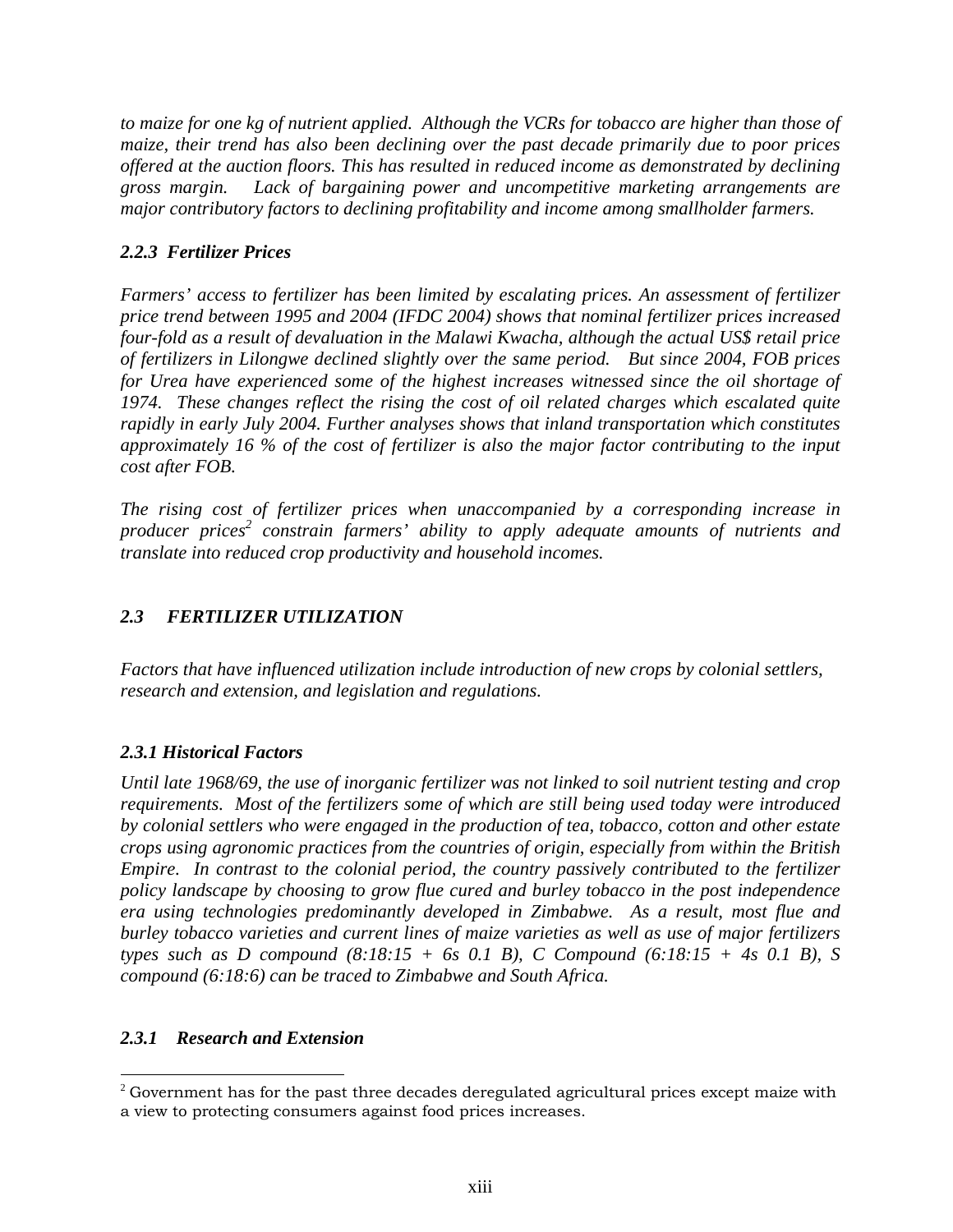*to maize for one kg of nutrient applied. Although the VCRs for tobacco are higher than those of maize, their trend has also been declining over the past decade primarily due to poor prices offered at the auction floors. This has resulted in reduced income as demonstrated by declining gross margin. Lack of bargaining power and uncompetitive marketing arrangements are major contributory factors to declining profitability and income among smallholder farmers.*

### *2.2.3 Fertilizer Prices*

*Farmers' access to fertilizer has been limited by escalating prices. An assessment of fertilizer price trend between 1995 and 2004 (IFDC 2004) shows that nominal fertilizer prices increased four-fold as a result of devaluation in the Malawi Kwacha, although the actual US$ retail price of fertilizers in Lilongwe declined slightly over the same period. But since 2004, FOB prices for Urea have experienced some of the highest increases witnessed since the oil shortage of 1974. These changes reflect the rising the cost of oil related charges which escalated quite rapidly in early July 2004. Further analyses shows that inland transportation which constitutes approximately 16 % of the cost of fertilizer is also the major factor contributing to the input cost after FOB.*

*The rising cost of fertilizer prices when unaccompanied by a corresponding increase in producer prices[2] constrain farmers' ability to apply adequate amounts of nutrients and translate into reduced crop productivity and household incomes.*

## *2.3 FERTILIZER UTILIZATION*

*Factors that have influenced utilization include introduction of new crops by colonial settlers, research and extension, and legislation and regulations.*

### *2.3.1 Historical Factors*

*Until late 1968/69, the use of inorganic fertilizer was not linked to soil nutrient testing and crop requirements. Most of the fertilizers some of which are still being used today were introduced by colonial settlers who were engaged in the production of tea, tobacco, cotton and other estate crops using agronomic practices from the countries of origin, especially from within the British Empire. In contrast to the colonial period, the country passively contributed to the fertilizer policy landscape by choosing to grow flue cured and burley tobacco in the post independence era using technologies predominantly developed in Zimbabwe. As a result, most flue and burley tobacco varieties and current lines of maize varieties as well as use of major fertilizers types such as D compound (8:18:15 + 6s 0.1 B), C Compound (6:18:15 + 4s 0.1 B), S compound (6:18:6) can be traced to Zimbabwe and South Africa.*

### *2.3.1 Research and Extension*

[2] Government has for the past three decades deregulated agricultural prices except maize with a view to protecting consumers against food prices increases.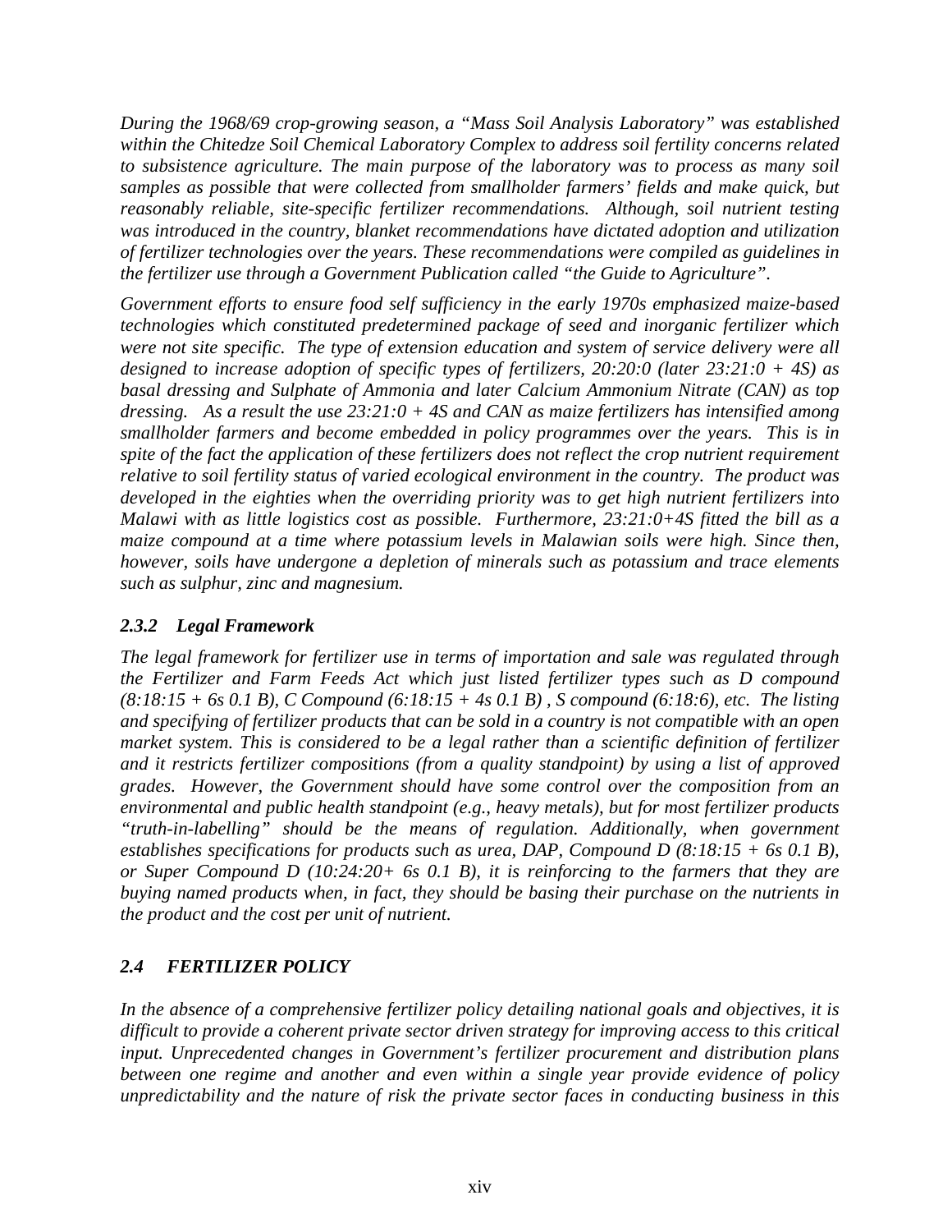*During the 1968/69 crop-growing season, a "Mass Soil Analysis Laboratory" was established within the Chitedze Soil Chemical Laboratory Complex to address soil fertility concerns related to subsistence agriculture. The main purpose of the laboratory was to process as many soil samples as possible that were collected from smallholder farmers' fields and make quick, but reasonably reliable, site-specific fertilizer recommendations. Although, soil nutrient testing was introduced in the country, blanket recommendations have dictated adoption and utilization of fertilizer technologies over the years. These recommendations were compiled as guidelines in the fertilizer use through a Government Publication called "the Guide to Agriculture".*

*Government efforts to ensure food self sufficiency in the early 1970s emphasized maize-based technologies which constituted predetermined package of seed and inorganic fertilizer which were not site specific. The type of extension education and system of service delivery were all designed to increase adoption of specific types of fertilizers, 20:20:0 (later 23:21:0 + 4S) as basal dressing and Sulphate of Ammonia and later Calcium Ammonium Nitrate (CAN) as top dressing. As a result the use 23:21:0 + 4S and CAN as maize fertilizers has intensified among smallholder farmers and become embedded in policy programmes over the years. This is in spite of the fact the application of these fertilizers does not reflect the crop nutrient requirement relative to soil fertility status of varied ecological environment in the country. The product was developed in the eighties when the overriding priority was to get high nutrient fertilizers into Malawi with as little logistics cost as possible. Furthermore, 23:21:0+4S fitted the bill as a maize compound at a time where potassium levels in Malawian soils were high. Since then, however, soils have undergone a depletion of minerals such as potassium and trace elements such as sulphur, zinc and magnesium.*

### *2.3.2 Legal Framework*

*The legal framework for fertilizer use in terms of importation and sale was regulated through the Fertilizer and Farm Feeds Act which just listed fertilizer types such as D compound (8:18:15 + 6s 0.1 B), C Compound (6:18:15 + 4s 0.1 B) , S compound (6:18:6), etc. The listing and specifying of fertilizer products that can be sold in a country is not compatible with an open market system. This is considered to be a legal rather than a scientific definition of fertilizer and it restricts fertilizer compositions (from a quality standpoint) by using a list of approved grades. However, the Government should have some control over the composition from an environmental and public health standpoint (e.g., heavy metals), but for most fertilizer products "truth-in-labelling" should be the means of regulation. Additionally, when government establishes specifications for products such as urea, DAP, Compound D (8:18:15 + 6s 0.1 B), or Super Compound D (10:24:20+ 6s 0.1 B), it is reinforcing to the farmers that they are buying named products when, in fact, they should be basing their purchase on the nutrients in the product and the cost per unit of nutrient.*

## *2.4 FERTILIZER POLICY*

*In the absence of a comprehensive fertilizer policy detailing national goals and objectives, it is difficult to provide a coherent private sector driven strategy for improving access to this critical input. Unprecedented changes in Government's fertilizer procurement and distribution plans between one regime and another and even within a single year provide evidence of policy unpredictability and the nature of risk the private sector faces in conducting business in this*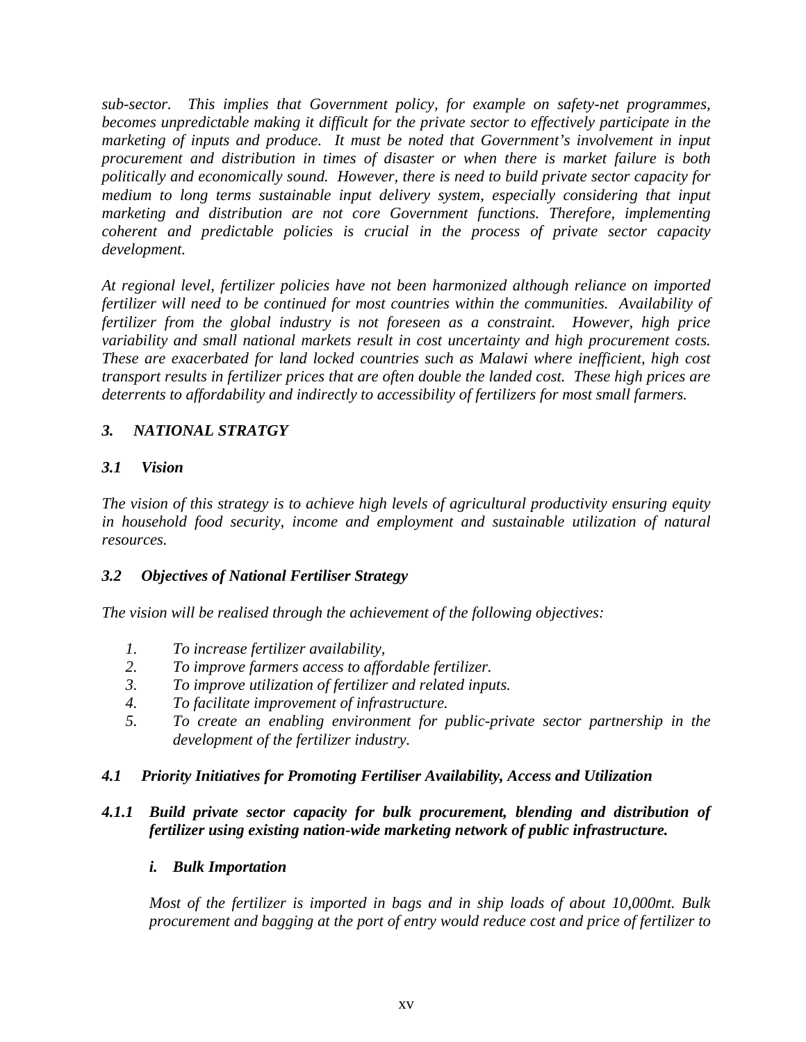*sub-sector. This implies that Government policy, for example on safety-net programmes, becomes unpredictable making it difficult for the private sector to effectively participate in the marketing of inputs and produce. It must be noted that Government's involvement in input procurement and distribution in times of disaster or when there is market failure is both politically and economically sound. However, there is need to build private sector capacity for medium to long terms sustainable input delivery system, especially considering that input marketing and distribution are not core Government functions. Therefore, implementing coherent and predictable policies is crucial in the process of private sector capacity development.*

*At regional level, fertilizer policies have not been harmonized although reliance on imported fertilizer will need to be continued for most countries within the communities. Availability of fertilizer from the global industry is not foreseen as a constraint. However, high price variability and small national markets result in cost uncertainty and high procurement costs. These are exacerbated for land locked countries such as Malawi where inefficient, high cost transport results in fertilizer prices that are often double the landed cost. These high prices are deterrents to affordability and indirectly to accessibility of fertilizers for most small farmers.*

## *3. NATIONAL STRATGY*

### *3.1 Vision*

*The vision of this strategy is to achieve high levels of agricultural productivity ensuring equity in household food security, income and employment and sustainable utilization of natural resources.*

### *3.2 Objectives of National Fertiliser Strategy*

*The vision will be realised through the achievement of the following objectives:*

1. *To increase fertilizer availability,*
2. *To improve farmers access to affordable fertilizer.*
3. *To improve utilization of fertilizer and related inputs.*
4. *To facilitate improvement of infrastructure.*
5. *To create an enabling environment for public-private sector partnership in the development of the fertilizer industry.*

### *4.1 Priority Initiatives for Promoting Fertiliser Availability, Access and Utilization*

#### *4.1.1 Build private sector capacity for bulk procurement, blending and distribution of fertilizer using existing nation-wide marketing network of public infrastructure.*

***i. Bulk Importation***

*Most of the fertilizer is imported in bags and in ship loads of about 10,000mt. Bulk procurement and bagging at the port of entry would reduce cost and price of fertilizer to*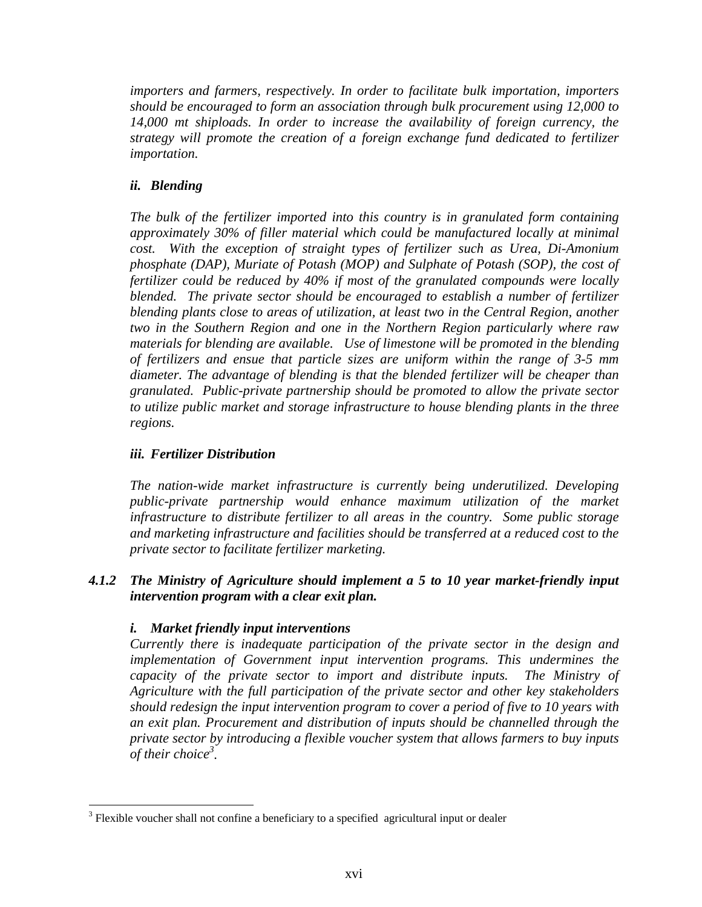*importers and farmers, respectively. In order to facilitate bulk importation, importers should be encouraged to form an association through bulk procurement using 12,000 to 14,000 mt shiploads. In order to increase the availability of foreign currency, the strategy will promote the creation of a foreign exchange fund dedicated to fertilizer importation.*

#### *ii. Blending*

*The bulk of the fertilizer imported into this country is in granulated form containing approximately 30% of filler material which could be manufactured locally at minimal cost. With the exception of straight types of fertilizer such as Urea, Di-Amonium phosphate (DAP), Muriate of Potash (MOP) and Sulphate of Potash (SOP), the cost of fertilizer could be reduced by 40% if most of the granulated compounds were locally blended. The private sector should be encouraged to establish a number of fertilizer blending plants close to areas of utilization, at least two in the Central Region, another two in the Southern Region and one in the Northern Region particularly where raw materials for blending are available. Use of limestone will be promoted in the blending of fertilizers and ensue that particle sizes are uniform within the range of 3-5 mm diameter. The advantage of blending is that the blended fertilizer will be cheaper than granulated. Public-private partnership should be promoted to allow the private sector to utilize public market and storage infrastructure to house blending plants in the three regions.*

#### *iii. Fertilizer Distribution*

*The nation-wide market infrastructure is currently being underutilized. Developing public-private partnership would enhance maximum utilization of the market infrastructure to distribute fertilizer to all areas in the country. Some public storage and marketing infrastructure and facilities should be transferred at a reduced cost to the private sector to facilitate fertilizer marketing.*

### *4.1.2 The Ministry of Agriculture should implement a 5 to 10 year market-friendly input intervention program with a clear exit plan.*

#### *i. Market friendly input interventions*

*Currently there is inadequate participation of the private sector in the design and implementation of Government input intervention programs. This undermines the capacity of the private sector to import and distribute inputs. The Ministry of Agriculture with the full participation of the private sector and other key stakeholders should redesign the input intervention program to cover a period of five to 10 years with an exit plan. Procurement and distribution of inputs should be channelled through the private sector by introducing a flexible voucher system that allows farmers to buy inputs of their choice[3].*

[3] Flexible voucher shall not confine a beneficiary to a specified agricultural input or dealer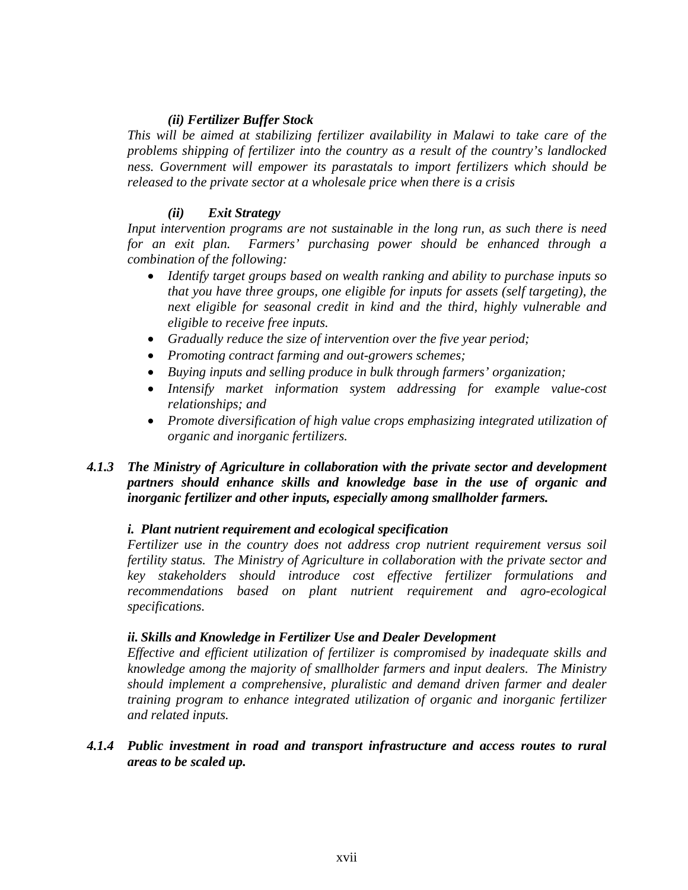*(ii) Fertilizer Buffer Stock*

*This will be aimed at stabilizing fertilizer availability in Malawi to take care of the problems shipping of fertilizer into the country as a result of the country's landlocked ness. Government will empower its parastatals to import fertilizers which should be released to the private sector at a wholesale price when there is a crisis*

*(ii) Exit Strategy*

*Input intervention programs are not sustainable in the long run, as such there is need for an exit plan. Farmers' purchasing power should be enhanced through a combination of the following:*

- *Identify target groups based on wealth ranking and ability to purchase inputs so that you have three groups, one eligible for inputs for assets (self targeting), the next eligible for seasonal credit in kind and the third, highly vulnerable and eligible to receive free inputs.*
- *Gradually reduce the size of intervention over the five year period;*
- *Promoting contract farming and out-growers schemes;*
- *Buying inputs and selling produce in bulk through farmers' organization;*
- *Intensify market information system addressing for example value-cost relationships; and*
- *Promote diversification of high value crops emphasizing integrated utilization of organic and inorganic fertilizers.*

***4.1.3 The Ministry of Agriculture in collaboration with the private sector and development partners should enhance skills and knowledge base in the use of organic and inorganic fertilizer and other inputs, especially among smallholder farmers.***

***i. Plant nutrient requirement and ecological specification***

*Fertilizer use in the country does not address crop nutrient requirement versus soil fertility status. The Ministry of Agriculture in collaboration with the private sector and key stakeholders should introduce cost effective fertilizer formulations and recommendations based on plant nutrient requirement and agro-ecological specifications.*

***ii. Skills and Knowledge in Fertilizer Use and Dealer Development***

*Effective and efficient utilization of fertilizer is compromised by inadequate skills and knowledge among the majority of smallholder farmers and input dealers. The Ministry should implement a comprehensive, pluralistic and demand driven farmer and dealer training program to enhance integrated utilization of organic and inorganic fertilizer and related inputs.*

***4.1.4 Public investment in road and transport infrastructure and access routes to rural areas to be scaled up.***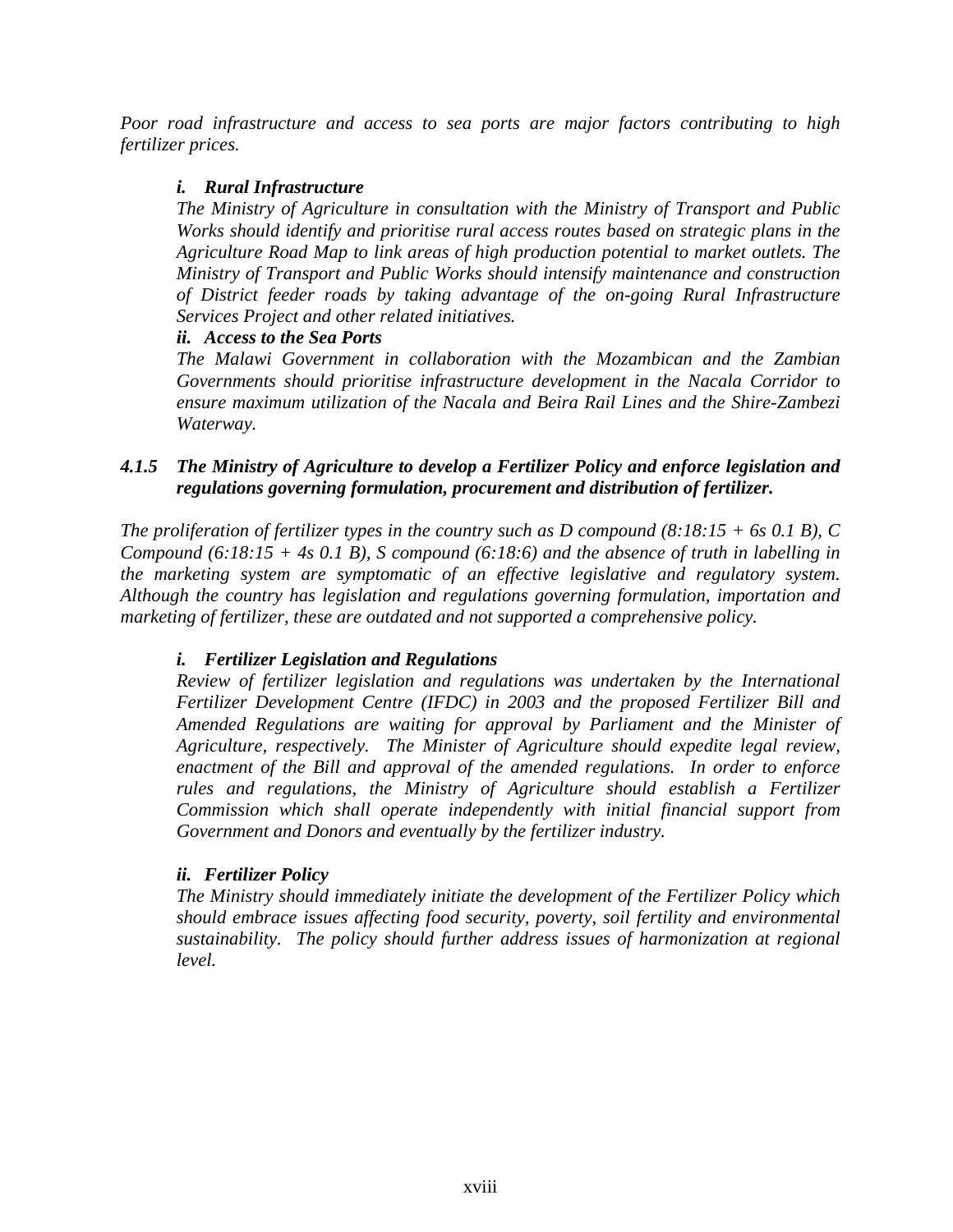*Poor road infrastructure and access to sea ports are major factors contributing to high fertilizer prices.*

***i. Rural Infrastructure***

*The Ministry of Agriculture in consultation with the Ministry of Transport and Public Works should identify and prioritise rural access routes based on strategic plans in the Agriculture Road Map to link areas of high production potential to market outlets. The Ministry of Transport and Public Works should intensify maintenance and construction of District feeder roads by taking advantage of the on-going Rural Infrastructure Services Project and other related initiatives.*

***ii. Access to the Sea Ports***

*The Malawi Government in collaboration with the Mozambican and the Zambian Governments should prioritise infrastructure development in the Nacala Corridor to ensure maximum utilization of the Nacala and Beira Rail Lines and the Shire-Zambezi Waterway.*

### *4.1.5 The Ministry of Agriculture to develop a Fertilizer Policy and enforce legislation and regulations governing formulation, procurement and distribution of fertilizer.*

*The proliferation of fertilizer types in the country such as D compound (8:18:15 + 6s 0.1 B), C Compound (6:18:15 + 4s 0.1 B), S compound (6:18:6) and the absence of truth in labelling in the marketing system are symptomatic of an effective legislative and regulatory system. Although the country has legislation and regulations governing formulation, importation and marketing of fertilizer, these are outdated and not supported a comprehensive policy.*

***i. Fertilizer Legislation and Regulations***

*Review of fertilizer legislation and regulations was undertaken by the International Fertilizer Development Centre (IFDC) in 2003 and the proposed Fertilizer Bill and Amended Regulations are waiting for approval by Parliament and the Minister of Agriculture, respectively. The Minister of Agriculture should expedite legal review, enactment of the Bill and approval of the amended regulations. In order to enforce rules and regulations, the Ministry of Agriculture should establish a Fertilizer Commission which shall operate independently with initial financial support from Government and Donors and eventually by the fertilizer industry.*

***ii. Fertilizer Policy***

*The Ministry should immediately initiate the development of the Fertilizer Policy which should embrace issues affecting food security, poverty, soil fertility and environmental sustainability. The policy should further address issues of harmonization at regional level.*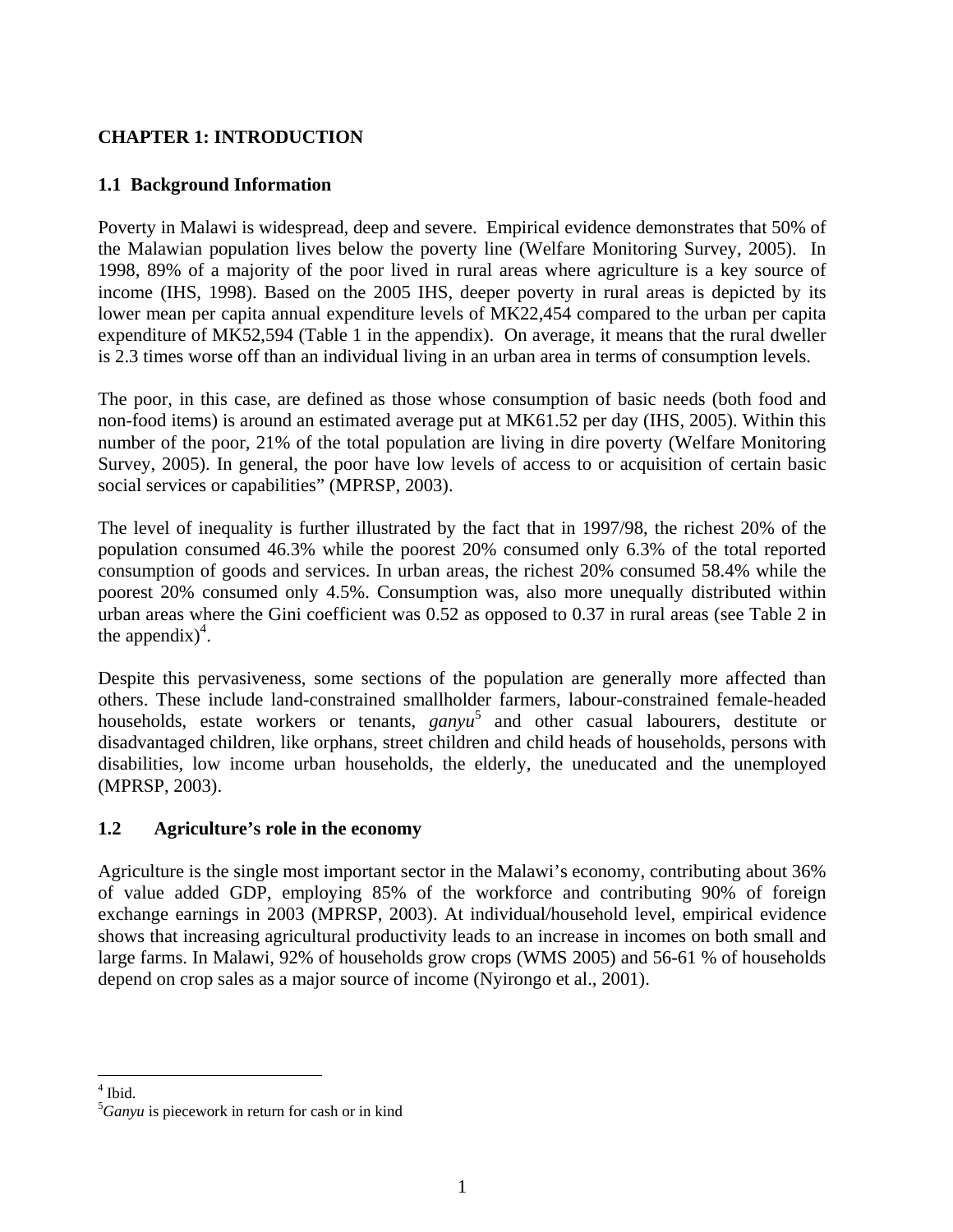# CHAPTER 1: INTRODUCTION

## 1.1 Background Information

Poverty in Malawi is widespread, deep and severe. Empirical evidence demonstrates that 50% of the Malawian population lives below the poverty line (Welfare Monitoring Survey, 2005). In 1998, 89% of a majority of the poor lived in rural areas where agriculture is a key source of income (IHS, 1998). Based on the 2005 IHS, deeper poverty in rural areas is depicted by its lower mean per capita annual expenditure levels of MK22,454 compared to the urban per capita expenditure of MK52,594 (Table 1 in the appendix). On average, it means that the rural dweller is 2.3 times worse off than an individual living in an urban area in terms of consumption levels.

The poor, in this case, are defined as those whose consumption of basic needs (both food and non-food items) is around an estimated average put at MK61.52 per day (IHS, 2005). Within this number of the poor, 21% of the total population are living in dire poverty (Welfare Monitoring Survey, 2005). In general, the poor have low levels of access to or acquisition of certain basic social services or capabilities" (MPRSP, 2003).

The level of inequality is further illustrated by the fact that in 1997/98, the richest 20% of the population consumed 46.3% while the poorest 20% consumed only 6.3% of the total reported consumption of goods and services. In urban areas, the richest 20% consumed 58.4% while the poorest 20% consumed only 4.5%. Consumption was, also more unequally distributed within urban areas where the Gini coefficient was 0.52 as opposed to 0.37 in rural areas (see Table 2 in the appendix)[4].

Despite this pervasiveness, some sections of the population are generally more affected than others. These include land-constrained smallholder farmers, labour-constrained female-headed households, estate workers or tenants, *ganyu*[5] and other casual labourers, destitute or disadvantaged children, like orphans, street children and child heads of households, persons with disabilities, low income urban households, the elderly, the uneducated and the unemployed (MPRSP, 2003).

## 1.2 Agriculture's role in the economy

Agriculture is the single most important sector in the Malawi's economy, contributing about 36% of value added GDP, employing 85% of the workforce and contributing 90% of foreign exchange earnings in 2003 (MPRSP, 2003). At individual/household level, empirical evidence shows that increasing agricultural productivity leads to an increase in incomes on both small and large farms. In Malawi, 92% of households grow crops (WMS 2005) and 56-61 % of households depend on crop sales as a major source of income (Nyirongo et al., 2001).

---

[4] Ibid.

[5] *Ganyu* is piecework in return for cash or in kind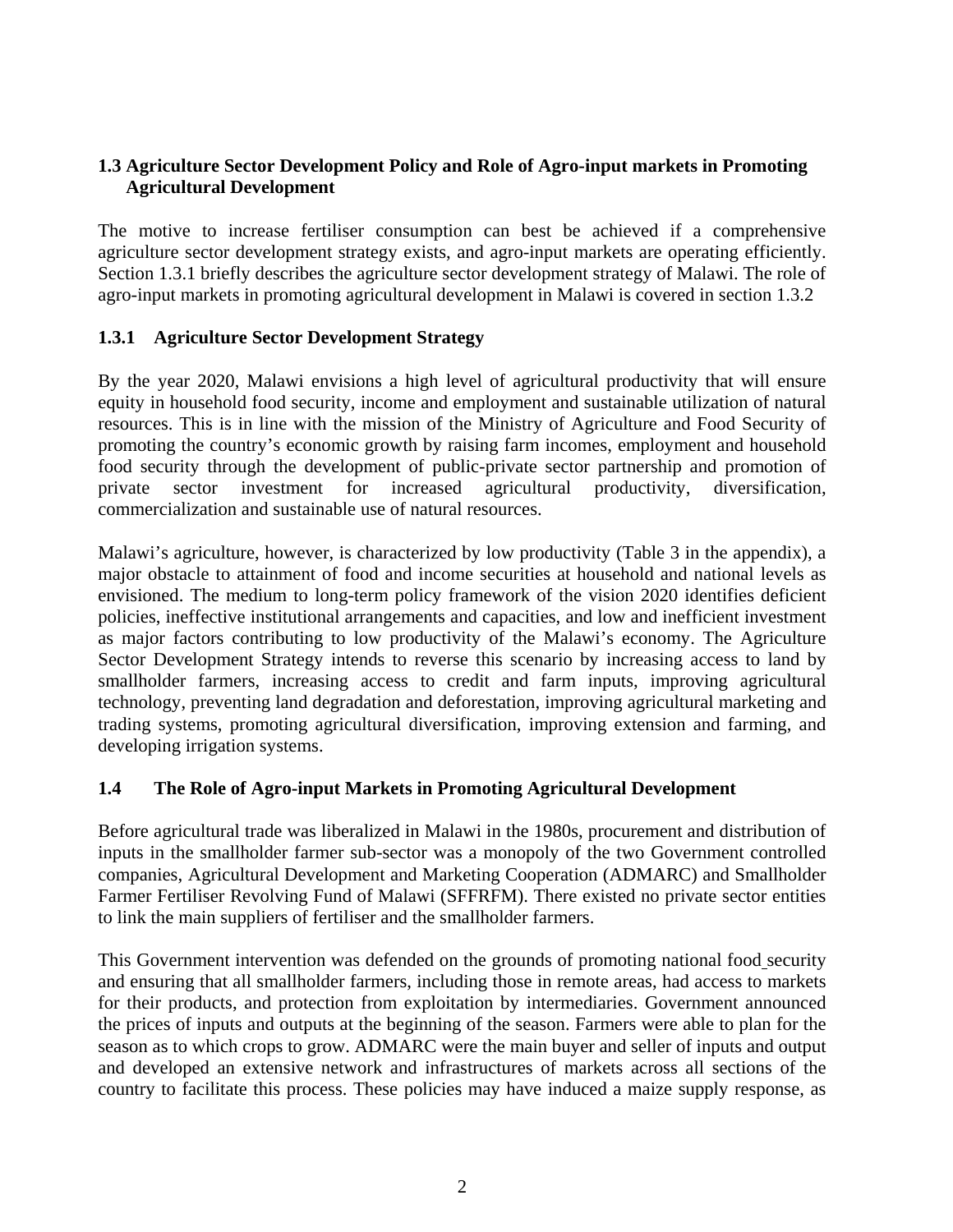### 1.3 Agriculture Sector Development Policy and Role of Agro-input markets in Promoting Agricultural Development

The motive to increase fertiliser consumption can best be achieved if a comprehensive agriculture sector development strategy exists, and agro-input markets are operating efficiently. Section 1.3.1 briefly describes the agriculture sector development strategy of Malawi. The role of agro-input markets in promoting agricultural development in Malawi is covered in section 1.3.2

#### 1.3.1 Agriculture Sector Development Strategy

By the year 2020, Malawi envisions a high level of agricultural productivity that will ensure equity in household food security, income and employment and sustainable utilization of natural resources. This is in line with the mission of the Ministry of Agriculture and Food Security of promoting the country's economic growth by raising farm incomes, employment and household food security through the development of public-private sector partnership and promotion of private sector investment for increased agricultural productivity, diversification, commercialization and sustainable use of natural resources.

Malawi's agriculture, however, is characterized by low productivity (Table 3 in the appendix), a major obstacle to attainment of food and income securities at household and national levels as envisioned. The medium to long-term policy framework of the vision 2020 identifies deficient policies, ineffective institutional arrangements and capacities, and low and inefficient investment as major factors contributing to low productivity of the Malawi's economy. The Agriculture Sector Development Strategy intends to reverse this scenario by increasing access to land by smallholder farmers, increasing access to credit and farm inputs, improving agricultural technology, preventing land degradation and deforestation, improving agricultural marketing and trading systems, promoting agricultural diversification, improving extension and farming, and developing irrigation systems.

### 1.4 The Role of Agro-input Markets in Promoting Agricultural Development

Before agricultural trade was liberalized in Malawi in the 1980s, procurement and distribution of inputs in the smallholder farmer sub-sector was a monopoly of the two Government controlled companies, Agricultural Development and Marketing Cooperation (ADMARC) and Smallholder Farmer Fertiliser Revolving Fund of Malawi (SFFRFM). There existed no private sector entities to link the main suppliers of fertiliser and the smallholder farmers.

This Government intervention was defended on the grounds of promoting national food security and ensuring that all smallholder farmers, including those in remote areas, had access to markets for their products, and protection from exploitation by intermediaries. Government announced the prices of inputs and outputs at the beginning of the season. Farmers were able to plan for the season as to which crops to grow. ADMARC were the main buyer and seller of inputs and output and developed an extensive network and infrastructures of markets across all sections of the country to facilitate this process. These policies may have induced a maize supply response, as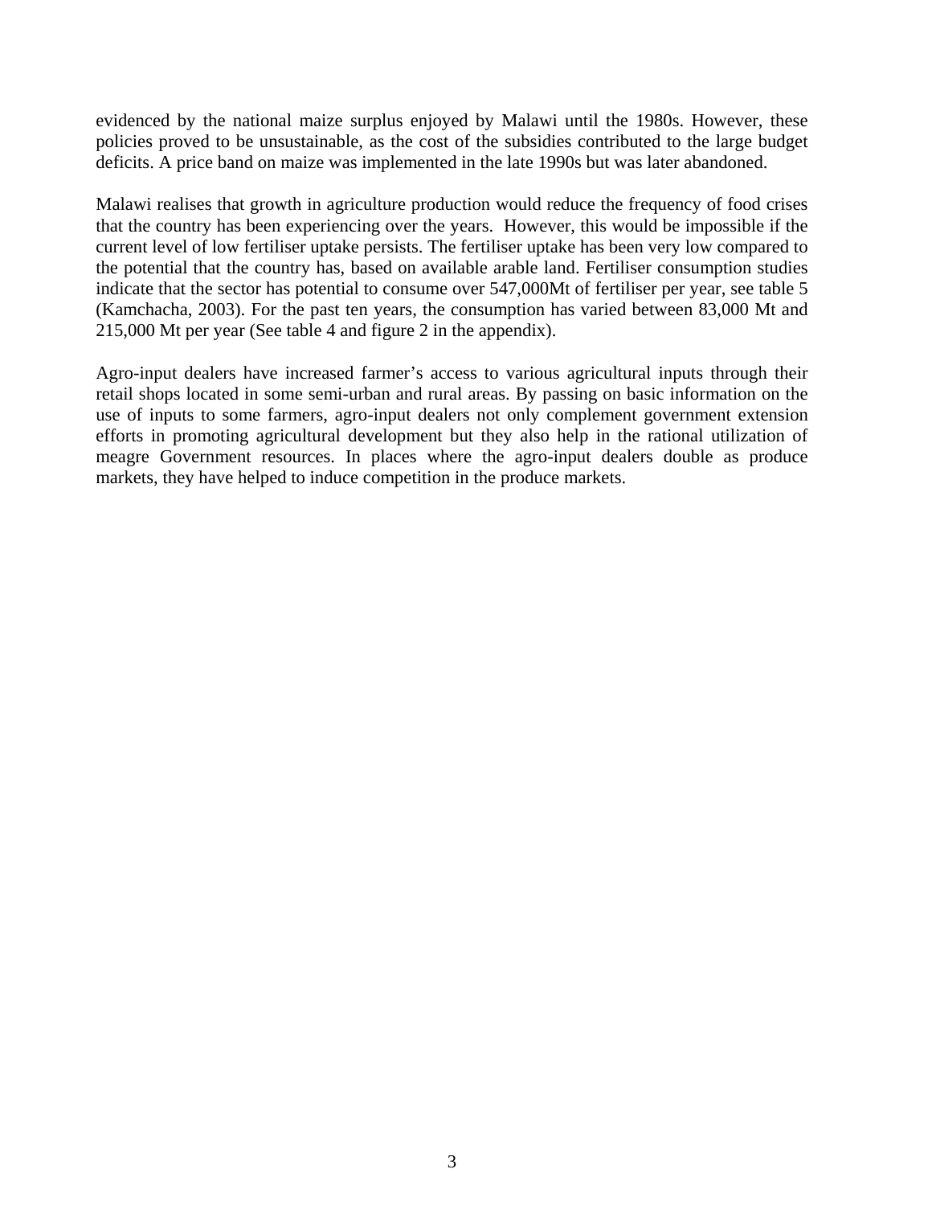evidenced by the national maize surplus enjoyed by Malawi until the 1980s. However, these policies proved to be unsustainable, as the cost of the subsidies contributed to the large budget deficits. A price band on maize was implemented in the late 1990s but was later abandoned.

Malawi realises that growth in agriculture production would reduce the frequency of food crises that the country has been experiencing over the years. However, this would be impossible if the current level of low fertiliser uptake persists. The fertiliser uptake has been very low compared to the potential that the country has, based on available arable land. Fertiliser consumption studies indicate that the sector has potential to consume over 547,000Mt of fertiliser per year, see table 5 (Kamchacha, 2003). For the past ten years, the consumption has varied between 83,000 Mt and 215,000 Mt per year (See table 4 and figure 2 in the appendix).

Agro-input dealers have increased farmer's access to various agricultural inputs through their retail shops located in some semi-urban and rural areas. By passing on basic information on the use of inputs to some farmers, agro-input dealers not only complement government extension efforts in promoting agricultural development but they also help in the rational utilization of meagre Government resources. In places where the agro-input dealers double as produce markets, they have helped to induce competition in the produce markets.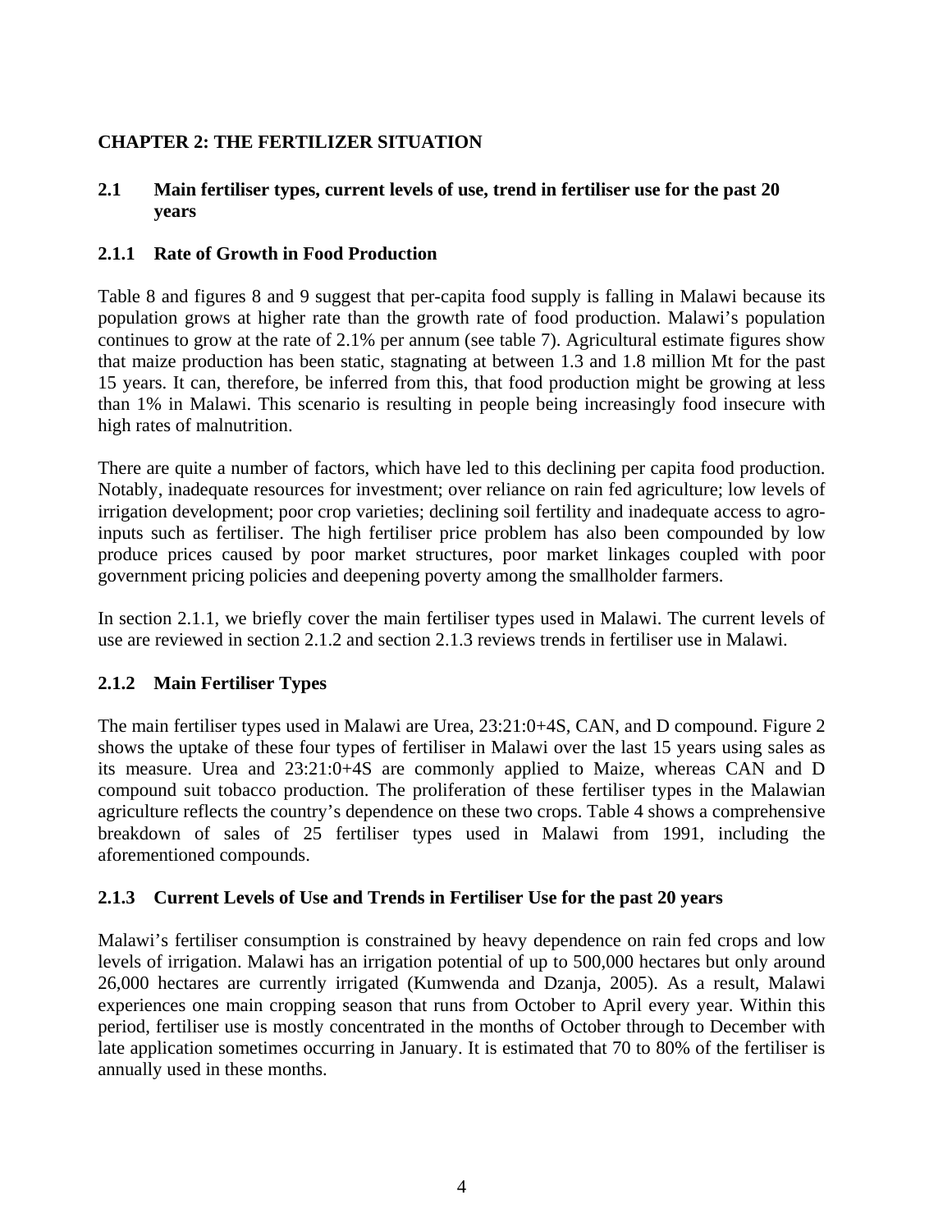# CHAPTER 2: THE FERTILIZER SITUATION

## 2.1 Main fertiliser types, current levels of use, trend in fertiliser use for the past 20 years

### 2.1.1 Rate of Growth in Food Production

Table 8 and figures 8 and 9 suggest that per-capita food supply is falling in Malawi because its population grows at higher rate than the growth rate of food production. Malawi's population continues to grow at the rate of 2.1% per annum (see table 7). Agricultural estimate figures show that maize production has been static, stagnating at between 1.3 and 1.8 million Mt for the past 15 years. It can, therefore, be inferred from this, that food production might be growing at less than 1% in Malawi. This scenario is resulting in people being increasingly food insecure with high rates of malnutrition.

There are quite a number of factors, which have led to this declining per capita food production. Notably, inadequate resources for investment; over reliance on rain fed agriculture; low levels of irrigation development; poor crop varieties; declining soil fertility and inadequate access to agro-inputs such as fertiliser. The high fertiliser price problem has also been compounded by low produce prices caused by poor market structures, poor market linkages coupled with poor government pricing policies and deepening poverty among the smallholder farmers.

In section 2.1.1, we briefly cover the main fertiliser types used in Malawi. The current levels of use are reviewed in section 2.1.2 and section 2.1.3 reviews trends in fertiliser use in Malawi.

### 2.1.2 Main Fertiliser Types

The main fertiliser types used in Malawi are Urea, 23:21:0+4S, CAN, and D compound. Figure 2 shows the uptake of these four types of fertiliser in Malawi over the last 15 years using sales as its measure. Urea and 23:21:0+4S are commonly applied to Maize, whereas CAN and D compound suit tobacco production. The proliferation of these fertiliser types in the Malawian agriculture reflects the country's dependence on these two crops. Table 4 shows a comprehensive breakdown of sales of 25 fertiliser types used in Malawi from 1991, including the aforementioned compounds.

### 2.1.3 Current Levels of Use and Trends in Fertiliser Use for the past 20 years

Malawi's fertiliser consumption is constrained by heavy dependence on rain fed crops and low levels of irrigation. Malawi has an irrigation potential of up to 500,000 hectares but only around 26,000 hectares are currently irrigated (Kumwenda and Dzanja, 2005). As a result, Malawi experiences one main cropping season that runs from October to April every year. Within this period, fertiliser use is mostly concentrated in the months of October through to December with late application sometimes occurring in January. It is estimated that 70 to 80% of the fertiliser is annually used in these months.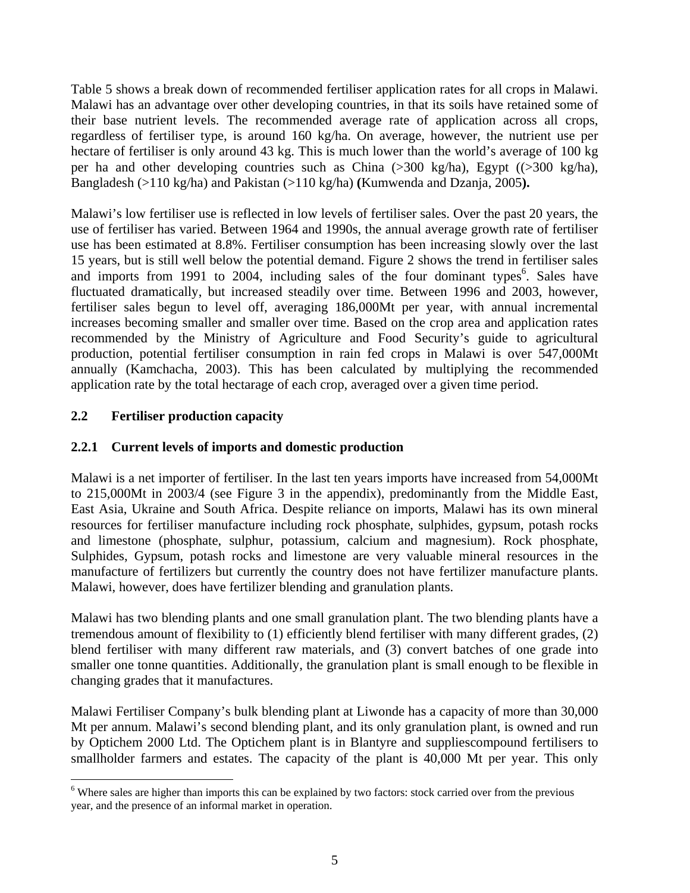Table 5 shows a break down of recommended fertiliser application rates for all crops in Malawi. Malawi has an advantage over other developing countries, in that its soils have retained some of their base nutrient levels. The recommended average rate of application across all crops, regardless of fertiliser type, is around 160 kg/ha. On average, however, the nutrient use per hectare of fertiliser is only around 43 kg. This is much lower than the world's average of 100 kg per ha and other developing countries such as China (>300 kg/ha), Egypt ((>300 kg/ha), Bangladesh (>110 kg/ha) and Pakistan (>110 kg/ha) **(**Kumwenda and Dzanja, 2005**).**

Malawi's low fertiliser use is reflected in low levels of fertiliser sales. Over the past 20 years, the use of fertiliser has varied. Between 1964 and 1990s, the annual average growth rate of fertiliser use has been estimated at 8.8%. Fertiliser consumption has been increasing slowly over the last 15 years, but is still well below the potential demand. Figure 2 shows the trend in fertiliser sales and imports from 1991 to 2004, including sales of the four dominant types[6]. Sales have fluctuated dramatically, but increased steadily over time. Between 1996 and 2003, however, fertiliser sales begun to level off, averaging 186,000Mt per year, with annual incremental increases becoming smaller and smaller over time. Based on the crop area and application rates recommended by the Ministry of Agriculture and Food Security's guide to agricultural production, potential fertiliser consumption in rain fed crops in Malawi is over 547,000Mt annually (Kamchacha, 2003). This has been calculated by multiplying the recommended application rate by the total hectarage of each crop, averaged over a given time period.

## 2.2 Fertiliser production capacity

### 2.2.1 Current levels of imports and domestic production

Malawi is a net importer of fertiliser. In the last ten years imports have increased from 54,000Mt to 215,000Mt in 2003/4 (see Figure 3 in the appendix), predominantly from the Middle East, East Asia, Ukraine and South Africa. Despite reliance on imports, Malawi has its own mineral resources for fertiliser manufacture including rock phosphate, sulphides, gypsum, potash rocks and limestone (phosphate, sulphur, potassium, calcium and magnesium). Rock phosphate, Sulphides, Gypsum, potash rocks and limestone are very valuable mineral resources in the manufacture of fertilizers but currently the country does not have fertilizer manufacture plants. Malawi, however, does have fertilizer blending and granulation plants.

Malawi has two blending plants and one small granulation plant. The two blending plants have a tremendous amount of flexibility to (1) efficiently blend fertiliser with many different grades, (2) blend fertiliser with many different raw materials, and (3) convert batches of one grade into smaller one tonne quantities. Additionally, the granulation plant is small enough to be flexible in changing grades that it manufactures.

Malawi Fertiliser Company's bulk blending plant at Liwonde has a capacity of more than 30,000 Mt per annum. Malawi's second blending plant, and its only granulation plant, is owned and run by Optichem 2000 Ltd. The Optichem plant is in Blantyre and suppliescompound fertilisers to smallholder farmers and estates. The capacity of the plant is 40,000 Mt per year. This only

[6] Where sales are higher than imports this can be explained by two factors: stock carried over from the previous year, and the presence of an informal market in operation.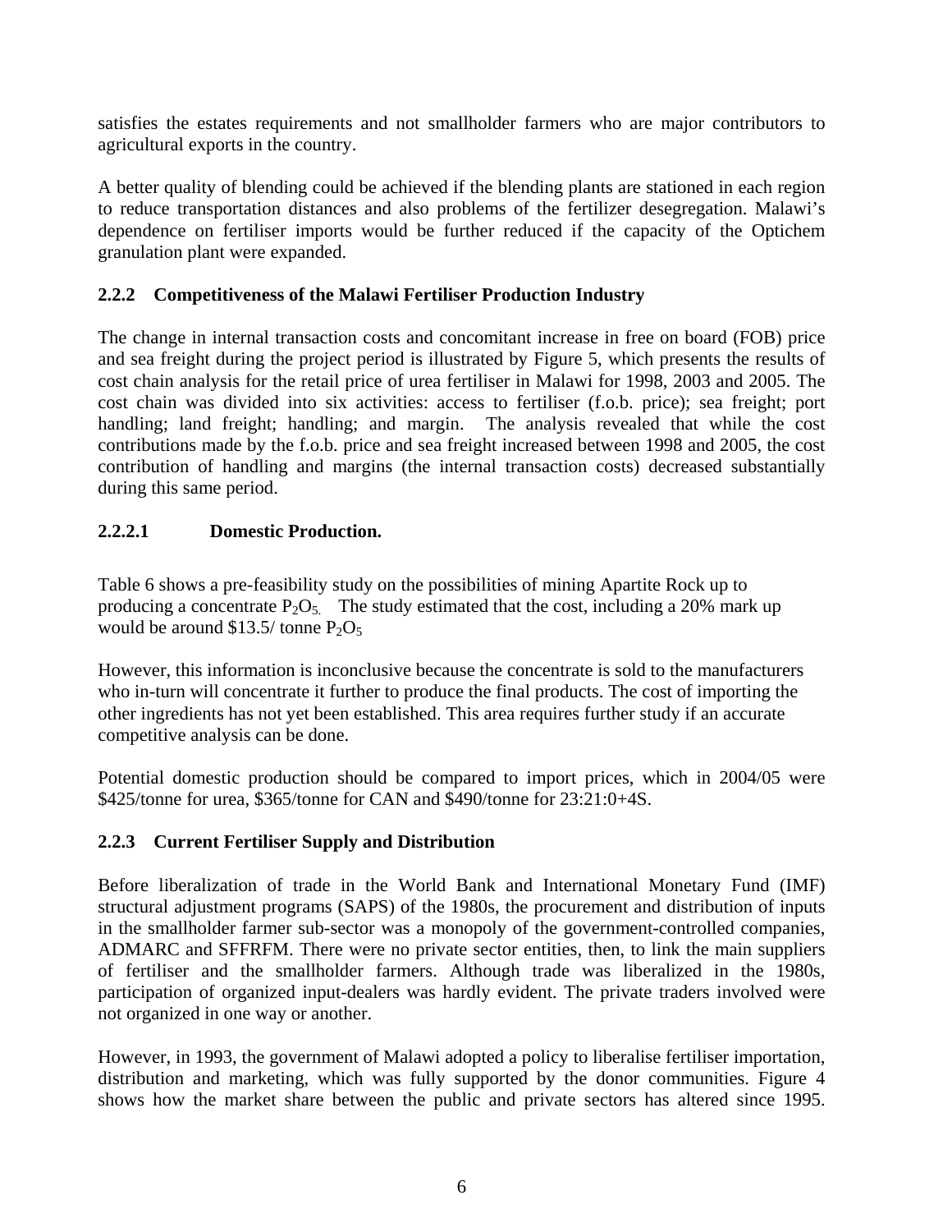satisfies the estates requirements and not smallholder farmers who are major contributors to agricultural exports in the country.

A better quality of blending could be achieved if the blending plants are stationed in each region to reduce transportation distances and also problems of the fertilizer desegregation. Malawi's dependence on fertiliser imports would be further reduced if the capacity of the Optichem granulation plant were expanded.

### 2.2.2 Competitiveness of the Malawi Fertiliser Production Industry

The change in internal transaction costs and concomitant increase in free on board (FOB) price and sea freight during the project period is illustrated by Figure 5, which presents the results of cost chain analysis for the retail price of urea fertiliser in Malawi for 1998, 2003 and 2005. The cost chain was divided into six activities: access to fertiliser (f.o.b. price); sea freight; port handling; land freight; handling; and margin. The analysis revealed that while the cost contributions made by the f.o.b. price and sea freight increased between 1998 and 2005, the cost contribution of handling and margins (the internal transaction costs) decreased substantially during this same period.

#### 2.2.2.1 Domestic Production.

Table 6 shows a pre-feasibility study on the possibilities of mining Apartite Rock up to producing a concentrate $P_2O_5$. The study estimated that the cost, including a 20% mark up would be around \$13.5/ tonne $P_2O_5$

However, this information is inconclusive because the concentrate is sold to the manufacturers who in-turn will concentrate it further to produce the final products. The cost of importing the other ingredients has not yet been established. This area requires further study if an accurate competitive analysis can be done.

Potential domestic production should be compared to import prices, which in 2004/05 were \$425/tonne for urea, \$365/tonne for CAN and \$490/tonne for 23:21:0+4S.

### 2.2.3 Current Fertiliser Supply and Distribution

Before liberalization of trade in the World Bank and International Monetary Fund (IMF) structural adjustment programs (SAPS) of the 1980s, the procurement and distribution of inputs in the smallholder farmer sub-sector was a monopoly of the government-controlled companies, ADMARC and SFFRFM. There were no private sector entities, then, to link the main suppliers of fertiliser and the smallholder farmers. Although trade was liberalized in the 1980s, participation of organized input-dealers was hardly evident. The private traders involved were not organized in one way or another.

However, in 1993, the government of Malawi adopted a policy to liberalise fertiliser importation, distribution and marketing, which was fully supported by the donor communities. Figure 4 shows how the market share between the public and private sectors has altered since 1995.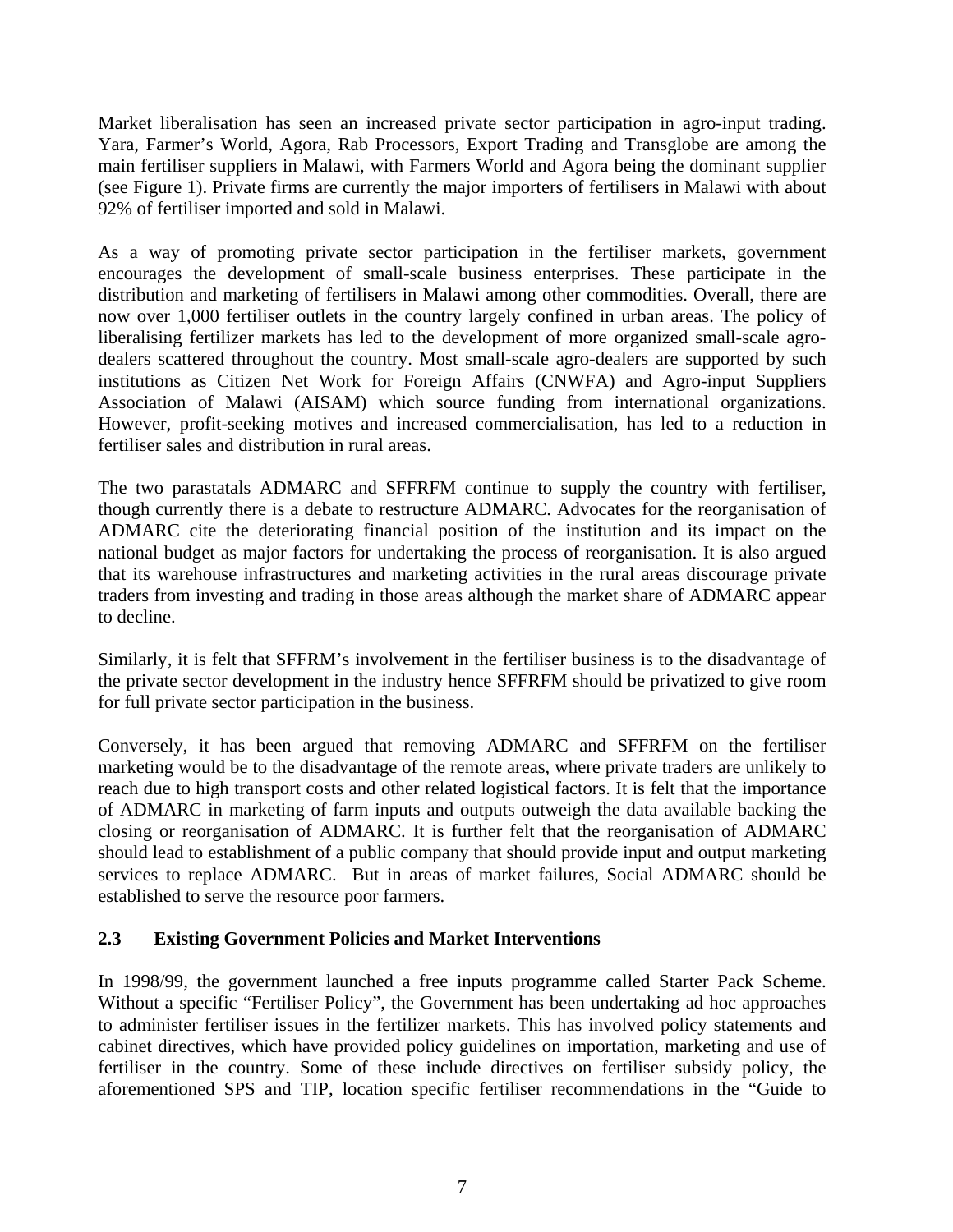Market liberalisation has seen an increased private sector participation in agro-input trading. Yara, Farmer's World, Agora, Rab Processors, Export Trading and Transglobe are among the main fertiliser suppliers in Malawi, with Farmers World and Agora being the dominant supplier (see Figure 1). Private firms are currently the major importers of fertilisers in Malawi with about 92% of fertiliser imported and sold in Malawi.

As a way of promoting private sector participation in the fertiliser markets, government encourages the development of small-scale business enterprises. These participate in the distribution and marketing of fertilisers in Malawi among other commodities. Overall, there are now over 1,000 fertiliser outlets in the country largely confined in urban areas. The policy of liberalising fertilizer markets has led to the development of more organized small-scale agro-dealers scattered throughout the country. Most small-scale agro-dealers are supported by such institutions as Citizen Net Work for Foreign Affairs (CNWFA) and Agro-input Suppliers Association of Malawi (AISAM) which source funding from international organizations. However, profit-seeking motives and increased commercialisation, has led to a reduction in fertiliser sales and distribution in rural areas.

The two parastatals ADMARC and SFFRFM continue to supply the country with fertiliser, though currently there is a debate to restructure ADMARC. Advocates for the reorganisation of ADMARC cite the deteriorating financial position of the institution and its impact on the national budget as major factors for undertaking the process of reorganisation. It is also argued that its warehouse infrastructures and marketing activities in the rural areas discourage private traders from investing and trading in those areas although the market share of ADMARC appear to decline.

Similarly, it is felt that SFFRM's involvement in the fertiliser business is to the disadvantage of the private sector development in the industry hence SFFRFM should be privatized to give room for full private sector participation in the business.

Conversely, it has been argued that removing ADMARC and SFFRFM on the fertiliser marketing would be to the disadvantage of the remote areas, where private traders are unlikely to reach due to high transport costs and other related logistical factors. It is felt that the importance of ADMARC in marketing of farm inputs and outputs outweigh the data available backing the closing or reorganisation of ADMARC. It is further felt that the reorganisation of ADMARC should lead to establishment of a public company that should provide input and output marketing services to replace ADMARC. But in areas of market failures, Social ADMARC should be established to serve the resource poor farmers.

### 2.3 Existing Government Policies and Market Interventions

In 1998/99, the government launched a free inputs programme called Starter Pack Scheme. Without a specific "Fertiliser Policy", the Government has been undertaking ad hoc approaches to administer fertiliser issues in the fertilizer markets. This has involved policy statements and cabinet directives, which have provided policy guidelines on importation, marketing and use of fertiliser in the country. Some of these include directives on fertiliser subsidy policy, the aforementioned SPS and TIP, location specific fertiliser recommendations in the "Guide to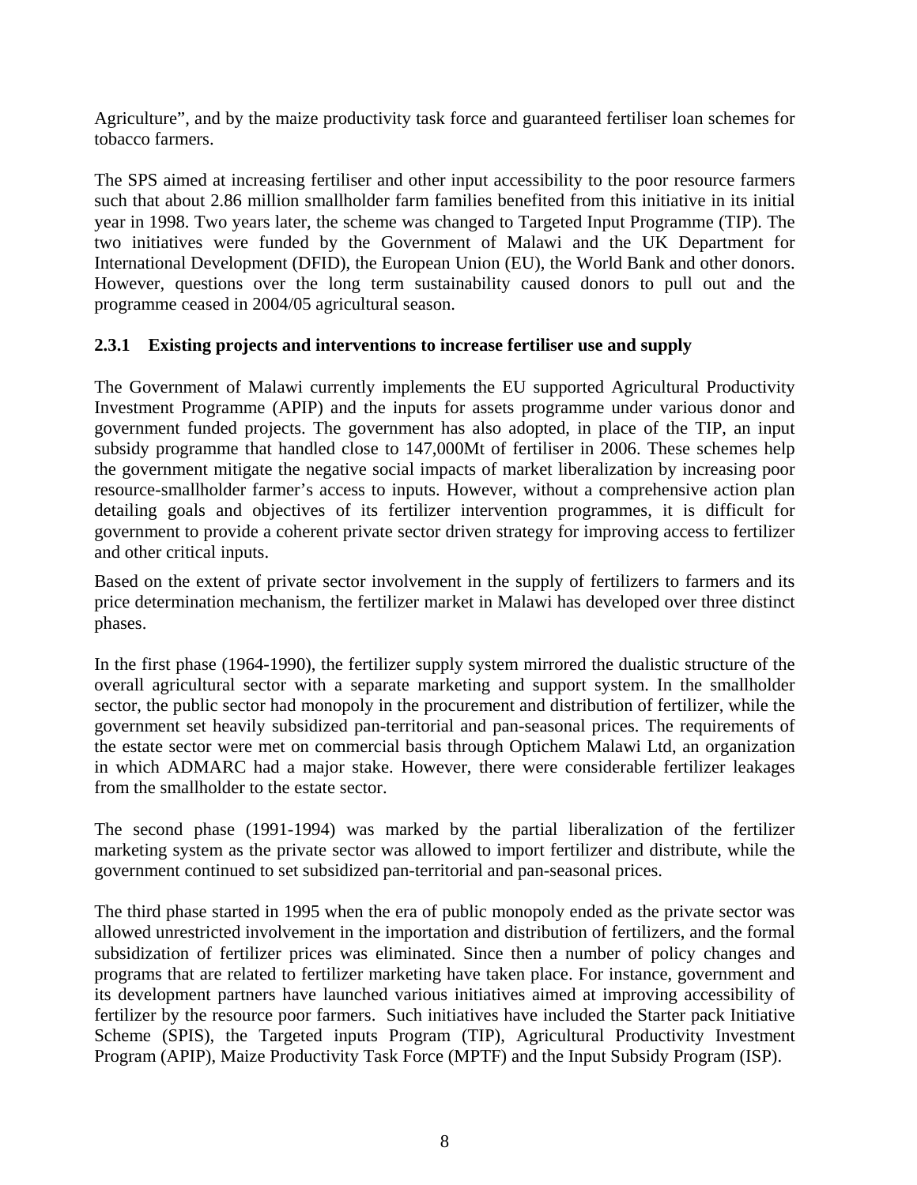Agriculture", and by the maize productivity task force and guaranteed fertiliser loan schemes for tobacco farmers.

The SPS aimed at increasing fertiliser and other input accessibility to the poor resource farmers such that about 2.86 million smallholder farm families benefited from this initiative in its initial year in 1998. Two years later, the scheme was changed to Targeted Input Programme (TIP). The two initiatives were funded by the Government of Malawi and the UK Department for International Development (DFID), the European Union (EU), the World Bank and other donors. However, questions over the long term sustainability caused donors to pull out and the programme ceased in 2004/05 agricultural season.

### 2.3.1 Existing projects and interventions to increase fertiliser use and supply

The Government of Malawi currently implements the EU supported Agricultural Productivity Investment Programme (APIP) and the inputs for assets programme under various donor and government funded projects. The government has also adopted, in place of the TIP, an input subsidy programme that handled close to 147,000Mt of fertiliser in 2006. These schemes help the government mitigate the negative social impacts of market liberalization by increasing poor resource-smallholder farmer's access to inputs. However, without a comprehensive action plan detailing goals and objectives of its fertilizer intervention programmes, it is difficult for government to provide a coherent private sector driven strategy for improving access to fertilizer and other critical inputs.

Based on the extent of private sector involvement in the supply of fertilizers to farmers and its price determination mechanism, the fertilizer market in Malawi has developed over three distinct phases.

In the first phase (1964-1990), the fertilizer supply system mirrored the dualistic structure of the overall agricultural sector with a separate marketing and support system. In the smallholder sector, the public sector had monopoly in the procurement and distribution of fertilizer, while the government set heavily subsidized pan-territorial and pan-seasonal prices. The requirements of the estate sector were met on commercial basis through Optichem Malawi Ltd, an organization in which ADMARC had a major stake. However, there were considerable fertilizer leakages from the smallholder to the estate sector.

The second phase (1991-1994) was marked by the partial liberalization of the fertilizer marketing system as the private sector was allowed to import fertilizer and distribute, while the government continued to set subsidized pan-territorial and pan-seasonal prices.

The third phase started in 1995 when the era of public monopoly ended as the private sector was allowed unrestricted involvement in the importation and distribution of fertilizers, and the formal subsidization of fertilizer prices was eliminated. Since then a number of policy changes and programs that are related to fertilizer marketing have taken place. For instance, government and its development partners have launched various initiatives aimed at improving accessibility of fertilizer by the resource poor farmers. Such initiatives have included the Starter pack Initiative Scheme (SPIS), the Targeted inputs Program (TIP), Agricultural Productivity Investment Program (APIP), Maize Productivity Task Force (MPTF) and the Input Subsidy Program (ISP).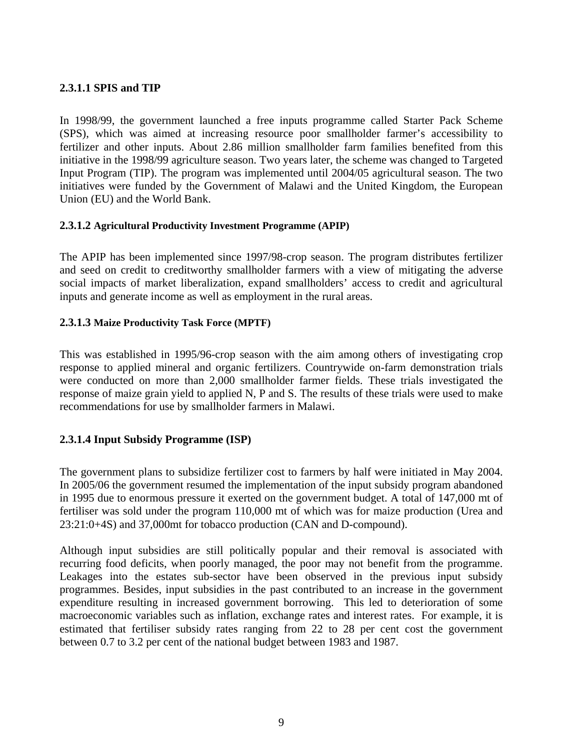#### 2.3.1.1 SPIS and TIP

In 1998/99, the government launched a free inputs programme called Starter Pack Scheme (SPS), which was aimed at increasing resource poor smallholder farmer's accessibility to fertilizer and other inputs. About 2.86 million smallholder farm families benefited from this initiative in the 1998/99 agriculture season. Two years later, the scheme was changed to Targeted Input Program (TIP). The program was implemented until 2004/05 agricultural season. The two initiatives were funded by the Government of Malawi and the United Kingdom, the European Union (EU) and the World Bank.

#### 2.3.1.2 Agricultural Productivity Investment Programme (APIP)

The APIP has been implemented since 1997/98-crop season. The program distributes fertilizer and seed on credit to creditworthy smallholder farmers with a view of mitigating the adverse social impacts of market liberalization, expand smallholders' access to credit and agricultural inputs and generate income as well as employment in the rural areas.

#### 2.3.1.3 Maize Productivity Task Force (MPTF)

This was established in 1995/96-crop season with the aim among others of investigating crop response to applied mineral and organic fertilizers. Countrywide on-farm demonstration trials were conducted on more than 2,000 smallholder farmer fields. These trials investigated the response of maize grain yield to applied N, P and S. The results of these trials were used to make recommendations for use by smallholder farmers in Malawi.

#### 2.3.1.4 Input Subsidy Programme (ISP)

The government plans to subsidize fertilizer cost to farmers by half were initiated in May 2004. In 2005/06 the government resumed the implementation of the input subsidy program abandoned in 1995 due to enormous pressure it exerted on the government budget. A total of 147,000 mt of fertiliser was sold under the program 110,000 mt of which was for maize production (Urea and 23:21:0+4S) and 37,000mt for tobacco production (CAN and D-compound).

Although input subsidies are still politically popular and their removal is associated with recurring food deficits, when poorly managed, the poor may not benefit from the programme. Leakages into the estates sub-sector have been observed in the previous input subsidy programmes. Besides, input subsidies in the past contributed to an increase in the government expenditure resulting in increased government borrowing. This led to deterioration of some macroeconomic variables such as inflation, exchange rates and interest rates. For example, it is estimated that fertiliser subsidy rates ranging from 22 to 28 per cent cost the government between 0.7 to 3.2 per cent of the national budget between 1983 and 1987.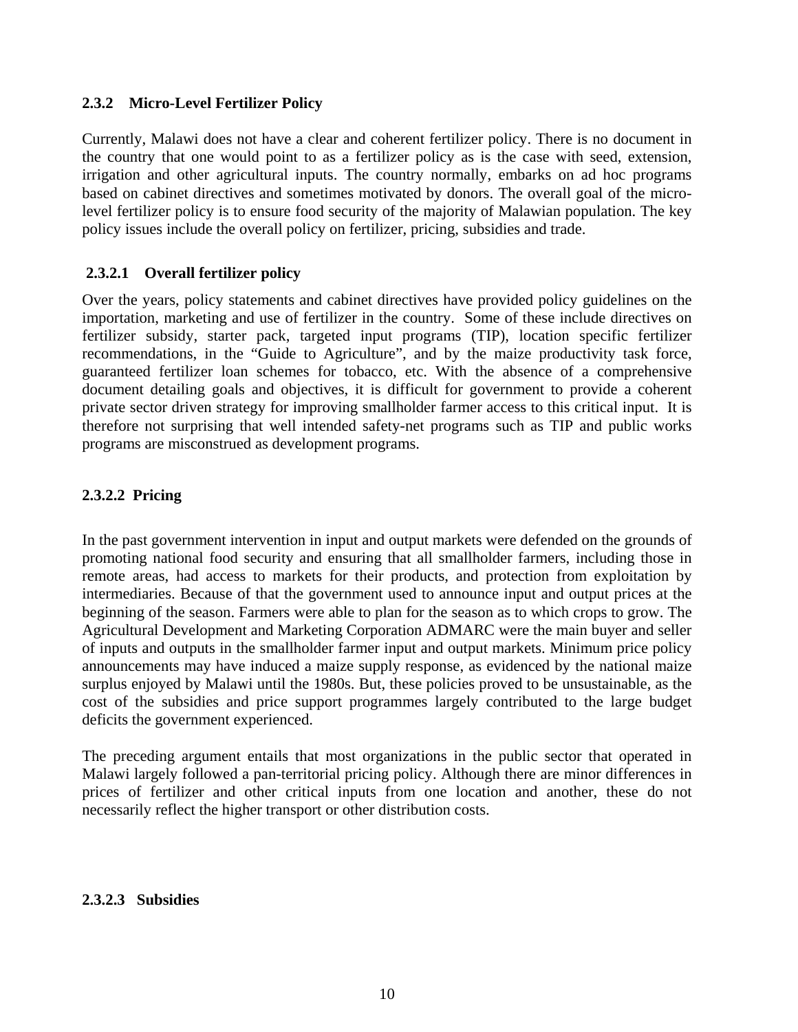### 2.3.2 Micro-Level Fertilizer Policy

Currently, Malawi does not have a clear and coherent fertilizer policy. There is no document in the country that one would point to as a fertilizer policy as is the case with seed, extension, irrigation and other agricultural inputs. The country normally, embarks on ad hoc programs based on cabinet directives and sometimes motivated by donors. The overall goal of the micro-level fertilizer policy is to ensure food security of the majority of Malawian population. The key policy issues include the overall policy on fertilizer, pricing, subsidies and trade.

#### 2.3.2.1 Overall fertilizer policy

Over the years, policy statements and cabinet directives have provided policy guidelines on the importation, marketing and use of fertilizer in the country. Some of these include directives on fertilizer subsidy, starter pack, targeted input programs (TIP), location specific fertilizer recommendations, in the "Guide to Agriculture", and by the maize productivity task force, guaranteed fertilizer loan schemes for tobacco, etc. With the absence of a comprehensive document detailing goals and objectives, it is difficult for government to provide a coherent private sector driven strategy for improving smallholder farmer access to this critical input. It is therefore not surprising that well intended safety-net programs such as TIP and public works programs are misconstrued as development programs.

#### 2.3.2.2 Pricing

In the past government intervention in input and output markets were defended on the grounds of promoting national food security and ensuring that all smallholder farmers, including those in remote areas, had access to markets for their products, and protection from exploitation by intermediaries. Because of that the government used to announce input and output prices at the beginning of the season. Farmers were able to plan for the season as to which crops to grow. The Agricultural Development and Marketing Corporation ADMARC were the main buyer and seller of inputs and outputs in the smallholder farmer input and output markets. Minimum price policy announcements may have induced a maize supply response, as evidenced by the national maize surplus enjoyed by Malawi until the 1980s. But, these policies proved to be unsustainable, as the cost of the subsidies and price support programmes largely contributed to the large budget deficits the government experienced.

The preceding argument entails that most organizations in the public sector that operated in Malawi largely followed a pan-territorial pricing policy. Although there are minor differences in prices of fertilizer and other critical inputs from one location and another, these do not necessarily reflect the higher transport or other distribution costs.

#### 2.3.2.3 Subsidies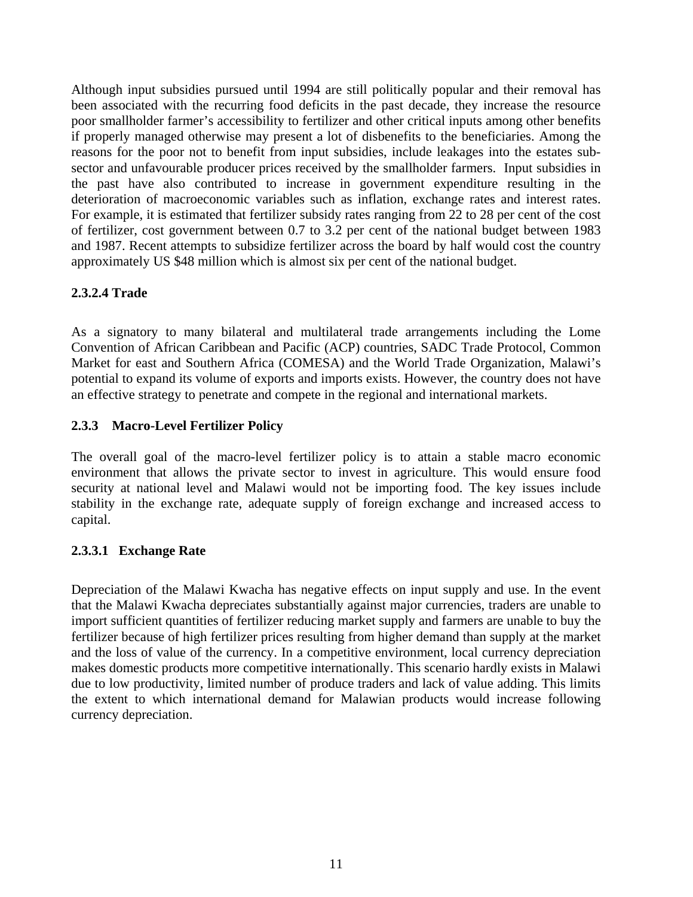Although input subsidies pursued until 1994 are still politically popular and their removal has been associated with the recurring food deficits in the past decade, they increase the resource poor smallholder farmer's accessibility to fertilizer and other critical inputs among other benefits if properly managed otherwise may present a lot of disbenefits to the beneficiaries. Among the reasons for the poor not to benefit from input subsidies, include leakages into the estates sub-sector and unfavourable producer prices received by the smallholder farmers. Input subsidies in the past have also contributed to increase in government expenditure resulting in the deterioration of macroeconomic variables such as inflation, exchange rates and interest rates. For example, it is estimated that fertilizer subsidy rates ranging from 22 to 28 per cent of the cost of fertilizer, cost government between 0.7 to 3.2 per cent of the national budget between 1983 and 1987. Recent attempts to subsidize fertilizer across the board by half would cost the country approximately US $48 million which is almost six per cent of the national budget.

#### 2.3.2.4 Trade

As a signatory to many bilateral and multilateral trade arrangements including the Lome Convention of African Caribbean and Pacific (ACP) countries, SADC Trade Protocol, Common Market for east and Southern Africa (COMESA) and the World Trade Organization, Malawi's potential to expand its volume of exports and imports exists. However, the country does not have an effective strategy to penetrate and compete in the regional and international markets.

### 2.3.3 Macro-Level Fertilizer Policy

The overall goal of the macro-level fertilizer policy is to attain a stable macro economic environment that allows the private sector to invest in agriculture. This would ensure food security at national level and Malawi would not be importing food. The key issues include stability in the exchange rate, adequate supply of foreign exchange and increased access to capital.

#### 2.3.3.1 Exchange Rate

Depreciation of the Malawi Kwacha has negative effects on input supply and use. In the event that the Malawi Kwacha depreciates substantially against major currencies, traders are unable to import sufficient quantities of fertilizer reducing market supply and farmers are unable to buy the fertilizer because of high fertilizer prices resulting from higher demand than supply at the market and the loss of value of the currency. In a competitive environment, local currency depreciation makes domestic products more competitive internationally. This scenario hardly exists in Malawi due to low productivity, limited number of produce traders and lack of value adding. This limits the extent to which international demand for Malawian products would increase following currency depreciation.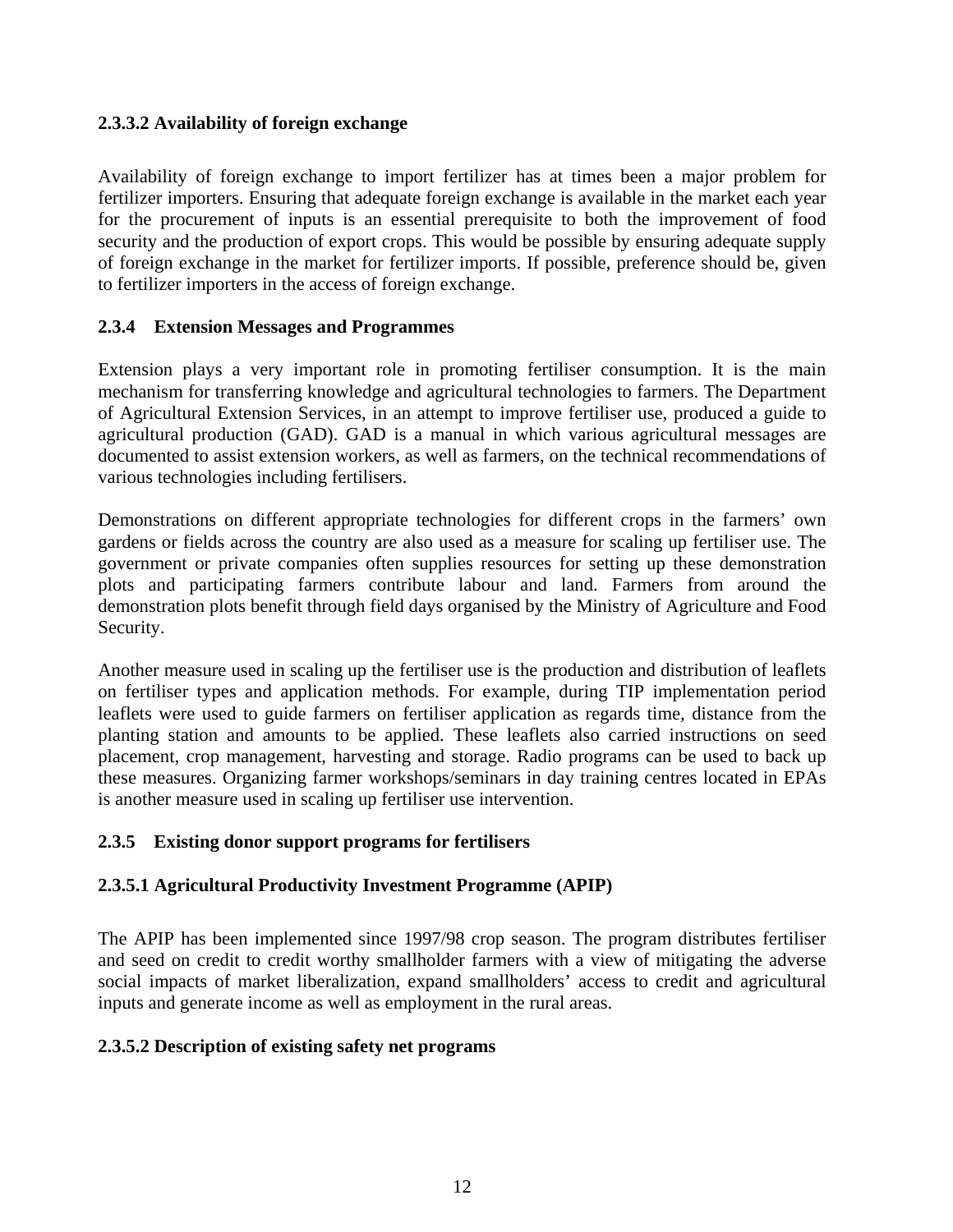#### 2.3.3.2 Availability of foreign exchange

Availability of foreign exchange to import fertilizer has at times been a major problem for fertilizer importers. Ensuring that adequate foreign exchange is available in the market each year for the procurement of inputs is an essential prerequisite to both the improvement of food security and the production of export crops. This would be possible by ensuring adequate supply of foreign exchange in the market for fertilizer imports. If possible, preference should be, given to fertilizer importers in the access of foreign exchange.

### 2.3.4 Extension Messages and Programmes

Extension plays a very important role in promoting fertiliser consumption. It is the main mechanism for transferring knowledge and agricultural technologies to farmers. The Department of Agricultural Extension Services, in an attempt to improve fertiliser use, produced a guide to agricultural production (GAD). GAD is a manual in which various agricultural messages are documented to assist extension workers, as well as farmers, on the technical recommendations of various technologies including fertilisers.

Demonstrations on different appropriate technologies for different crops in the farmers' own gardens or fields across the country are also used as a measure for scaling up fertiliser use. The government or private companies often supplies resources for setting up these demonstration plots and participating farmers contribute labour and land. Farmers from around the demonstration plots benefit through field days organised by the Ministry of Agriculture and Food Security.

Another measure used in scaling up the fertiliser use is the production and distribution of leaflets on fertiliser types and application methods. For example, during TIP implementation period leaflets were used to guide farmers on fertiliser application as regards time, distance from the planting station and amounts to be applied. These leaflets also carried instructions on seed placement, crop management, harvesting and storage. Radio programs can be used to back up these measures. Organizing farmer workshops/seminars in day training centres located in EPAs is another measure used in scaling up fertiliser use intervention.

### 2.3.5 Existing donor support programs for fertilisers

#### 2.3.5.1 Agricultural Productivity Investment Programme (APIP)

The APIP has been implemented since 1997/98 crop season. The program distributes fertiliser and seed on credit to credit worthy smallholder farmers with a view of mitigating the adverse social impacts of market liberalization, expand smallholders' access to credit and agricultural inputs and generate income as well as employment in the rural areas.

#### 2.3.5.2 Description of existing safety net programs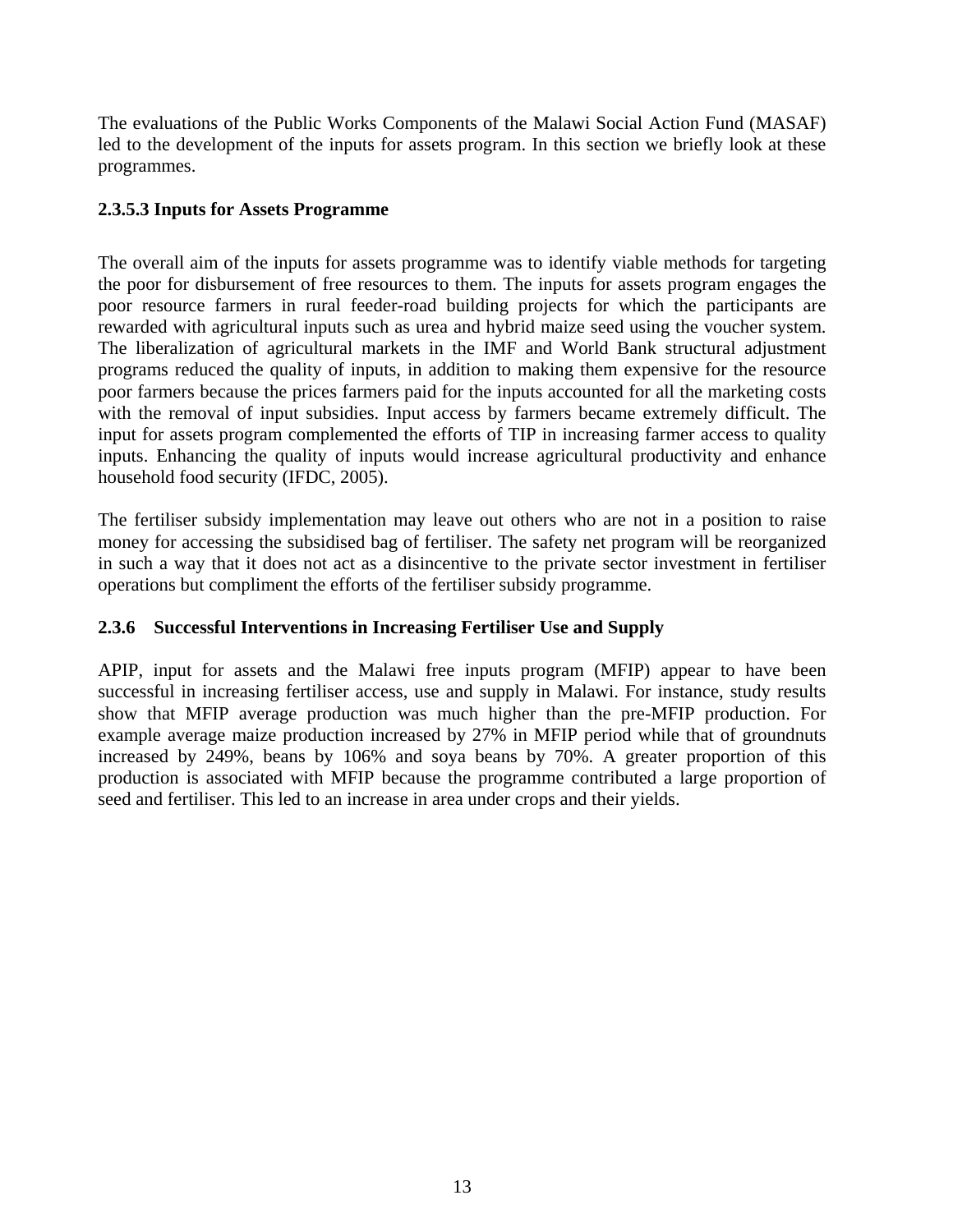The evaluations of the Public Works Components of the Malawi Social Action Fund (MASAF) led to the development of the inputs for assets program. In this section we briefly look at these programmes.

#### 2.3.5.3 Inputs for Assets Programme

The overall aim of the inputs for assets programme was to identify viable methods for targeting the poor for disbursement of free resources to them. The inputs for assets program engages the poor resource farmers in rural feeder-road building projects for which the participants are rewarded with agricultural inputs such as urea and hybrid maize seed using the voucher system. The liberalization of agricultural markets in the IMF and World Bank structural adjustment programs reduced the quality of inputs, in addition to making them expensive for the resource poor farmers because the prices farmers paid for the inputs accounted for all the marketing costs with the removal of input subsidies. Input access by farmers became extremely difficult. The input for assets program complemented the efforts of TIP in increasing farmer access to quality inputs. Enhancing the quality of inputs would increase agricultural productivity and enhance household food security (IFDC, 2005).

The fertiliser subsidy implementation may leave out others who are not in a position to raise money for accessing the subsidised bag of fertiliser. The safety net program will be reorganized in such a way that it does not act as a disincentive to the private sector investment in fertiliser operations but compliment the efforts of the fertiliser subsidy programme.

### 2.3.6 Successful Interventions in Increasing Fertiliser Use and Supply

APIP, input for assets and the Malawi free inputs program (MFIP) appear to have been successful in increasing fertiliser access, use and supply in Malawi. For instance, study results show that MFIP average production was much higher than the pre-MFIP production. For example average maize production increased by 27% in MFIP period while that of groundnuts increased by 249%, beans by 106% and soya beans by 70%. A greater proportion of this production is associated with MFIP because the programme contributed a large proportion of seed and fertiliser. This led to an increase in area under crops and their yields.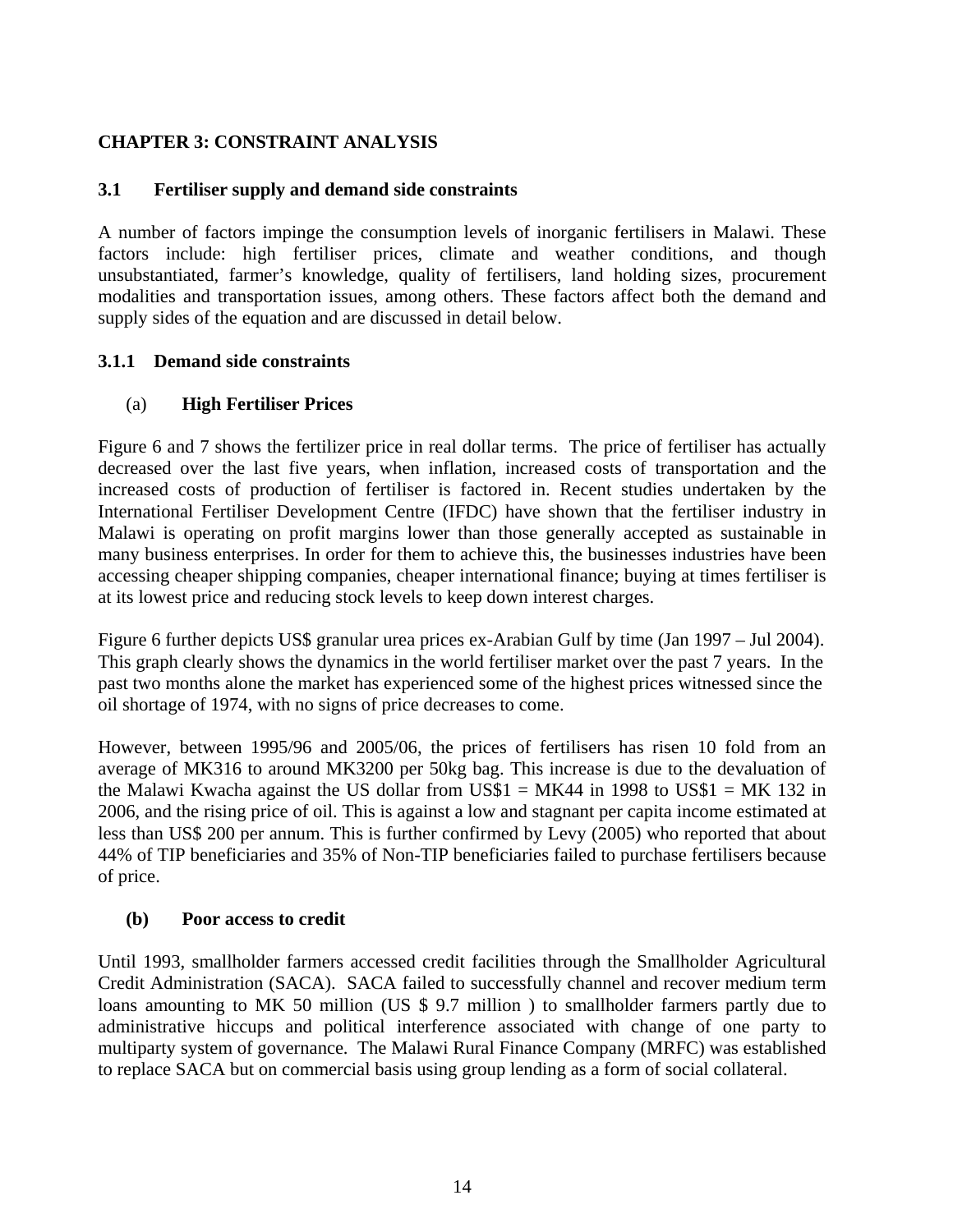## CHAPTER 3: CONSTRAINT ANALYSIS

### 3.1 Fertiliser supply and demand side constraints

A number of factors impinge the consumption levels of inorganic fertilisers in Malawi. These factors include: high fertiliser prices, climate and weather conditions, and though unsubstantiated, farmer's knowledge, quality of fertilisers, land holding sizes, procurement modalities and transportation issues, among others. These factors affect both the demand and supply sides of the equation and are discussed in detail below.

#### 3.1.1 Demand side constraints

(a) **High Fertiliser Prices**

Figure 6 and 7 shows the fertilizer price in real dollar terms. The price of fertiliser has actually decreased over the last five years, when inflation, increased costs of transportation and the increased costs of production of fertiliser is factored in. Recent studies undertaken by the International Fertiliser Development Centre (IFDC) have shown that the fertiliser industry in Malawi is operating on profit margins lower than those generally accepted as sustainable in many business enterprises. In order for them to achieve this, the businesses industries have been accessing cheaper shipping companies, cheaper international finance; buying at times fertiliser is at its lowest price and reducing stock levels to keep down interest charges.

Figure 6 further depicts US$ granular urea prices ex-Arabian Gulf by time (Jan 1997 – Jul 2004). This graph clearly shows the dynamics in the world fertiliser market over the past 7 years. In the past two months alone the market has experienced some of the highest prices witnessed since the oil shortage of 1974, with no signs of price decreases to come.

However, between 1995/96 and 2005/06, the prices of fertilisers has risen 10 fold from an average of MK316 to around MK3200 per 50kg bag. This increase is due to the devaluation of the Malawi Kwacha against the US dollar from US$1 = MK44 in 1998 to US$1 = MK 132 in 2006, and the rising price of oil. This is against a low and stagnant per capita income estimated at less than US$ 200 per annum. This is further confirmed by Levy (2005) who reported that about 44% of TIP beneficiaries and 35% of Non-TIP beneficiaries failed to purchase fertilisers because of price.

**(b) Poor access to credit**

Until 1993, smallholder farmers accessed credit facilities through the Smallholder Agricultural Credit Administration (SACA). SACA failed to successfully channel and recover medium term loans amounting to MK 50 million (US $ 9.7 million ) to smallholder farmers partly due to administrative hiccups and political interference associated with change of one party to multiparty system of governance. The Malawi Rural Finance Company (MRFC) was established to replace SACA but on commercial basis using group lending as a form of social collateral.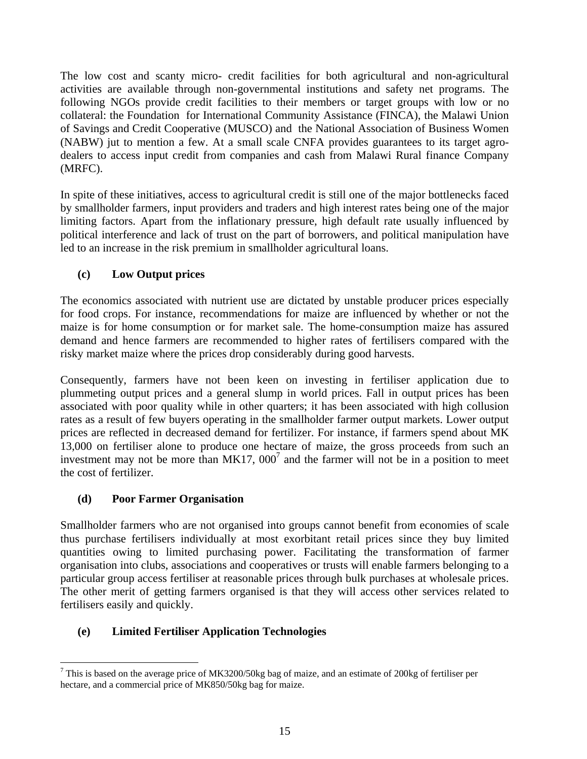The low cost and scanty micro- credit facilities for both agricultural and non-agricultural activities are available through non-governmental institutions and safety net programs. The following NGOs provide credit facilities to their members or target groups with low or no collateral: the Foundation for International Community Assistance (FINCA), the Malawi Union of Savings and Credit Cooperative (MUSCO) and the National Association of Business Women (NABW) jut to mention a few. At a small scale CNFA provides guarantees to its target agro-dealers to access input credit from companies and cash from Malawi Rural finance Company (MRFC).

In spite of these initiatives, access to agricultural credit is still one of the major bottlenecks faced by smallholder farmers, input providers and traders and high interest rates being one of the major limiting factors. Apart from the inflationary pressure, high default rate usually influenced by political interference and lack of trust on the part of borrowers, and political manipulation have led to an increase in the risk premium in smallholder agricultural loans.

### (c) Low Output prices

The economics associated with nutrient use are dictated by unstable producer prices especially for food crops. For instance, recommendations for maize are influenced by whether or not the maize is for home consumption or for market sale. The home-consumption maize has assured demand and hence farmers are recommended to higher rates of fertilisers compared with the risky market maize where the prices drop considerably during good harvests.

Consequently, farmers have not been keen on investing in fertiliser application due to plummeting output prices and a general slump in world prices. Fall in output prices has been associated with poor quality while in other quarters; it has been associated with high collusion rates as a result of few buyers operating in the smallholder farmer output markets. Lower output prices are reflected in decreased demand for fertilizer. For instance, if farmers spend about MK 13,000 on fertiliser alone to produce one hectare of maize, the gross proceeds from such an investment may not be more than MK17, 000[7] and the farmer will not be in a position to meet the cost of fertilizer.

### (d) Poor Farmer Organisation

Smallholder farmers who are not organised into groups cannot benefit from economies of scale thus purchase fertilisers individually at most exorbitant retail prices since they buy limited quantities owing to limited purchasing power. Facilitating the transformation of farmer organisation into clubs, associations and cooperatives or trusts will enable farmers belonging to a particular group access fertiliser at reasonable prices through bulk purchases at wholesale prices. The other merit of getting farmers organised is that they will access other services related to fertilisers easily and quickly.

### (e) Limited Fertiliser Application Technologies

---

[7] This is based on the average price of MK3200/50kg bag of maize, and an estimate of 200kg of fertiliser per hectare, and a commercial price of MK850/50kg bag for maize.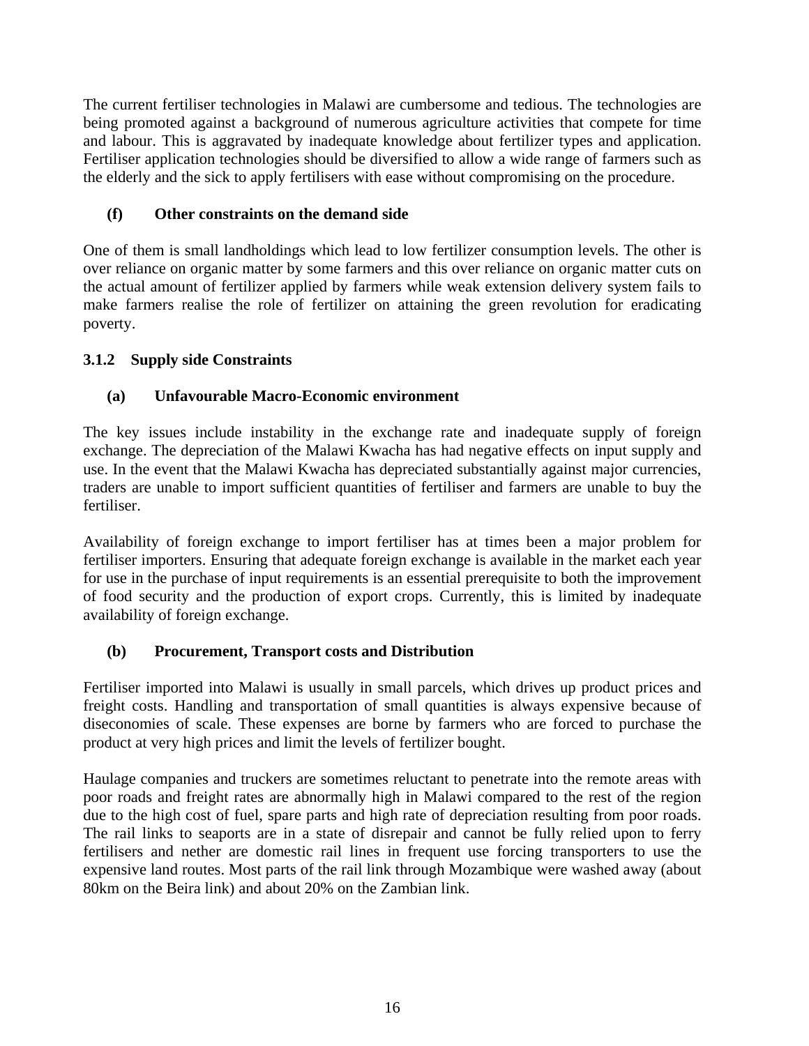The current fertiliser technologies in Malawi are cumbersome and tedious. The technologies are being promoted against a background of numerous agriculture activities that compete for time and labour. This is aggravated by inadequate knowledge about fertilizer types and application. Fertiliser application technologies should be diversified to allow a wide range of farmers such as the elderly and the sick to apply fertilisers with ease without compromising on the procedure.

#### (f) Other constraints on the demand side

One of them is small landholdings which lead to low fertilizer consumption levels. The other is over reliance on organic matter by some farmers and this over reliance on organic matter cuts on the actual amount of fertilizer applied by farmers while weak extension delivery system fails to make farmers realise the role of fertilizer on attaining the green revolution for eradicating poverty.

### 3.1.2 Supply side Constraints

#### (a) Unfavourable Macro-Economic environment

The key issues include instability in the exchange rate and inadequate supply of foreign exchange. The depreciation of the Malawi Kwacha has had negative effects on input supply and use. In the event that the Malawi Kwacha has depreciated substantially against major currencies, traders are unable to import sufficient quantities of fertiliser and farmers are unable to buy the fertiliser.

Availability of foreign exchange to import fertiliser has at times been a major problem for fertiliser importers. Ensuring that adequate foreign exchange is available in the market each year for use in the purchase of input requirements is an essential prerequisite to both the improvement of food security and the production of export crops. Currently, this is limited by inadequate availability of foreign exchange.

#### (b) Procurement, Transport costs and Distribution

Fertiliser imported into Malawi is usually in small parcels, which drives up product prices and freight costs. Handling and transportation of small quantities is always expensive because of diseconomies of scale. These expenses are borne by farmers who are forced to purchase the product at very high prices and limit the levels of fertilizer bought.

Haulage companies and truckers are sometimes reluctant to penetrate into the remote areas with poor roads and freight rates are abnormally high in Malawi compared to the rest of the region due to the high cost of fuel, spare parts and high rate of depreciation resulting from poor roads. The rail links to seaports are in a state of disrepair and cannot be fully relied upon to ferry fertilisers and nether are domestic rail lines in frequent use forcing transporters to use the expensive land routes. Most parts of the rail link through Mozambique were washed away (about 80km on the Beira link) and about 20% on the Zambian link.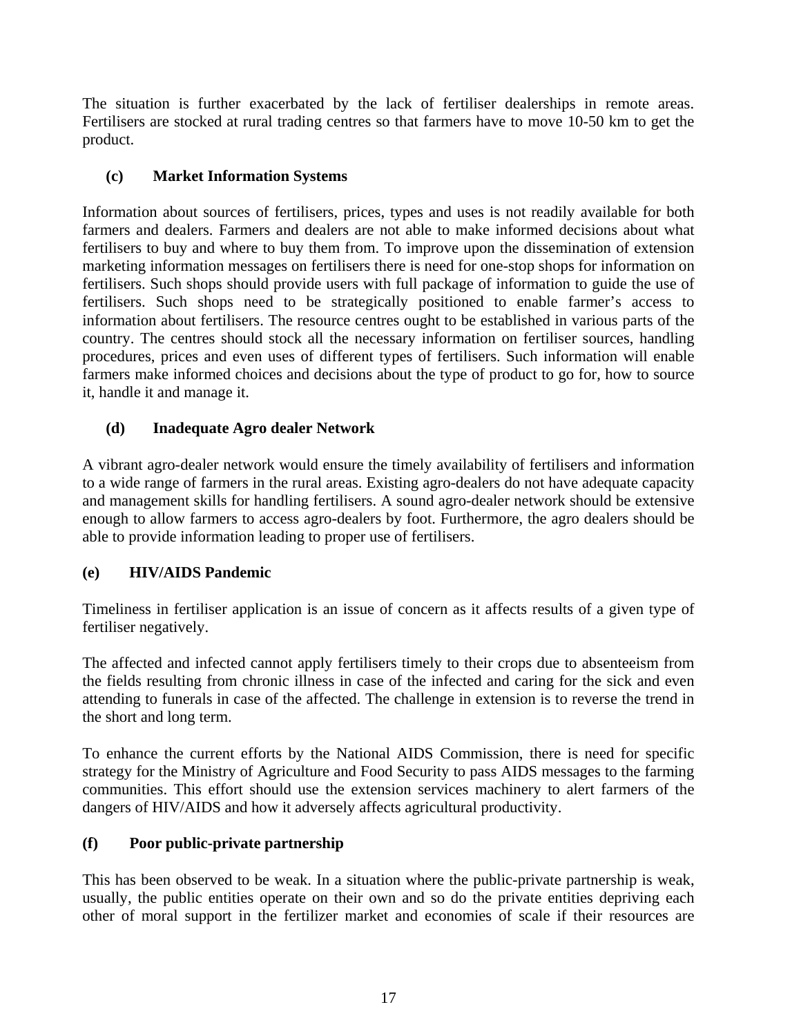The situation is further exacerbated by the lack of fertiliser dealerships in remote areas. Fertilisers are stocked at rural trading centres so that farmers have to move 10-50 km to get the product.

### (c) Market Information Systems

Information about sources of fertilisers, prices, types and uses is not readily available for both farmers and dealers. Farmers and dealers are not able to make informed decisions about what fertilisers to buy and where to buy them from. To improve upon the dissemination of extension marketing information messages on fertilisers there is need for one-stop shops for information on fertilisers. Such shops should provide users with full package of information to guide the use of fertilisers. Such shops need to be strategically positioned to enable farmer's access to information about fertilisers. The resource centres ought to be established in various parts of the country. The centres should stock all the necessary information on fertiliser sources, handling procedures, prices and even uses of different types of fertilisers. Such information will enable farmers make informed choices and decisions about the type of product to go for, how to source it, handle it and manage it.

### (d) Inadequate Agro dealer Network

A vibrant agro-dealer network would ensure the timely availability of fertilisers and information to a wide range of farmers in the rural areas. Existing agro-dealers do not have adequate capacity and management skills for handling fertilisers. A sound agro-dealer network should be extensive enough to allow farmers to access agro-dealers by foot. Furthermore, the agro dealers should be able to provide information leading to proper use of fertilisers.

### (e) HIV/AIDS Pandemic

Timeliness in fertiliser application is an issue of concern as it affects results of a given type of fertiliser negatively.

The affected and infected cannot apply fertilisers timely to their crops due to absenteeism from the fields resulting from chronic illness in case of the infected and caring for the sick and even attending to funerals in case of the affected. The challenge in extension is to reverse the trend in the short and long term.

To enhance the current efforts by the National AIDS Commission, there is need for specific strategy for the Ministry of Agriculture and Food Security to pass AIDS messages to the farming communities. This effort should use the extension services machinery to alert farmers of the dangers of HIV/AIDS and how it adversely affects agricultural productivity.

### (f) Poor public-private partnership

This has been observed to be weak. In a situation where the public-private partnership is weak, usually, the public entities operate on their own and so do the private entities depriving each other of moral support in the fertilizer market and economies of scale if their resources are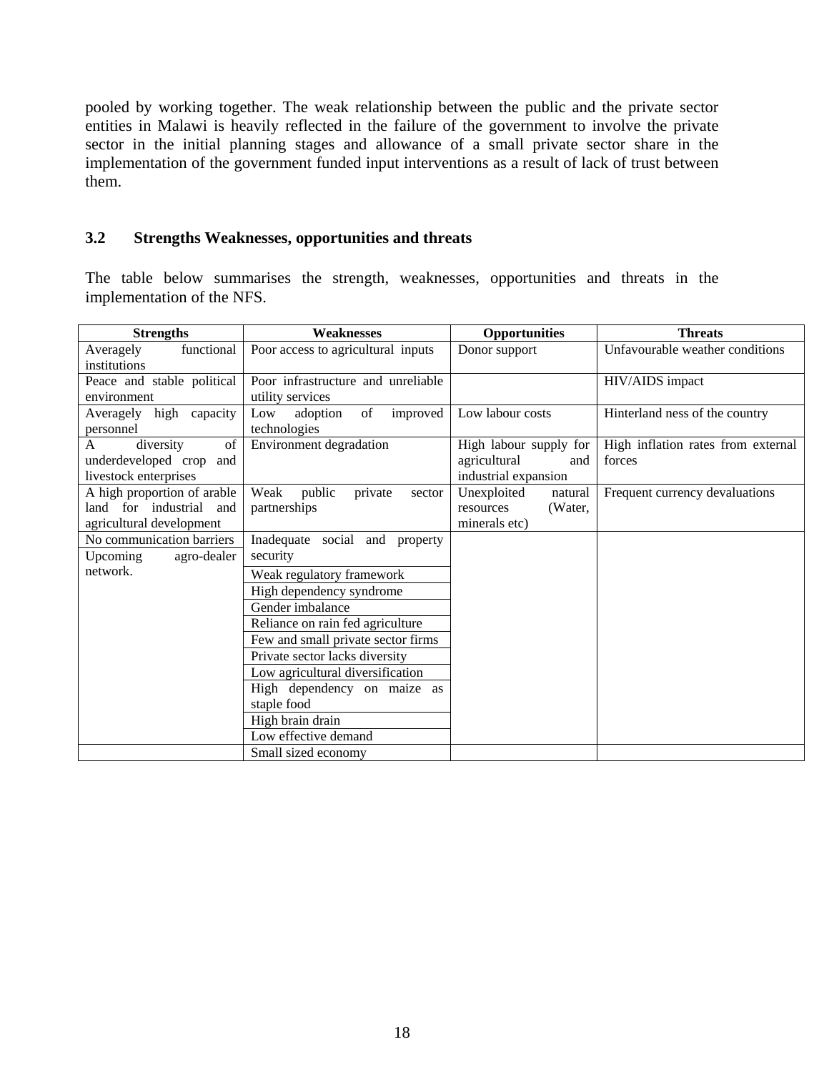pooled by working together. The weak relationship between the public and the private sector entities in Malawi is heavily reflected in the failure of the government to involve the private sector in the initial planning stages and allowance of a small private sector share in the implementation of the government funded input interventions as a result of lack of trust between them.

### 3.2 Strengths Weaknesses, opportunities and threats

The table below summarises the strength, weaknesses, opportunities and threats in the implementation of the NFS.

| Strengths | Weaknesses | Opportunities | Threats |
|---|---|---|---|
| Averagely functional institutions | Poor access to agricultural inputs | Donor support | Unfavourable weather conditions |
| Peace and stable political environment | Poor infrastructure and unreliable utility services | | HIV/AIDS impact |
| Averagely high capacity personnel | Low adoption of improved technologies | Low labour costs | Hinterland ness of the country |
| A diversity of underdeveloped crop and livestock enterprises | Environment degradation | High labour supply for agricultural and industrial expansion | High inflation rates from external forces |
| A high proportion of arable land for industrial and agricultural development | Weak public private sector partnerships | Unexploited natural resources (Water, minerals etc) | Frequent currency devaluations |
| No communication barriers | Inadequate social and property security | | |
| Upcoming agro-dealer network. | Weak regulatory framework | | |
| | High dependency syndrome | | |
| | Gender imbalance | | |
| | Reliance on rain fed agriculture | | |
| | Few and small private sector firms | | |
| | Private sector lacks diversity | | |
| | Low agricultural diversification | | |
| | High dependency on maize as staple food | | |
| | High brain drain | | |
| | Low effective demand | | |
| | Small sized economy | | |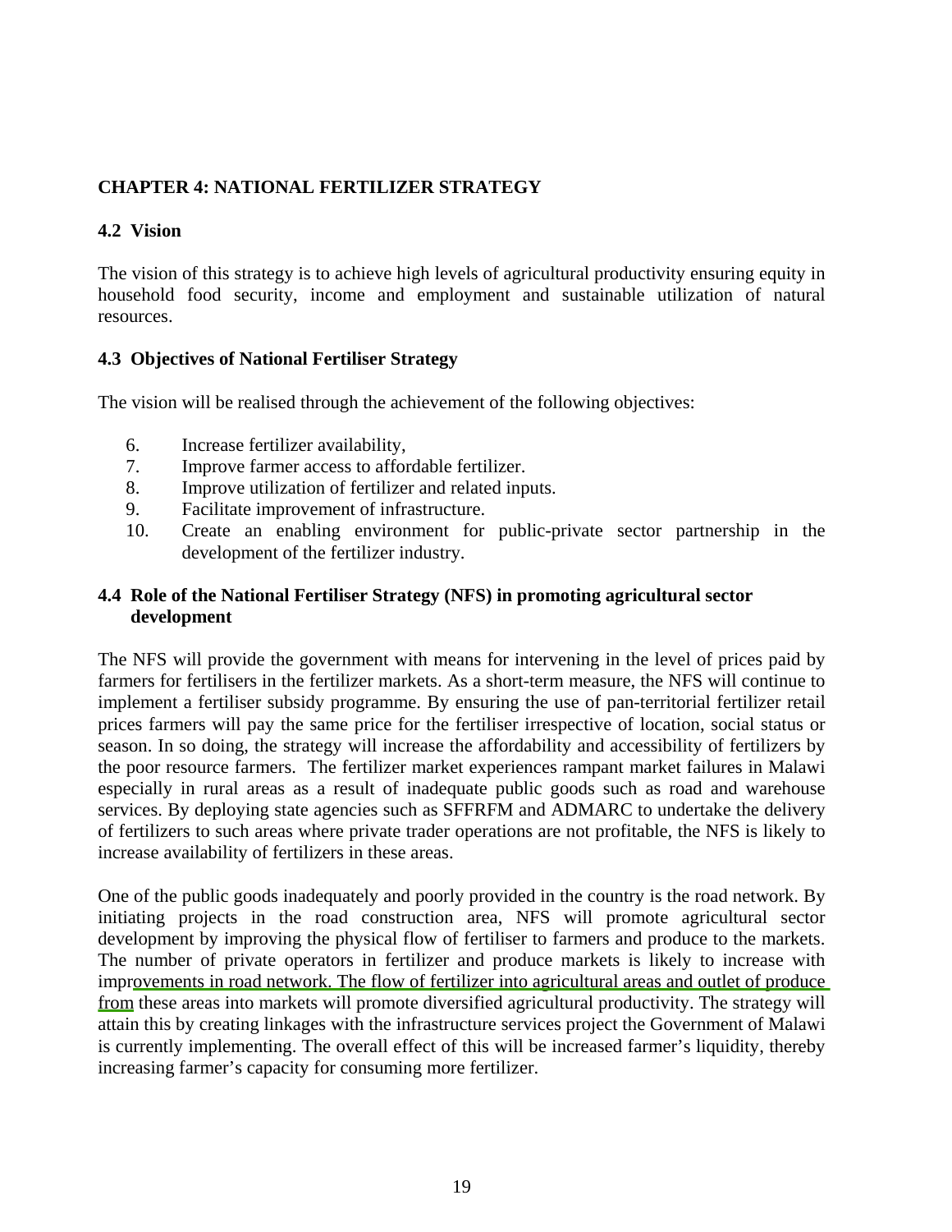# CHAPTER 4: NATIONAL FERTILIZER STRATEGY

## 4.2 Vision

The vision of this strategy is to achieve high levels of agricultural productivity ensuring equity in household food security, income and employment and sustainable utilization of natural resources.

## 4.3 Objectives of National Fertiliser Strategy

The vision will be realised through the achievement of the following objectives:

6. Increase fertilizer availability,
7. Improve farmer access to affordable fertilizer.
8. Improve utilization of fertilizer and related inputs.
9. Facilitate improvement of infrastructure.
10. Create an enabling environment for public-private sector partnership in the development of the fertilizer industry.

## 4.4 Role of the National Fertiliser Strategy (NFS) in promoting agricultural sector development

The NFS will provide the government with means for intervening in the level of prices paid by farmers for fertilisers in the fertilizer markets. As a short-term measure, the NFS will continue to implement a fertiliser subsidy programme. By ensuring the use of pan-territorial fertilizer retail prices farmers will pay the same price for the fertiliser irrespective of location, social status or season. In so doing, the strategy will increase the affordability and accessibility of fertilizers by the poor resource farmers. The fertilizer market experiences rampant market failures in Malawi especially in rural areas as a result of inadequate public goods such as road and warehouse services. By deploying state agencies such as SFFRFM and ADMARC to undertake the delivery of fertilizers to such areas where private trader operations are not profitable, the NFS is likely to increase availability of fertilizers in these areas.

One of the public goods inadequately and poorly provided in the country is the road network. By initiating projects in the road construction area, NFS will promote agricultural sector development by improving the physical flow of fertiliser to farmers and produce to the markets. The number of private operators in fertilizer and produce markets is likely to increase with improvements in road network. The flow of fertilizer into agricultural areas and outlet of produce from these areas into markets will promote diversified agricultural productivity. The strategy will attain this by creating linkages with the infrastructure services project the Government of Malawi is currently implementing. The overall effect of this will be increased farmer's liquidity, thereby increasing farmer's capacity for consuming more fertilizer.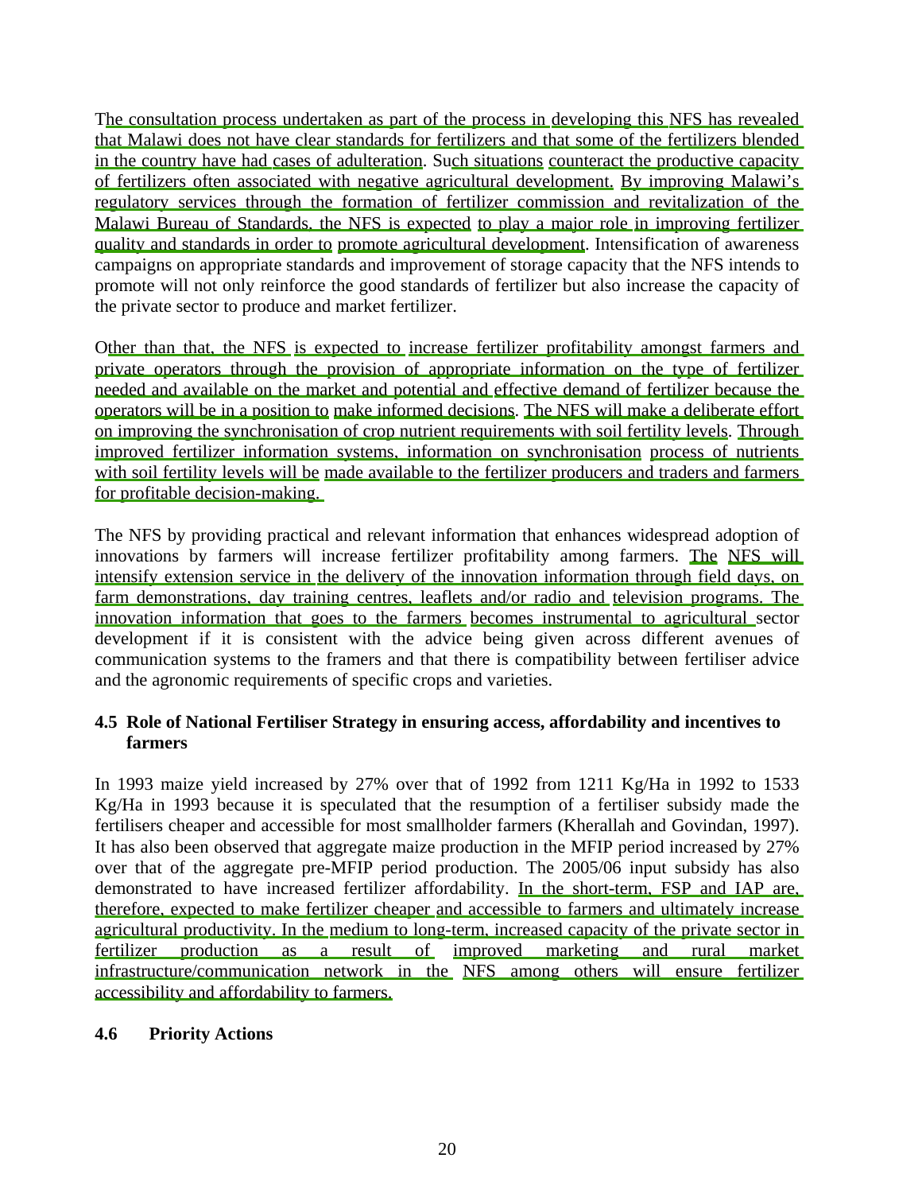The consultation process undertaken as part of the process in developing this NFS has revealed that Malawi does not have clear standards for fertilizers and that some of the fertilizers blended in the country have had cases of adulteration. Such situations counteract the productive capacity of fertilizers often associated with negative agricultural development. By improving Malawi's regulatory services through the formation of fertilizer commission and revitalization of the Malawi Bureau of Standards, the NFS is expected to play a major role in improving fertilizer quality and standards in order to promote agricultural development. Intensification of awareness campaigns on appropriate standards and improvement of storage capacity that the NFS intends to promote will not only reinforce the good standards of fertilizer but also increase the capacity of the private sector to produce and market fertilizer.

Other than that, the NFS is expected to increase fertilizer profitability amongst farmers and private operators through the provision of appropriate information on the type of fertilizer needed and available on the market and potential and effective demand of fertilizer because the operators will be in a position to make informed decisions. The NFS will make a deliberate effort on improving the synchronisation of crop nutrient requirements with soil fertility levels. Through improved fertilizer information systems, information on synchronisation process of nutrients with soil fertility levels will be made available to the fertilizer producers and traders and farmers for profitable decision-making.

The NFS by providing practical and relevant information that enhances widespread adoption of innovations by farmers will increase fertilizer profitability among farmers. The NFS will intensify extension service in the delivery of the innovation information through field days, on farm demonstrations, day training centres, leaflets and/or radio and television programs. The innovation information that goes to the farmers becomes instrumental to agricultural sector development if it is consistent with the advice being given across different avenues of communication systems to the framers and that there is compatibility between fertiliser advice and the agronomic requirements of specific crops and varieties.

### 4.5 Role of National Fertiliser Strategy in ensuring access, affordability and incentives to farmers

In 1993 maize yield increased by 27% over that of 1992 from 1211 Kg/Ha in 1992 to 1533 Kg/Ha in 1993 because it is speculated that the resumption of a fertiliser subsidy made the fertilisers cheaper and accessible for most smallholder farmers (Kherallah and Govindan, 1997). It has also been observed that aggregate maize production in the MFIP period increased by 27% over that of the aggregate pre-MFIP period production. The 2005/06 input subsidy has also demonstrated to have increased fertilizer affordability. In the short-term, FSP and IAP are, therefore, expected to make fertilizer cheaper and accessible to farmers and ultimately increase agricultural productivity. In the medium to long-term, increased capacity of the private sector in fertilizer production as a result of improved marketing and rural market infrastructure/communication network in the NFS among others will ensure fertilizer accessibility and affordability to farmers.

### 4.6 Priority Actions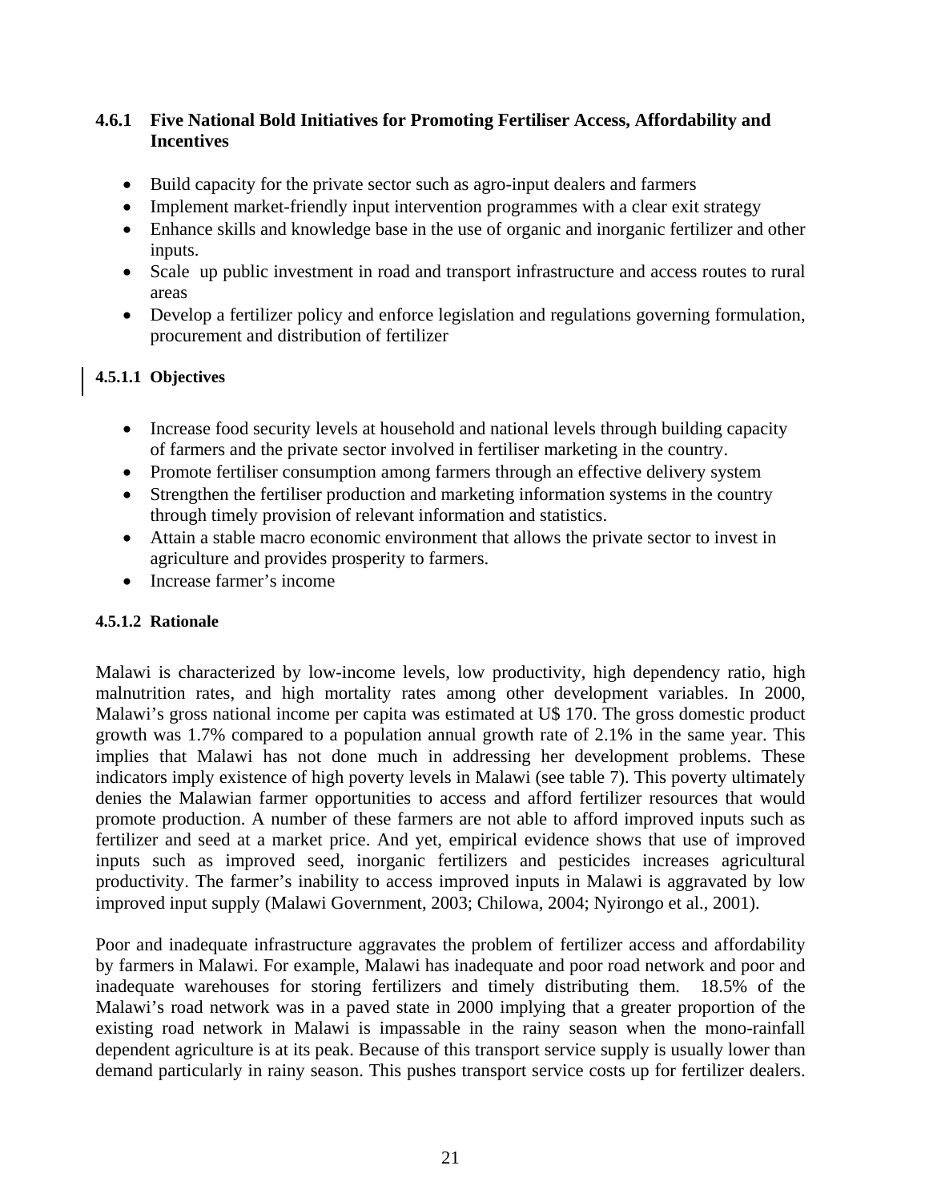### 4.6.1 Five National Bold Initiatives for Promoting Fertiliser Access, Affordability and Incentives

- Build capacity for the private sector such as agro-input dealers and farmers
- Implement market-friendly input intervention programmes with a clear exit strategy
- Enhance skills and knowledge base in the use of organic and inorganic fertilizer and other inputs.
- Scale up public investment in road and transport infrastructure and access routes to rural areas
- Develop a fertilizer policy and enforce legislation and regulations governing formulation, procurement and distribution of fertilizer

#### 4.5.1.1 Objectives

- Increase food security levels at household and national levels through building capacity of farmers and the private sector involved in fertiliser marketing in the country.
- Promote fertiliser consumption among farmers through an effective delivery system
- Strengthen the fertiliser production and marketing information systems in the country through timely provision of relevant information and statistics.
- Attain a stable macro economic environment that allows the private sector to invest in agriculture and provides prosperity to farmers.
- Increase farmer's income

#### 4.5.1.2 Rationale

Malawi is characterized by low-income levels, low productivity, high dependency ratio, high malnutrition rates, and high mortality rates among other development variables. In 2000, Malawi's gross national income per capita was estimated at U$ 170. The gross domestic product growth was 1.7% compared to a population annual growth rate of 2.1% in the same year. This implies that Malawi has not done much in addressing her development problems. These indicators imply existence of high poverty levels in Malawi (see table 7). This poverty ultimately denies the Malawian farmer opportunities to access and afford fertilizer resources that would promote production. A number of these farmers are not able to afford improved inputs such as fertilizer and seed at a market price. And yet, empirical evidence shows that use of improved inputs such as improved seed, inorganic fertilizers and pesticides increases agricultural productivity. The farmer's inability to access improved inputs in Malawi is aggravated by low improved input supply (Malawi Government, 2003; Chilowa, 2004; Nyirongo et al., 2001).

Poor and inadequate infrastructure aggravates the problem of fertilizer access and affordability by farmers in Malawi. For example, Malawi has inadequate and poor road network and poor and inadequate warehouses for storing fertilizers and timely distributing them. 18.5% of the Malawi's road network was in a paved state in 2000 implying that a greater proportion of the existing road network in Malawi is impassable in the rainy season when the mono-rainfall dependent agriculture is at its peak. Because of this transport service supply is usually lower than demand particularly in rainy season. This pushes transport service costs up for fertilizer dealers.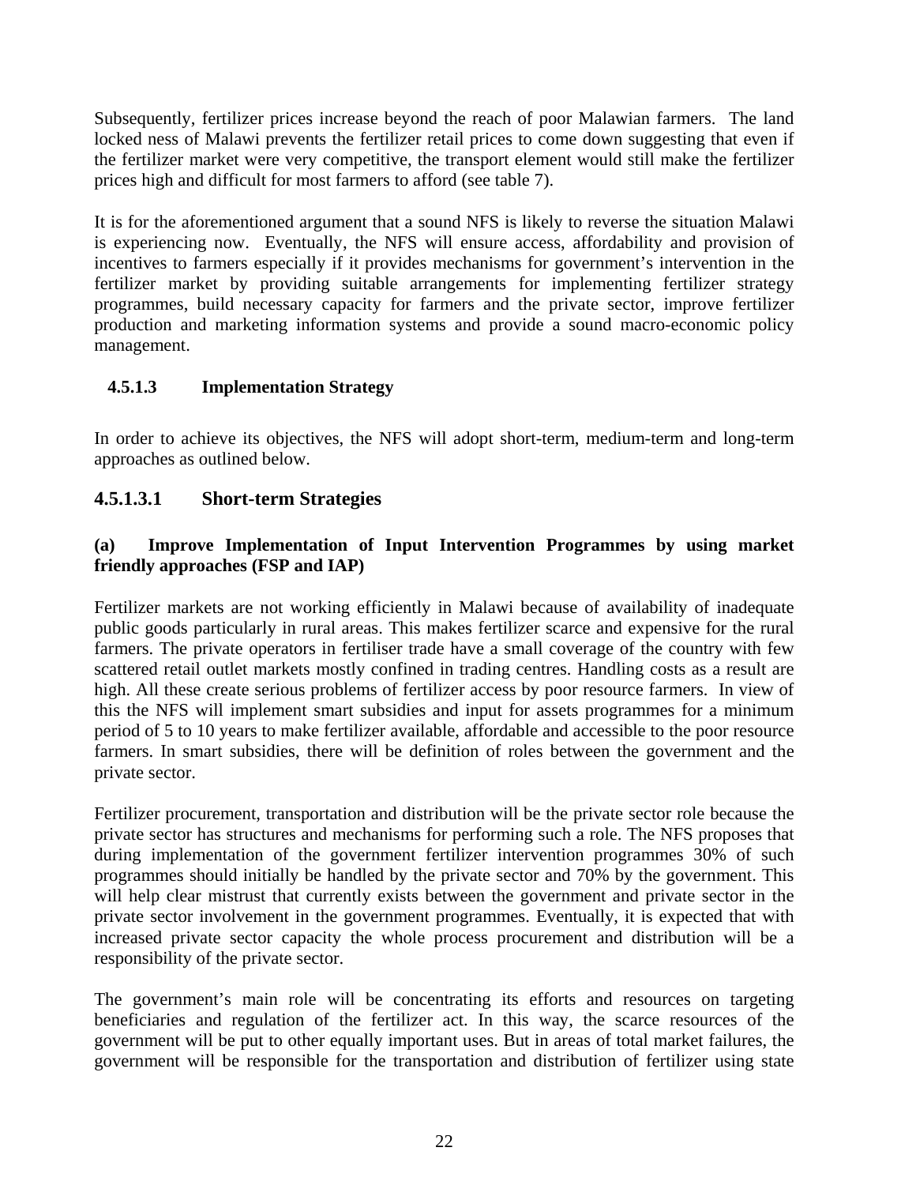Subsequently, fertilizer prices increase beyond the reach of poor Malawian farmers. The land locked ness of Malawi prevents the fertilizer retail prices to come down suggesting that even if the fertilizer market were very competitive, the transport element would still make the fertilizer prices high and difficult for most farmers to afford (see table 7).

It is for the aforementioned argument that a sound NFS is likely to reverse the situation Malawi is experiencing now. Eventually, the NFS will ensure access, affordability and provision of incentives to farmers especially if it provides mechanisms for government's intervention in the fertilizer market by providing suitable arrangements for implementing fertilizer strategy programmes, build necessary capacity for farmers and the private sector, improve fertilizer production and marketing information systems and provide a sound macro-economic policy management.

#### 4.5.1.3 Implementation Strategy

In order to achieve its objectives, the NFS will adopt short-term, medium-term and long-term approaches as outlined below.

### 4.5.1.3.1 Short-term Strategies

**(a) Improve Implementation of Input Intervention Programmes by using market friendly approaches (FSP and IAP)**

Fertilizer markets are not working efficiently in Malawi because of availability of inadequate public goods particularly in rural areas. This makes fertilizer scarce and expensive for the rural farmers. The private operators in fertiliser trade have a small coverage of the country with few scattered retail outlet markets mostly confined in trading centres. Handling costs as a result are high. All these create serious problems of fertilizer access by poor resource farmers. In view of this the NFS will implement smart subsidies and input for assets programmes for a minimum period of 5 to 10 years to make fertilizer available, affordable and accessible to the poor resource farmers. In smart subsidies, there will be definition of roles between the government and the private sector.

Fertilizer procurement, transportation and distribution will be the private sector role because the private sector has structures and mechanisms for performing such a role. The NFS proposes that during implementation of the government fertilizer intervention programmes 30% of such programmes should initially be handled by the private sector and 70% by the government. This will help clear mistrust that currently exists between the government and private sector in the private sector involvement in the government programmes. Eventually, it is expected that with increased private sector capacity the whole process procurement and distribution will be a responsibility of the private sector.

The government's main role will be concentrating its efforts and resources on targeting beneficiaries and regulation of the fertilizer act. In this way, the scarce resources of the government will be put to other equally important uses. But in areas of total market failures, the government will be responsible for the transportation and distribution of fertilizer using state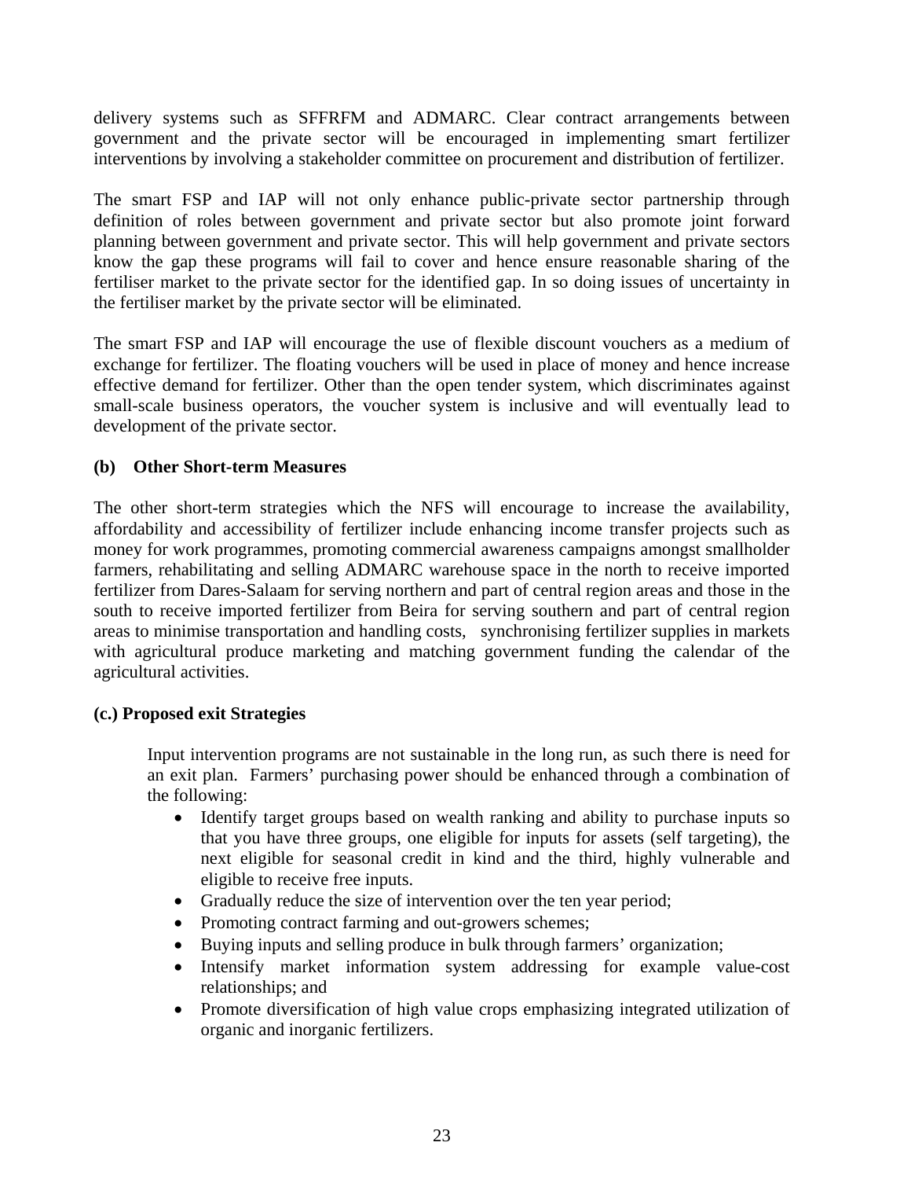delivery systems such as SFFRFM and ADMARC. Clear contract arrangements between government and the private sector will be encouraged in implementing smart fertilizer interventions by involving a stakeholder committee on procurement and distribution of fertilizer.

The smart FSP and IAP will not only enhance public-private sector partnership through definition of roles between government and private sector but also promote joint forward planning between government and private sector. This will help government and private sectors know the gap these programs will fail to cover and hence ensure reasonable sharing of the fertiliser market to the private sector for the identified gap. In so doing issues of uncertainty in the fertiliser market by the private sector will be eliminated.

The smart FSP and IAP will encourage the use of flexible discount vouchers as a medium of exchange for fertilizer. The floating vouchers will be used in place of money and hence increase effective demand for fertilizer. Other than the open tender system, which discriminates against small-scale business operators, the voucher system is inclusive and will eventually lead to development of the private sector.

**(b) Other Short-term Measures**

The other short-term strategies which the NFS will encourage to increase the availability, affordability and accessibility of fertilizer include enhancing income transfer projects such as money for work programmes, promoting commercial awareness campaigns amongst smallholder farmers, rehabilitating and selling ADMARC warehouse space in the north to receive imported fertilizer from Dares-Salaam for serving northern and part of central region areas and those in the south to receive imported fertilizer from Beira for serving southern and part of central region areas to minimise transportation and handling costs, synchronising fertilizer supplies in markets with agricultural produce marketing and matching government funding the calendar of the agricultural activities.

**(c.) Proposed exit Strategies**

Input intervention programs are not sustainable in the long run, as such there is need for an exit plan. Farmers' purchasing power should be enhanced through a combination of the following:

- Identify target groups based on wealth ranking and ability to purchase inputs so that you have three groups, one eligible for inputs for assets (self targeting), the next eligible for seasonal credit in kind and the third, highly vulnerable and eligible to receive free inputs.
- Gradually reduce the size of intervention over the ten year period;
- Promoting contract farming and out-growers schemes;
- Buying inputs and selling produce in bulk through farmers' organization;
- Intensify market information system addressing for example value-cost relationships; and
- Promote diversification of high value crops emphasizing integrated utilization of organic and inorganic fertilizers.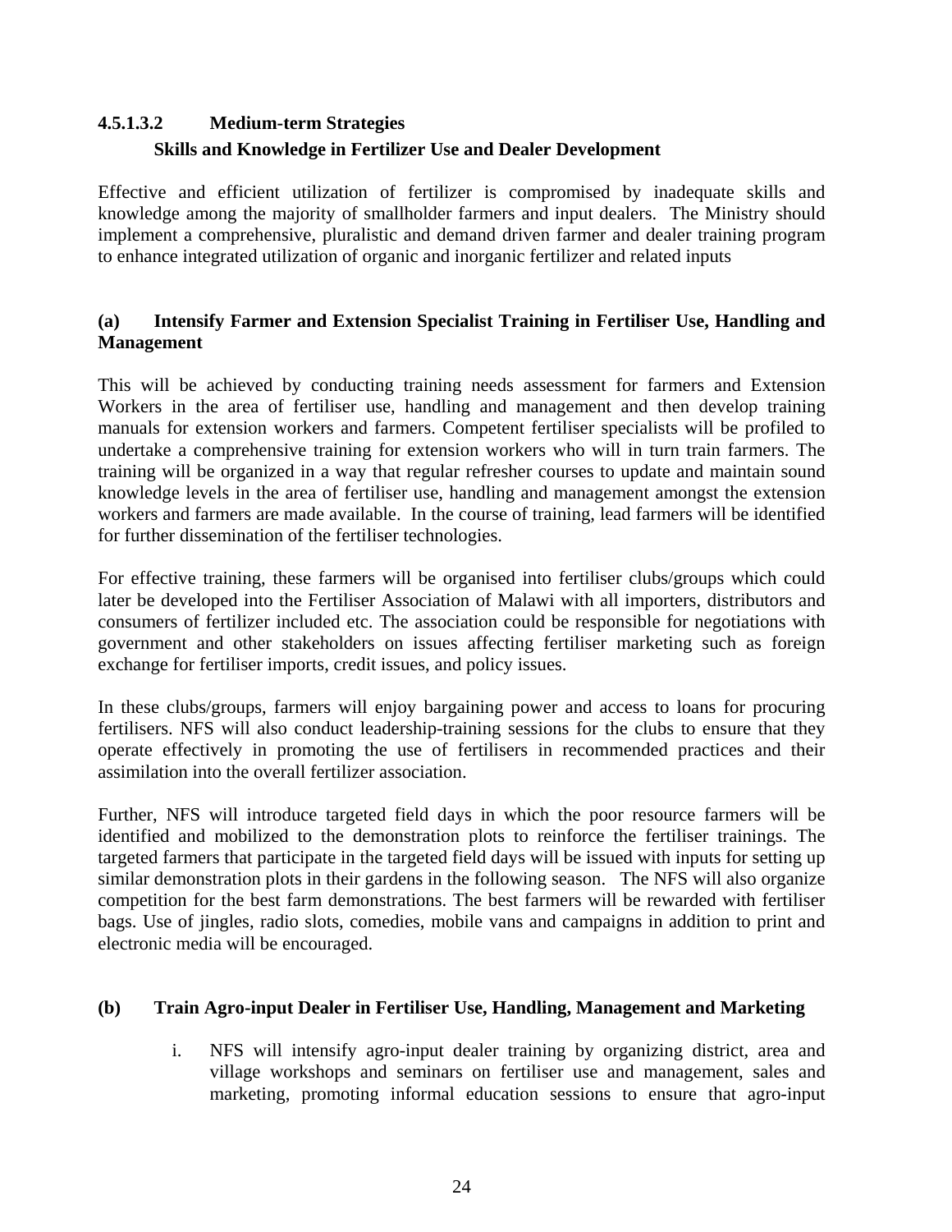#### 4.5.1.3.2 Medium-term Strategies

**Skills and Knowledge in Fertilizer Use and Dealer Development**

Effective and efficient utilization of fertilizer is compromised by inadequate skills and knowledge among the majority of smallholder farmers and input dealers. The Ministry should implement a comprehensive, pluralistic and demand driven farmer and dealer training program to enhance integrated utilization of organic and inorganic fertilizer and related inputs

**(a) Intensify Farmer and Extension Specialist Training in Fertiliser Use, Handling and Management**

This will be achieved by conducting training needs assessment for farmers and Extension Workers in the area of fertiliser use, handling and management and then develop training manuals for extension workers and farmers. Competent fertiliser specialists will be profiled to undertake a comprehensive training for extension workers who will in turn train farmers. The training will be organized in a way that regular refresher courses to update and maintain sound knowledge levels in the area of fertiliser use, handling and management amongst the extension workers and farmers are made available. In the course of training, lead farmers will be identified for further dissemination of the fertiliser technologies.

For effective training, these farmers will be organised into fertiliser clubs/groups which could later be developed into the Fertiliser Association of Malawi with all importers, distributors and consumers of fertilizer included etc. The association could be responsible for negotiations with government and other stakeholders on issues affecting fertiliser marketing such as foreign exchange for fertiliser imports, credit issues, and policy issues.

In these clubs/groups, farmers will enjoy bargaining power and access to loans for procuring fertilisers. NFS will also conduct leadership-training sessions for the clubs to ensure that they operate effectively in promoting the use of fertilisers in recommended practices and their assimilation into the overall fertilizer association.

Further, NFS will introduce targeted field days in which the poor resource farmers will be identified and mobilized to the demonstration plots to reinforce the fertiliser trainings. The targeted farmers that participate in the targeted field days will be issued with inputs for setting up similar demonstration plots in their gardens in the following season. The NFS will also organize competition for the best farm demonstrations. The best farmers will be rewarded with fertiliser bags. Use of jingles, radio slots, comedies, mobile vans and campaigns in addition to print and electronic media will be encouraged.

**(b) Train Agro-input Dealer in Fertiliser Use, Handling, Management and Marketing**

i. NFS will intensify agro-input dealer training by organizing district, area and village workshops and seminars on fertiliser use and management, sales and marketing, promoting informal education sessions to ensure that agro-input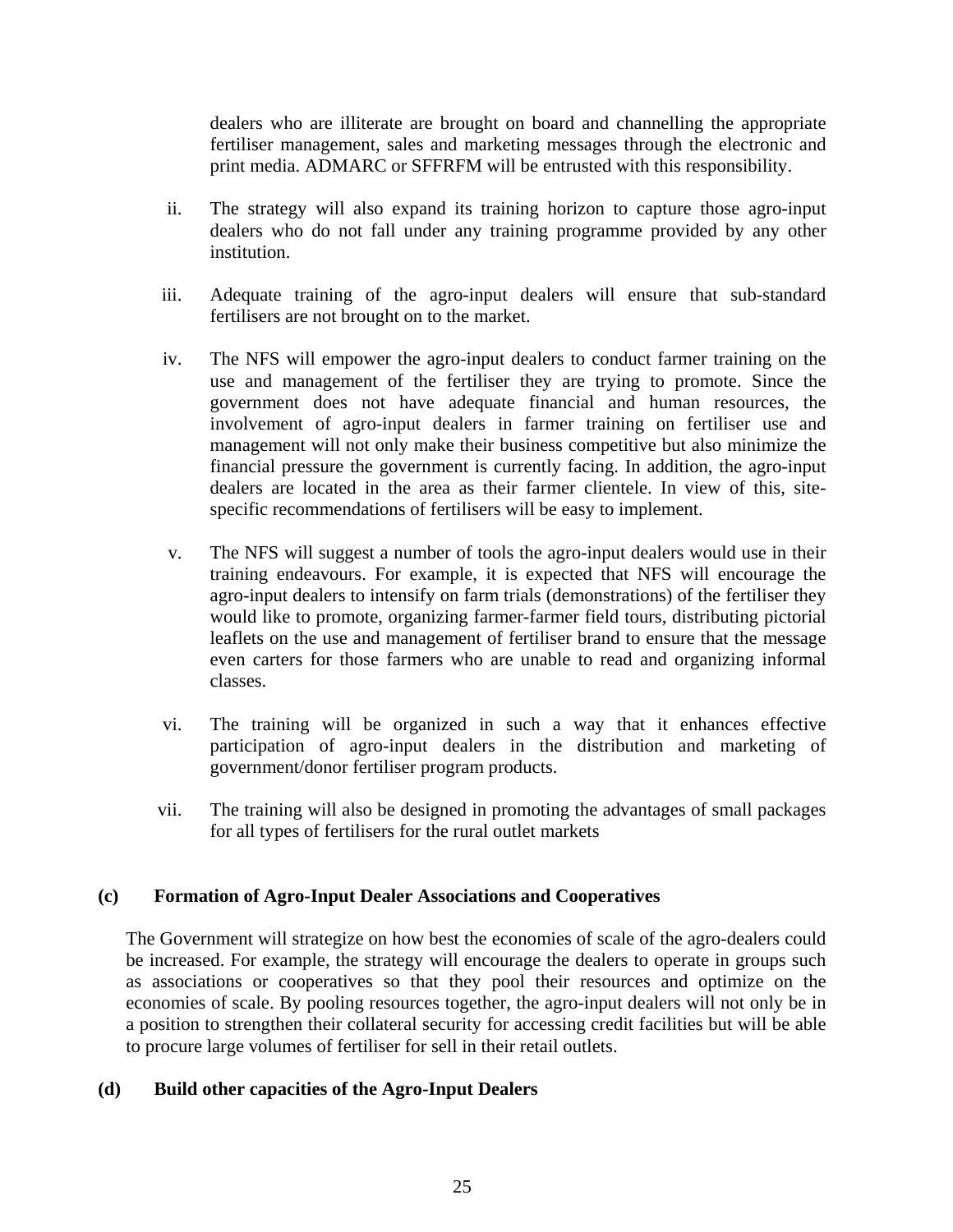dealers who are illiterate are brought on board and channelling the appropriate fertiliser management, sales and marketing messages through the electronic and print media. ADMARC or SFFRFM will be entrusted with this responsibility.

ii. The strategy will also expand its training horizon to capture those agro-input dealers who do not fall under any training programme provided by any other institution.

iii. Adequate training of the agro-input dealers will ensure that sub-standard fertilisers are not brought on to the market.

iv. The NFS will empower the agro-input dealers to conduct farmer training on the use and management of the fertiliser they are trying to promote. Since the government does not have adequate financial and human resources, the involvement of agro-input dealers in farmer training on fertiliser use and management will not only make their business competitive but also minimize the financial pressure the government is currently facing. In addition, the agro-input dealers are located in the area as their farmer clientele. In view of this, site-specific recommendations of fertilisers will be easy to implement.

v. The NFS will suggest a number of tools the agro-input dealers would use in their training endeavours. For example, it is expected that NFS will encourage the agro-input dealers to intensify on farm trials (demonstrations) of the fertiliser they would like to promote, organizing farmer-farmer field tours, distributing pictorial leaflets on the use and management of fertiliser brand to ensure that the message even carters for those farmers who are unable to read and organizing informal classes.

vi. The training will be organized in such a way that it enhances effective participation of agro-input dealers in the distribution and marketing of government/donor fertiliser program products.

vii. The training will also be designed in promoting the advantages of small packages for all types of fertilisers for the rural outlet markets

**(c) Formation of Agro-Input Dealer Associations and Cooperatives**

The Government will strategize on how best the economies of scale of the agro-dealers could be increased. For example, the strategy will encourage the dealers to operate in groups such as associations or cooperatives so that they pool their resources and optimize on the economies of scale. By pooling resources together, the agro-input dealers will not only be in a position to strengthen their collateral security for accessing credit facilities but will be able to procure large volumes of fertiliser for sell in their retail outlets.

**(d) Build other capacities of the Agro-Input Dealers**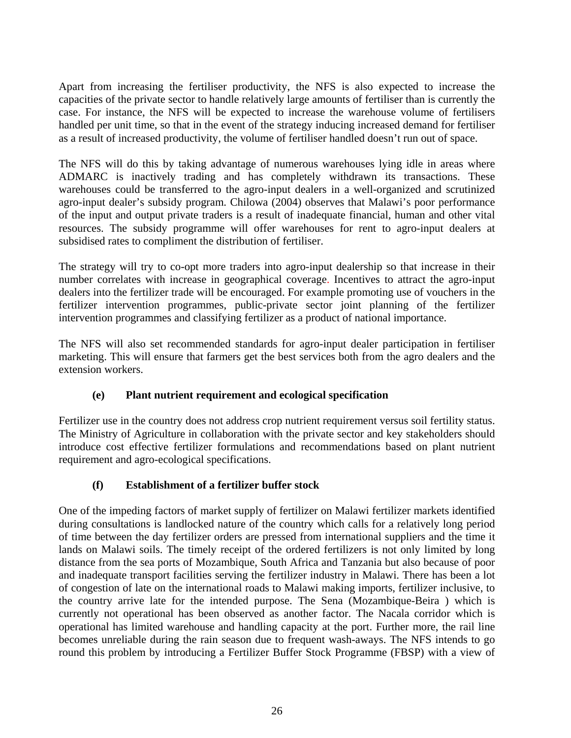Apart from increasing the fertiliser productivity, the NFS is also expected to increase the capacities of the private sector to handle relatively large amounts of fertiliser than is currently the case. For instance, the NFS will be expected to increase the warehouse volume of fertilisers handled per unit time, so that in the event of the strategy inducing increased demand for fertiliser as a result of increased productivity, the volume of fertiliser handled doesn't run out of space.

The NFS will do this by taking advantage of numerous warehouses lying idle in areas where ADMARC is inactively trading and has completely withdrawn its transactions. These warehouses could be transferred to the agro-input dealers in a well-organized and scrutinized agro-input dealer's subsidy program. Chilowa (2004) observes that Malawi's poor performance of the input and output private traders is a result of inadequate financial, human and other vital resources. The subsidy programme will offer warehouses for rent to agro-input dealers at subsidised rates to compliment the distribution of fertiliser.

The strategy will try to co-opt more traders into agro-input dealership so that increase in their number correlates with increase in geographical coverage. Incentives to attract the agro-input dealers into the fertilizer trade will be encouraged. For example promoting use of vouchers in the fertilizer intervention programmes, public-private sector joint planning of the fertilizer intervention programmes and classifying fertilizer as a product of national importance.

The NFS will also set recommended standards for agro-input dealer participation in fertiliser marketing. This will ensure that farmers get the best services both from the agro dealers and the extension workers.

#### (e) Plant nutrient requirement and ecological specification

Fertilizer use in the country does not address crop nutrient requirement versus soil fertility status. The Ministry of Agriculture in collaboration with the private sector and key stakeholders should introduce cost effective fertilizer formulations and recommendations based on plant nutrient requirement and agro-ecological specifications.

#### (f) Establishment of a fertilizer buffer stock

One of the impeding factors of market supply of fertilizer on Malawi fertilizer markets identified during consultations is landlocked nature of the country which calls for a relatively long period of time between the day fertilizer orders are pressed from international suppliers and the time it lands on Malawi soils. The timely receipt of the ordered fertilizers is not only limited by long distance from the sea ports of Mozambique, South Africa and Tanzania but also because of poor and inadequate transport facilities serving the fertilizer industry in Malawi. There has been a lot of congestion of late on the international roads to Malawi making imports, fertilizer inclusive, to the country arrive late for the intended purpose. The Sena (Mozambique-Beira ) which is currently not operational has been observed as another factor. The Nacala corridor which is operational has limited warehouse and handling capacity at the port. Further more, the rail line becomes unreliable during the rain season due to frequent wash-aways. The NFS intends to go round this problem by introducing a Fertilizer Buffer Stock Programme (FBSP) with a view of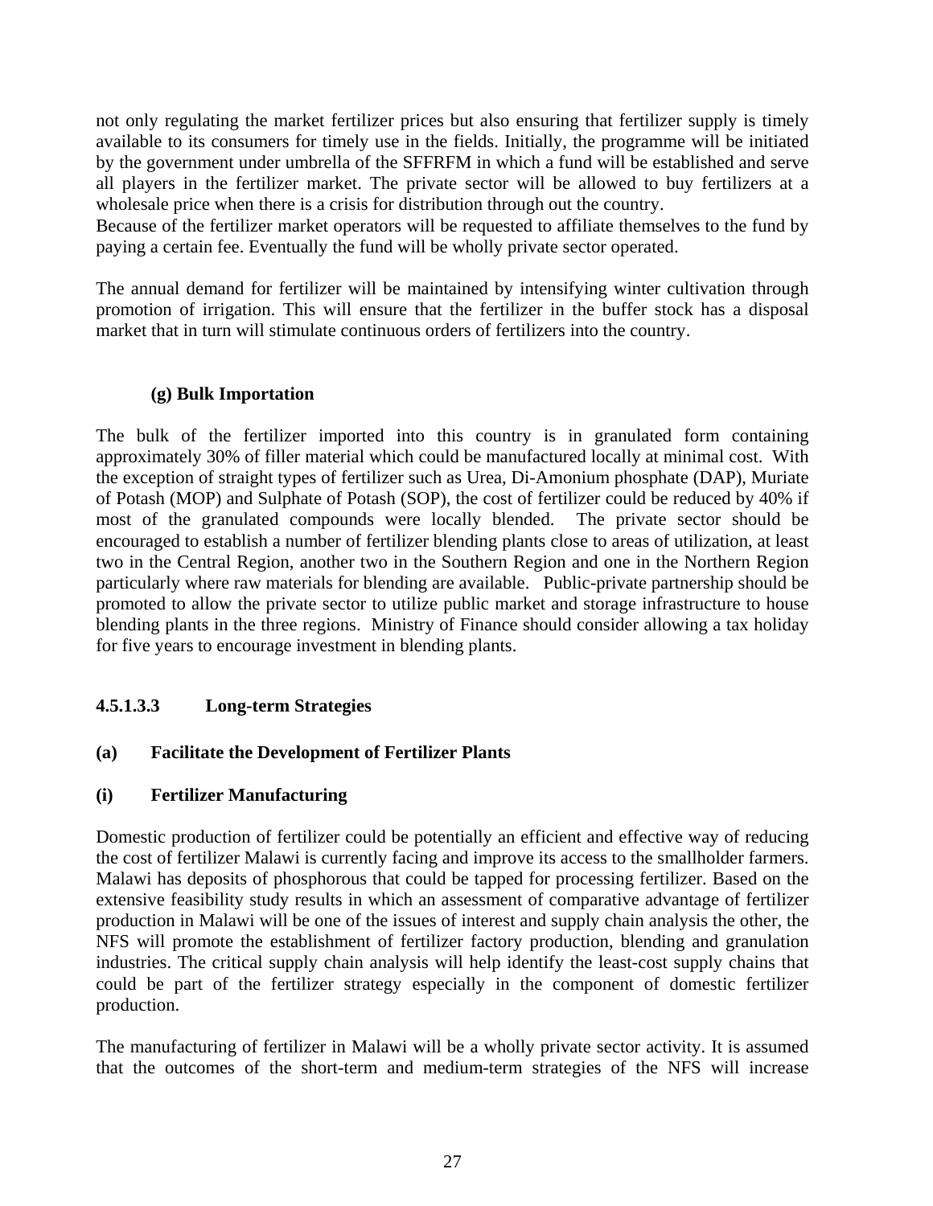not only regulating the market fertilizer prices but also ensuring that fertilizer supply is timely available to its consumers for timely use in the fields. Initially, the programme will be initiated by the government under umbrella of the SFFRFM in which a fund will be established and serve all players in the fertilizer market. The private sector will be allowed to buy fertilizers at a wholesale price when there is a crisis for distribution through out the country.
Because of the fertilizer market operators will be requested to affiliate themselves to the fund by paying a certain fee. Eventually the fund will be wholly private sector operated.

The annual demand for fertilizer will be maintained by intensifying winter cultivation through promotion of irrigation. This will ensure that the fertilizer in the buffer stock has a disposal market that in turn will stimulate continuous orders of fertilizers into the country.

**(g) Bulk Importation**

The bulk of the fertilizer imported into this country is in granulated form containing approximately 30% of filler material which could be manufactured locally at minimal cost. With the exception of straight types of fertilizer such as Urea, Di-Amonium phosphate (DAP), Muriate of Potash (MOP) and Sulphate of Potash (SOP), the cost of fertilizer could be reduced by 40% if most of the granulated compounds were locally blended. The private sector should be encouraged to establish a number of fertilizer blending plants close to areas of utilization, at least two in the Central Region, another two in the Southern Region and one in the Northern Region particularly where raw materials for blending are available. Public-private partnership should be promoted to allow the private sector to utilize public market and storage infrastructure to house blending plants in the three regions. Ministry of Finance should consider allowing a tax holiday for five years to encourage investment in blending plants.

#### 4.5.1.3.3 Long-term Strategies

**(a) Facilitate the Development of Fertilizer Plants**

**(i) Fertilizer Manufacturing**

Domestic production of fertilizer could be potentially an efficient and effective way of reducing the cost of fertilizer Malawi is currently facing and improve its access to the smallholder farmers. Malawi has deposits of phosphorous that could be tapped for processing fertilizer. Based on the extensive feasibility study results in which an assessment of comparative advantage of fertilizer production in Malawi will be one of the issues of interest and supply chain analysis the other, the NFS will promote the establishment of fertilizer factory production, blending and granulation industries. The critical supply chain analysis will help identify the least-cost supply chains that could be part of the fertilizer strategy especially in the component of domestic fertilizer production.

The manufacturing of fertilizer in Malawi will be a wholly private sector activity. It is assumed that the outcomes of the short-term and medium-term strategies of the NFS will increase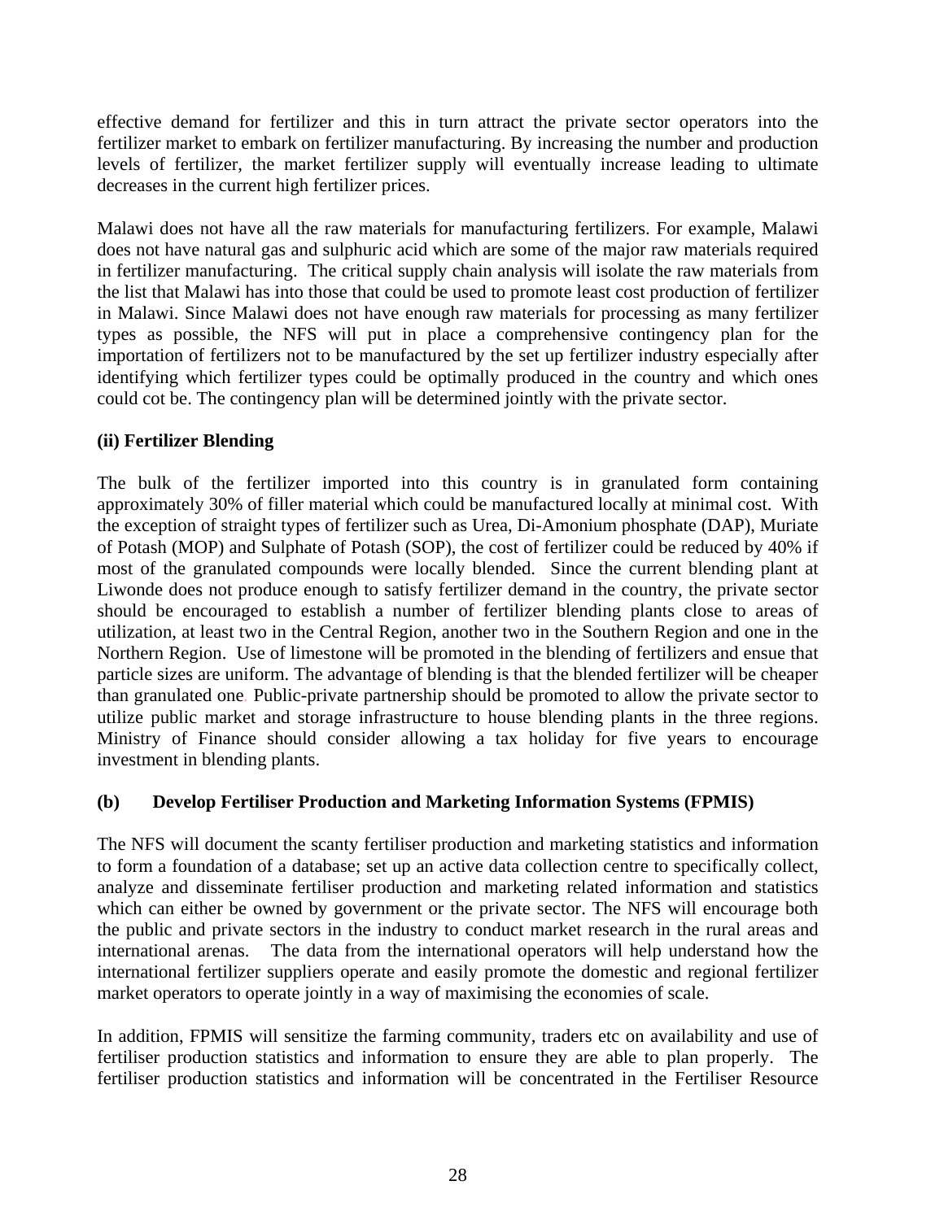effective demand for fertilizer and this in turn attract the private sector operators into the fertilizer market to embark on fertilizer manufacturing. By increasing the number and production levels of fertilizer, the market fertilizer supply will eventually increase leading to ultimate decreases in the current high fertilizer prices.

Malawi does not have all the raw materials for manufacturing fertilizers. For example, Malawi does not have natural gas and sulphuric acid which are some of the major raw materials required in fertilizer manufacturing. The critical supply chain analysis will isolate the raw materials from the list that Malawi has into those that could be used to promote least cost production of fertilizer in Malawi. Since Malawi does not have enough raw materials for processing as many fertilizer types as possible, the NFS will put in place a comprehensive contingency plan for the importation of fertilizers not to be manufactured by the set up fertilizer industry especially after identifying which fertilizer types could be optimally produced in the country and which ones could cot be. The contingency plan will be determined jointly with the private sector.

**(ii) Fertilizer Blending**

The bulk of the fertilizer imported into this country is in granulated form containing approximately 30% of filler material which could be manufactured locally at minimal cost. With the exception of straight types of fertilizer such as Urea, Di-Amonium phosphate (DAP), Muriate of Potash (MOP) and Sulphate of Potash (SOP), the cost of fertilizer could be reduced by 40% if most of the granulated compounds were locally blended. Since the current blending plant at Liwonde does not produce enough to satisfy fertilizer demand in the country, the private sector should be encouraged to establish a number of fertilizer blending plants close to areas of utilization, at least two in the Central Region, another two in the Southern Region and one in the Northern Region. Use of limestone will be promoted in the blending of fertilizers and ensue that particle sizes are uniform. The advantage of blending is that the blended fertilizer will be cheaper than granulated one. Public-private partnership should be promoted to allow the private sector to utilize public market and storage infrastructure to house blending plants in the three regions. Ministry of Finance should consider allowing a tax holiday for five years to encourage investment in blending plants.

**(b) Develop Fertiliser Production and Marketing Information Systems (FPMIS)**

The NFS will document the scanty fertiliser production and marketing statistics and information to form a foundation of a database; set up an active data collection centre to specifically collect, analyze and disseminate fertiliser production and marketing related information and statistics which can either be owned by government or the private sector. The NFS will encourage both the public and private sectors in the industry to conduct market research in the rural areas and international arenas. The data from the international operators will help understand how the international fertilizer suppliers operate and easily promote the domestic and regional fertilizer market operators to operate jointly in a way of maximising the economies of scale.

In addition, FPMIS will sensitize the farming community, traders etc on availability and use of fertiliser production statistics and information to ensure they are able to plan properly. The fertiliser production statistics and information will be concentrated in the Fertiliser Resource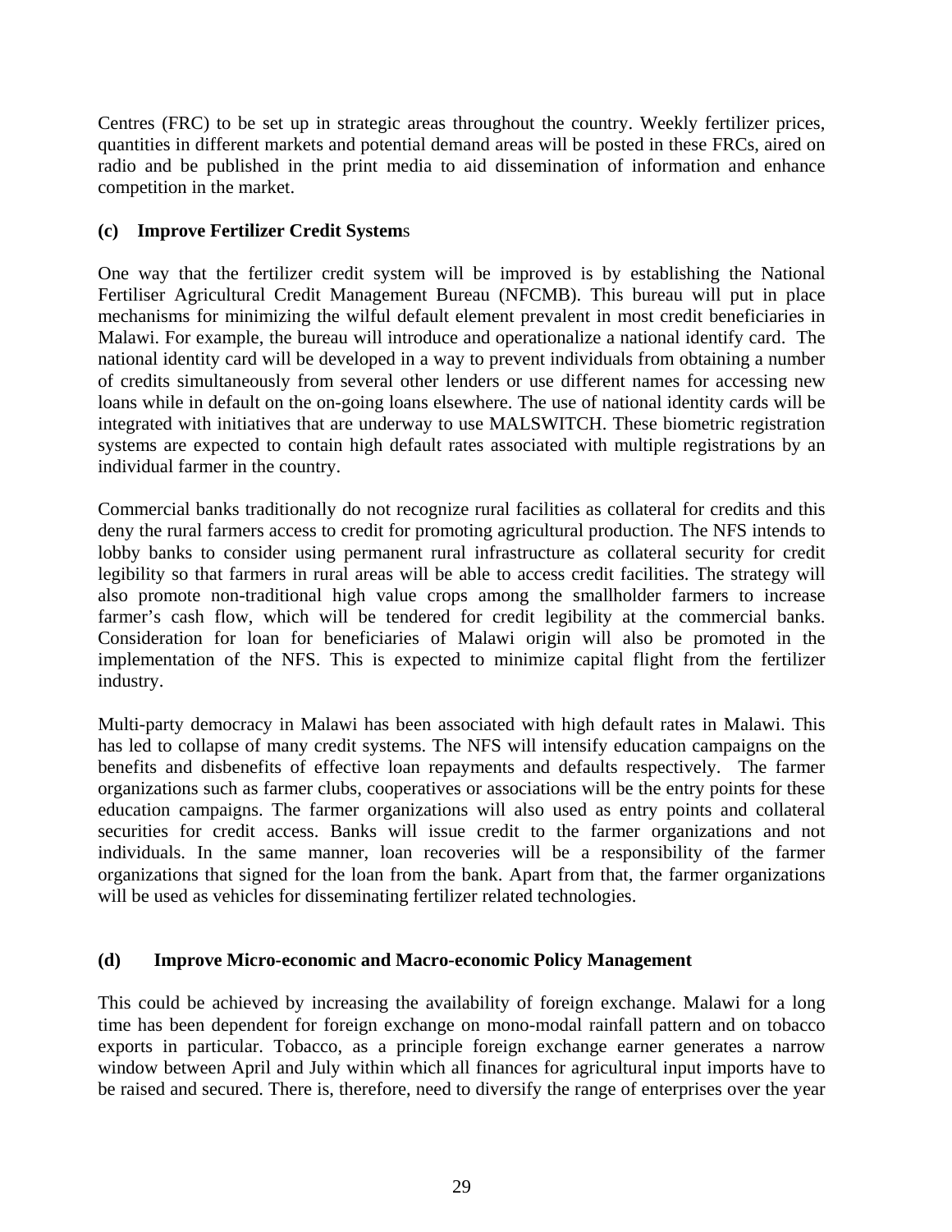Centres (FRC) to be set up in strategic areas throughout the country. Weekly fertilizer prices, quantities in different markets and potential demand areas will be posted in these FRCs, aired on radio and be published in the print media to aid dissemination of information and enhance competition in the market.

**(c) Improve Fertilizer Credit Systems**

One way that the fertilizer credit system will be improved is by establishing the National Fertiliser Agricultural Credit Management Bureau (NFCMB). This bureau will put in place mechanisms for minimizing the wilful default element prevalent in most credit beneficiaries in Malawi. For example, the bureau will introduce and operationalize a national identify card. The national identity card will be developed in a way to prevent individuals from obtaining a number of credits simultaneously from several other lenders or use different names for accessing new loans while in default on the on-going loans elsewhere. The use of national identity cards will be integrated with initiatives that are underway to use MALSWITCH. These biometric registration systems are expected to contain high default rates associated with multiple registrations by an individual farmer in the country.

Commercial banks traditionally do not recognize rural facilities as collateral for credits and this deny the rural farmers access to credit for promoting agricultural production. The NFS intends to lobby banks to consider using permanent rural infrastructure as collateral security for credit legibility so that farmers in rural areas will be able to access credit facilities. The strategy will also promote non-traditional high value crops among the smallholder farmers to increase farmer's cash flow, which will be tendered for credit legibility at the commercial banks. Consideration for loan for beneficiaries of Malawi origin will also be promoted in the implementation of the NFS. This is expected to minimize capital flight from the fertilizer industry.

Multi-party democracy in Malawi has been associated with high default rates in Malawi. This has led to collapse of many credit systems. The NFS will intensify education campaigns on the benefits and disbenefits of effective loan repayments and defaults respectively. The farmer organizations such as farmer clubs, cooperatives or associations will be the entry points for these education campaigns. The farmer organizations will also used as entry points and collateral securities for credit access. Banks will issue credit to the farmer organizations and not individuals. In the same manner, loan recoveries will be a responsibility of the farmer organizations that signed for the loan from the bank. Apart from that, the farmer organizations will be used as vehicles for disseminating fertilizer related technologies.

**(d) Improve Micro-economic and Macro-economic Policy Management**

This could be achieved by increasing the availability of foreign exchange. Malawi for a long time has been dependent for foreign exchange on mono-modal rainfall pattern and on tobacco exports in particular. Tobacco, as a principle foreign exchange earner generates a narrow window between April and July within which all finances for agricultural input imports have to be raised and secured. There is, therefore, need to diversify the range of enterprises over the year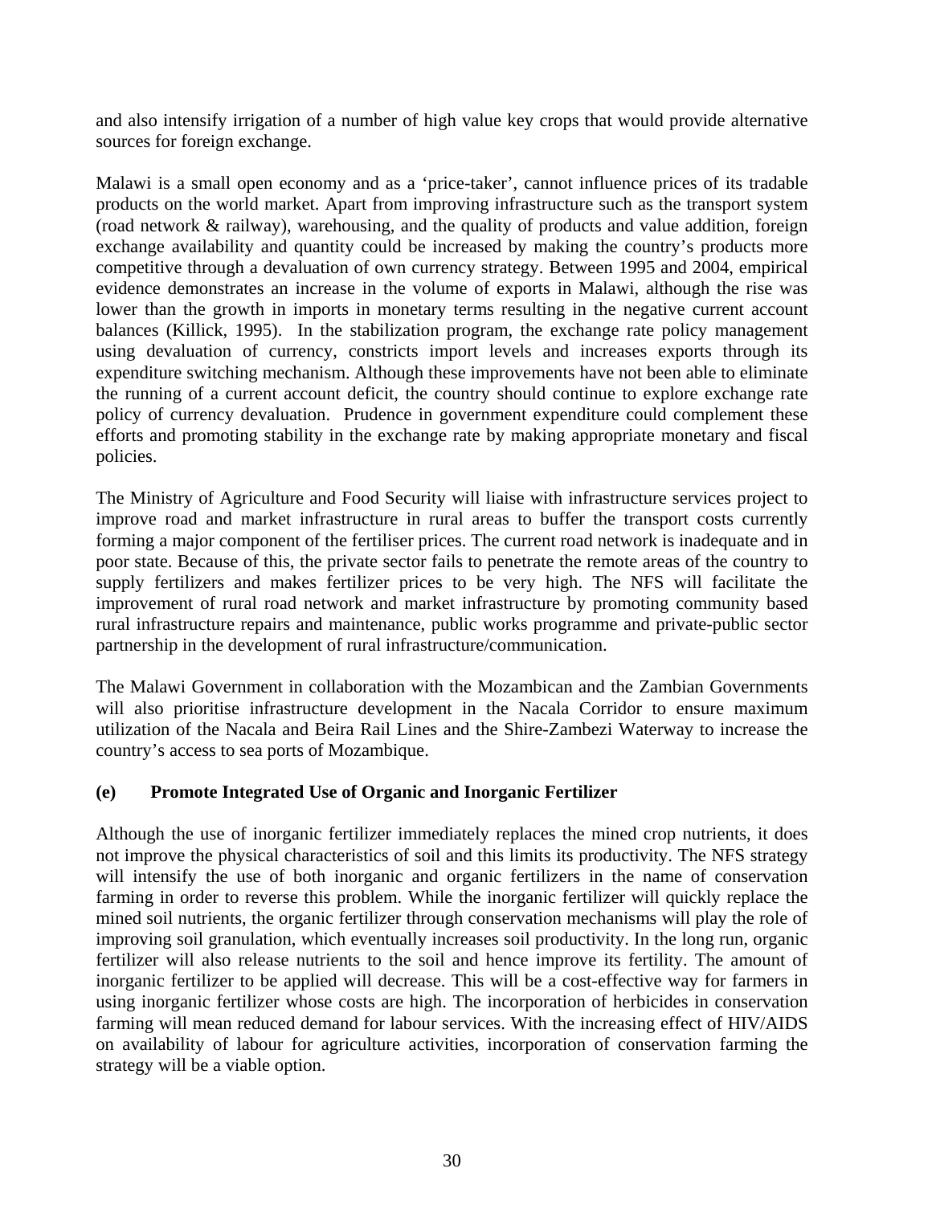and also intensify irrigation of a number of high value key crops that would provide alternative sources for foreign exchange.

Malawi is a small open economy and as a 'price-taker', cannot influence prices of its tradable products on the world market. Apart from improving infrastructure such as the transport system (road network & railway), warehousing, and the quality of products and value addition, foreign exchange availability and quantity could be increased by making the country's products more competitive through a devaluation of own currency strategy. Between 1995 and 2004, empirical evidence demonstrates an increase in the volume of exports in Malawi, although the rise was lower than the growth in imports in monetary terms resulting in the negative current account balances (Killick, 1995). In the stabilization program, the exchange rate policy management using devaluation of currency, constricts import levels and increases exports through its expenditure switching mechanism. Although these improvements have not been able to eliminate the running of a current account deficit, the country should continue to explore exchange rate policy of currency devaluation. Prudence in government expenditure could complement these efforts and promoting stability in the exchange rate by making appropriate monetary and fiscal policies.

The Ministry of Agriculture and Food Security will liaise with infrastructure services project to improve road and market infrastructure in rural areas to buffer the transport costs currently forming a major component of the fertiliser prices. The current road network is inadequate and in poor state. Because of this, the private sector fails to penetrate the remote areas of the country to supply fertilizers and makes fertilizer prices to be very high. The NFS will facilitate the improvement of rural road network and market infrastructure by promoting community based rural infrastructure repairs and maintenance, public works programme and private-public sector partnership in the development of rural infrastructure/communication.

The Malawi Government in collaboration with the Mozambican and the Zambian Governments will also prioritise infrastructure development in the Nacala Corridor to ensure maximum utilization of the Nacala and Beira Rail Lines and the Shire-Zambezi Waterway to increase the country's access to sea ports of Mozambique.

**(e) Promote Integrated Use of Organic and Inorganic Fertilizer**

Although the use of inorganic fertilizer immediately replaces the mined crop nutrients, it does not improve the physical characteristics of soil and this limits its productivity. The NFS strategy will intensify the use of both inorganic and organic fertilizers in the name of conservation farming in order to reverse this problem. While the inorganic fertilizer will quickly replace the mined soil nutrients, the organic fertilizer through conservation mechanisms will play the role of improving soil granulation, which eventually increases soil productivity. In the long run, organic fertilizer will also release nutrients to the soil and hence improve its fertility. The amount of inorganic fertilizer to be applied will decrease. This will be a cost-effective way for farmers in using inorganic fertilizer whose costs are high. The incorporation of herbicides in conservation farming will mean reduced demand for labour services. With the increasing effect of HIV/AIDS on availability of labour for agriculture activities, incorporation of conservation farming the strategy will be a viable option.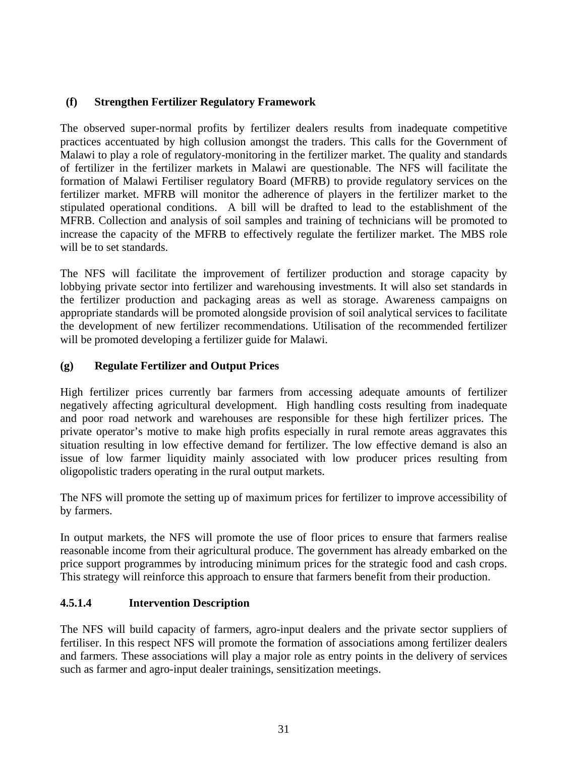### (f) Strengthen Fertilizer Regulatory Framework

The observed super-normal profits by fertilizer dealers results from inadequate competitive practices accentuated by high collusion amongst the traders. This calls for the Government of Malawi to play a role of regulatory-monitoring in the fertilizer market. The quality and standards of fertilizer in the fertilizer markets in Malawi are questionable. The NFS will facilitate the formation of Malawi Fertiliser regulatory Board (MFRB) to provide regulatory services on the fertilizer market. MFRB will monitor the adherence of players in the fertilizer market to the stipulated operational conditions. A bill will be drafted to lead to the establishment of the MFRB. Collection and analysis of soil samples and training of technicians will be promoted to increase the capacity of the MFRB to effectively regulate the fertilizer market. The MBS role will be to set standards.

The NFS will facilitate the improvement of fertilizer production and storage capacity by lobbying private sector into fertilizer and warehousing investments. It will also set standards in the fertilizer production and packaging areas as well as storage. Awareness campaigns on appropriate standards will be promoted alongside provision of soil analytical services to facilitate the development of new fertilizer recommendations. Utilisation of the recommended fertilizer will be promoted developing a fertilizer guide for Malawi.

### (g) Regulate Fertilizer and Output Prices

High fertilizer prices currently bar farmers from accessing adequate amounts of fertilizer negatively affecting agricultural development. High handling costs resulting from inadequate and poor road network and warehouses are responsible for these high fertilizer prices. The private operator's motive to make high profits especially in rural remote areas aggravates this situation resulting in low effective demand for fertilizer. The low effective demand is also an issue of low farmer liquidity mainly associated with low producer prices resulting from oligopolistic traders operating in the rural output markets.

The NFS will promote the setting up of maximum prices for fertilizer to improve accessibility of by farmers.

In output markets, the NFS will promote the use of floor prices to ensure that farmers realise reasonable income from their agricultural produce. The government has already embarked on the price support programmes by introducing minimum prices for the strategic food and cash crops. This strategy will reinforce this approach to ensure that farmers benefit from their production.

### 4.5.1.4 Intervention Description

The NFS will build capacity of farmers, agro-input dealers and the private sector suppliers of fertiliser. In this respect NFS will promote the formation of associations among fertilizer dealers and farmers. These associations will play a major role as entry points in the delivery of services such as farmer and agro-input dealer trainings, sensitization meetings.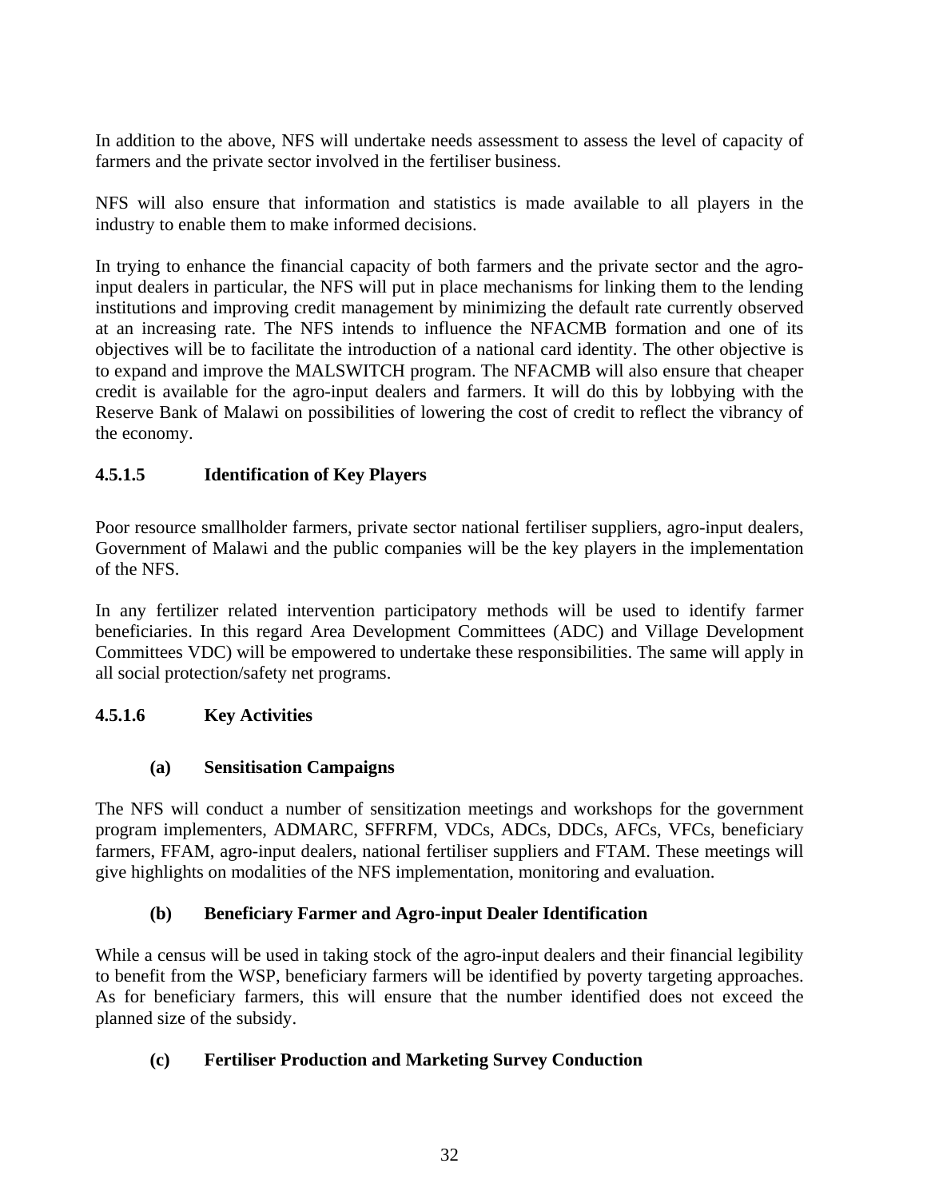In addition to the above, NFS will undertake needs assessment to assess the level of capacity of farmers and the private sector involved in the fertiliser business.

NFS will also ensure that information and statistics is made available to all players in the industry to enable them to make informed decisions.

In trying to enhance the financial capacity of both farmers and the private sector and the agro-input dealers in particular, the NFS will put in place mechanisms for linking them to the lending institutions and improving credit management by minimizing the default rate currently observed at an increasing rate. The NFS intends to influence the NFACMB formation and one of its objectives will be to facilitate the introduction of a national card identity. The other objective is to expand and improve the MALSWITCH program. The NFACMB will also ensure that cheaper credit is available for the agro-input dealers and farmers. It will do this by lobbying with the Reserve Bank of Malawi on possibilities of lowering the cost of credit to reflect the vibrancy of the economy.

#### 4.5.1.5 Identification of Key Players

Poor resource smallholder farmers, private sector national fertiliser suppliers, agro-input dealers, Government of Malawi and the public companies will be the key players in the implementation of the NFS.

In any fertilizer related intervention participatory methods will be used to identify farmer beneficiaries. In this regard Area Development Committees (ADC) and Village Development Committees VDC) will be empowered to undertake these responsibilities. The same will apply in all social protection/safety net programs.

#### 4.5.1.6 Key Activities

**(a) Sensitisation Campaigns**

The NFS will conduct a number of sensitization meetings and workshops for the government program implementers, ADMARC, SFFRFM, VDCs, ADCs, DDCs, AFCs, VFCs, beneficiary farmers, FFAM, agro-input dealers, national fertiliser suppliers and FTAM. These meetings will give highlights on modalities of the NFS implementation, monitoring and evaluation.

**(b) Beneficiary Farmer and Agro-input Dealer Identification**

While a census will be used in taking stock of the agro-input dealers and their financial legibility to benefit from the WSP, beneficiary farmers will be identified by poverty targeting approaches. As for beneficiary farmers, this will ensure that the number identified does not exceed the planned size of the subsidy.

**(c) Fertiliser Production and Marketing Survey Conduction**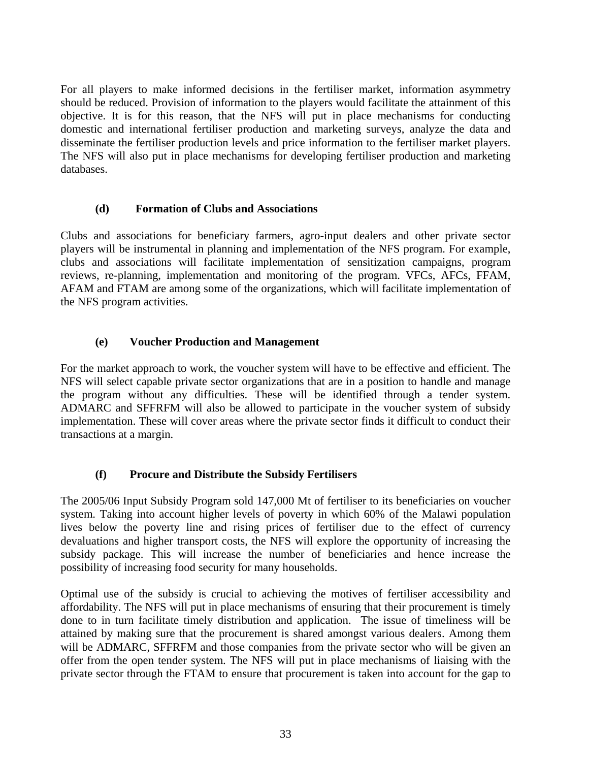For all players to make informed decisions in the fertiliser market, information asymmetry should be reduced. Provision of information to the players would facilitate the attainment of this objective. It is for this reason, that the NFS will put in place mechanisms for conducting domestic and international fertiliser production and marketing surveys, analyze the data and disseminate the fertiliser production levels and price information to the fertiliser market players. The NFS will also put in place mechanisms for developing fertiliser production and marketing databases.

#### (d) Formation of Clubs and Associations

Clubs and associations for beneficiary farmers, agro-input dealers and other private sector players will be instrumental in planning and implementation of the NFS program. For example, clubs and associations will facilitate implementation of sensitization campaigns, program reviews, re-planning, implementation and monitoring of the program. VFCs, AFCs, FFAM, AFAM and FTAM are among some of the organizations, which will facilitate implementation of the NFS program activities.

#### (e) Voucher Production and Management

For the market approach to work, the voucher system will have to be effective and efficient. The NFS will select capable private sector organizations that are in a position to handle and manage the program without any difficulties. These will be identified through a tender system. ADMARC and SFFRFM will also be allowed to participate in the voucher system of subsidy implementation. These will cover areas where the private sector finds it difficult to conduct their transactions at a margin.

#### (f) Procure and Distribute the Subsidy Fertilisers

The 2005/06 Input Subsidy Program sold 147,000 Mt of fertiliser to its beneficiaries on voucher system. Taking into account higher levels of poverty in which 60% of the Malawi population lives below the poverty line and rising prices of fertiliser due to the effect of currency devaluations and higher transport costs, the NFS will explore the opportunity of increasing the subsidy package. This will increase the number of beneficiaries and hence increase the possibility of increasing food security for many households.

Optimal use of the subsidy is crucial to achieving the motives of fertiliser accessibility and affordability. The NFS will put in place mechanisms of ensuring that their procurement is timely done to in turn facilitate timely distribution and application. The issue of timeliness will be attained by making sure that the procurement is shared amongst various dealers. Among them will be ADMARC, SFFRFM and those companies from the private sector who will be given an offer from the open tender system. The NFS will put in place mechanisms of liaising with the private sector through the FTAM to ensure that procurement is taken into account for the gap to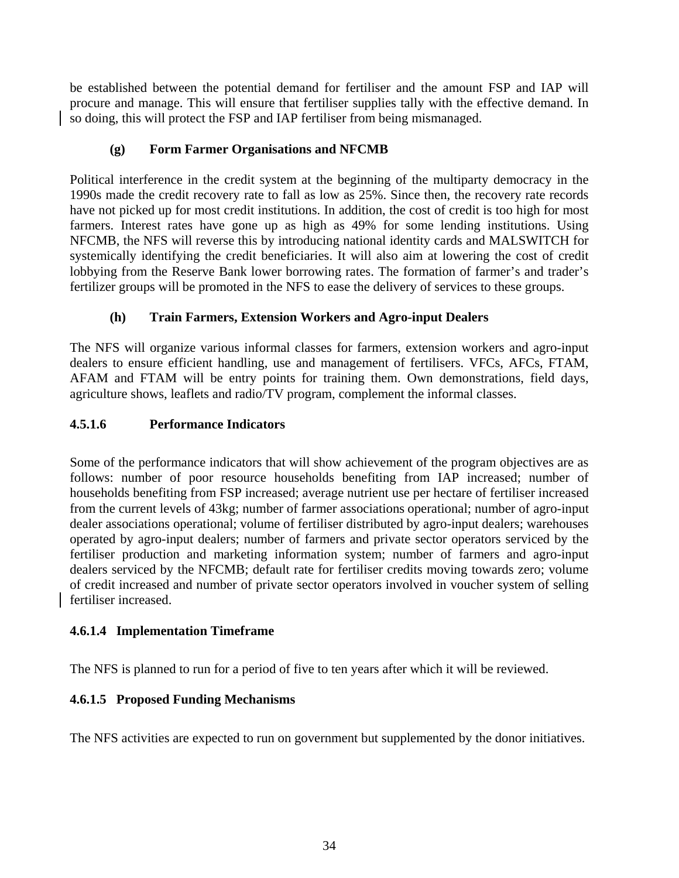be established between the potential demand for fertiliser and the amount FSP and IAP will procure and manage. This will ensure that fertiliser supplies tally with the effective demand. In so doing, this will protect the FSP and IAP fertiliser from being mismanaged.

#### (g) Form Farmer Organisations and NFCMB

Political interference in the credit system at the beginning of the multiparty democracy in the 1990s made the credit recovery rate to fall as low as 25%. Since then, the recovery rate records have not picked up for most credit institutions. In addition, the cost of credit is too high for most farmers. Interest rates have gone up as high as 49% for some lending institutions. Using NFCMB, the NFS will reverse this by introducing national identity cards and MALSWITCH for systemically identifying the credit beneficiaries. It will also aim at lowering the cost of credit lobbying from the Reserve Bank lower borrowing rates. The formation of farmer's and trader's fertilizer groups will be promoted in the NFS to ease the delivery of services to these groups.

#### (h) Train Farmers, Extension Workers and Agro-input Dealers

The NFS will organize various informal classes for farmers, extension workers and agro-input dealers to ensure efficient handling, use and management of fertilisers. VFCs, AFCs, FTAM, AFAM and FTAM will be entry points for training them. Own demonstrations, field days, agriculture shows, leaflets and radio/TV program, complement the informal classes.

### 4.5.1.6 Performance Indicators

Some of the performance indicators that will show achievement of the program objectives are as follows: number of poor resource households benefiting from IAP increased; number of households benefiting from FSP increased; average nutrient use per hectare of fertiliser increased from the current levels of 43kg; number of farmer associations operational; number of agro-input dealer associations operational; volume of fertiliser distributed by agro-input dealers; warehouses operated by agro-input dealers; number of farmers and private sector operators serviced by the fertiliser production and marketing information system; number of farmers and agro-input dealers serviced by the NFCMB; default rate for fertiliser credits moving towards zero; volume of credit increased and number of private sector operators involved in voucher system of selling fertiliser increased.

### 4.6.1.4 Implementation Timeframe

The NFS is planned to run for a period of five to ten years after which it will be reviewed.

### 4.6.1.5 Proposed Funding Mechanisms

The NFS activities are expected to run on government but supplemented by the donor initiatives.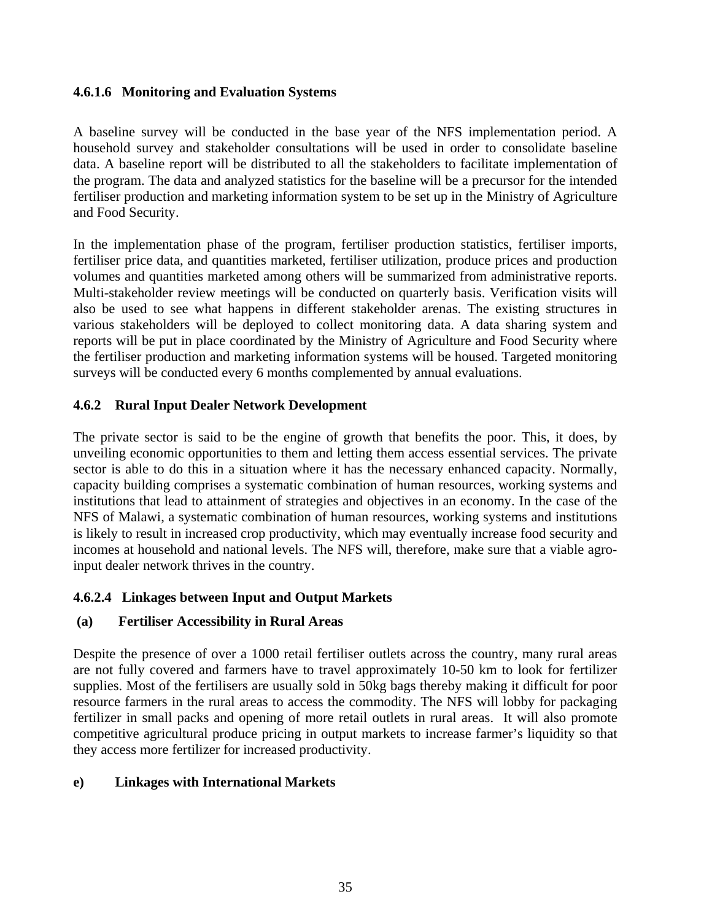#### 4.6.1.6 Monitoring and Evaluation Systems

A baseline survey will be conducted in the base year of the NFS implementation period. A household survey and stakeholder consultations will be used in order to consolidate baseline data. A baseline report will be distributed to all the stakeholders to facilitate implementation of the program. The data and analyzed statistics for the baseline will be a precursor for the intended fertiliser production and marketing information system to be set up in the Ministry of Agriculture and Food Security.

In the implementation phase of the program, fertiliser production statistics, fertiliser imports, fertiliser price data, and quantities marketed, fertiliser utilization, produce prices and production volumes and quantities marketed among others will be summarized from administrative reports. Multi-stakeholder review meetings will be conducted on quarterly basis. Verification visits will also be used to see what happens in different stakeholder arenas. The existing structures in various stakeholders will be deployed to collect monitoring data. A data sharing system and reports will be put in place coordinated by the Ministry of Agriculture and Food Security where the fertiliser production and marketing information systems will be housed. Targeted monitoring surveys will be conducted every 6 months complemented by annual evaluations.

### 4.6.2 Rural Input Dealer Network Development

The private sector is said to be the engine of growth that benefits the poor. This, it does, by unveiling economic opportunities to them and letting them access essential services. The private sector is able to do this in a situation where it has the necessary enhanced capacity. Normally, capacity building comprises a systematic combination of human resources, working systems and institutions that lead to attainment of strategies and objectives in an economy. In the case of the NFS of Malawi, a systematic combination of human resources, working systems and institutions is likely to result in increased crop productivity, which may eventually increase food security and incomes at household and national levels. The NFS will, therefore, make sure that a viable agro-input dealer network thrives in the country.

#### 4.6.2.4 Linkages between Input and Output Markets

**(a) Fertiliser Accessibility in Rural Areas**

Despite the presence of over a 1000 retail fertiliser outlets across the country, many rural areas are not fully covered and farmers have to travel approximately 10-50 km to look for fertilizer supplies. Most of the fertilisers are usually sold in 50kg bags thereby making it difficult for poor resource farmers in the rural areas to access the commodity. The NFS will lobby for packaging fertilizer in small packs and opening of more retail outlets in rural areas. It will also promote competitive agricultural produce pricing in output markets to increase farmer's liquidity so that they access more fertilizer for increased productivity.

**e) Linkages with International Markets**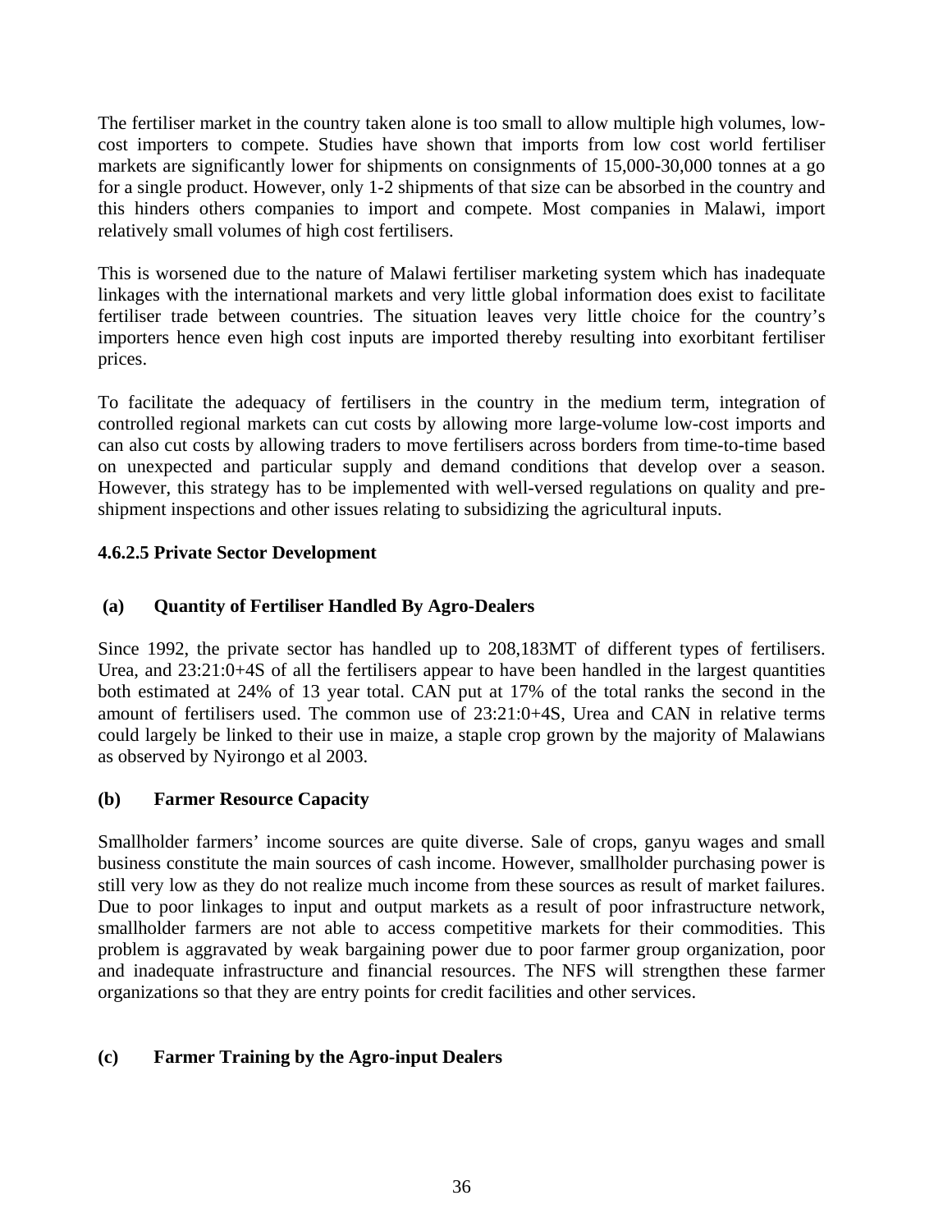The fertiliser market in the country taken alone is too small to allow multiple high volumes, low-cost importers to compete. Studies have shown that imports from low cost world fertiliser markets are significantly lower for shipments on consignments of 15,000-30,000 tonnes at a go for a single product. However, only 1-2 shipments of that size can be absorbed in the country and this hinders others companies to import and compete. Most companies in Malawi, import relatively small volumes of high cost fertilisers.

This is worsened due to the nature of Malawi fertiliser marketing system which has inadequate linkages with the international markets and very little global information does exist to facilitate fertiliser trade between countries. The situation leaves very little choice for the country's importers hence even high cost inputs are imported thereby resulting into exorbitant fertiliser prices.

To facilitate the adequacy of fertilisers in the country in the medium term, integration of controlled regional markets can cut costs by allowing more large-volume low-cost imports and can also cut costs by allowing traders to move fertilisers across borders from time-to-time based on unexpected and particular supply and demand conditions that develop over a season. However, this strategy has to be implemented with well-versed regulations on quality and pre-shipment inspections and other issues relating to subsidizing the agricultural inputs.

#### 4.6.2.5 Private Sector Development

**(a) Quantity of Fertiliser Handled By Agro-Dealers**

Since 1992, the private sector has handled up to 208,183MT of different types of fertilisers. Urea, and 23:21:0+4S of all the fertilisers appear to have been handled in the largest quantities both estimated at 24% of 13 year total. CAN put at 17% of the total ranks the second in the amount of fertilisers used. The common use of 23:21:0+4S, Urea and CAN in relative terms could largely be linked to their use in maize, a staple crop grown by the majority of Malawians as observed by Nyirongo et al 2003.

**(b) Farmer Resource Capacity**

Smallholder farmers' income sources are quite diverse. Sale of crops, ganyu wages and small business constitute the main sources of cash income. However, smallholder purchasing power is still very low as they do not realize much income from these sources as result of market failures. Due to poor linkages to input and output markets as a result of poor infrastructure network, smallholder farmers are not able to access competitive markets for their commodities. This problem is aggravated by weak bargaining power due to poor farmer group organization, poor and inadequate infrastructure and financial resources. The NFS will strengthen these farmer organizations so that they are entry points for credit facilities and other services.

**(c) Farmer Training by the Agro-input Dealers**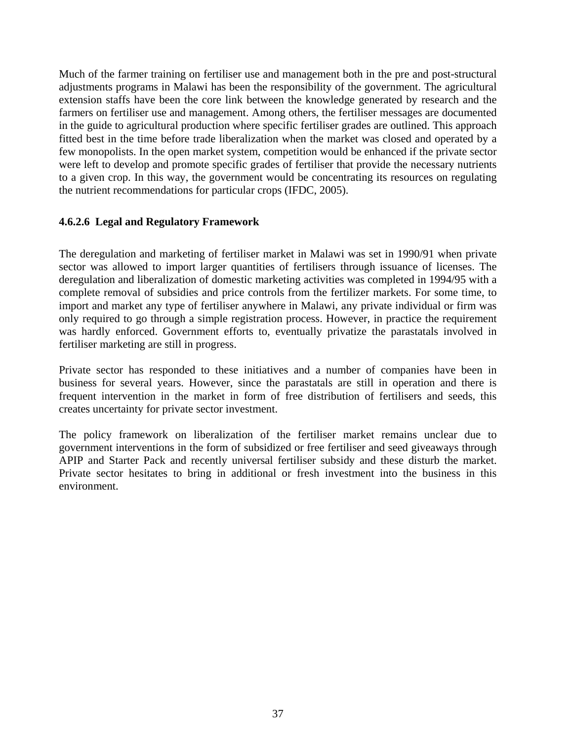Much of the farmer training on fertiliser use and management both in the pre and post-structural adjustments programs in Malawi has been the responsibility of the government. The agricultural extension staffs have been the core link between the knowledge generated by research and the farmers on fertiliser use and management. Among others, the fertiliser messages are documented in the guide to agricultural production where specific fertiliser grades are outlined. This approach fitted best in the time before trade liberalization when the market was closed and operated by a few monopolists. In the open market system, competition would be enhanced if the private sector were left to develop and promote specific grades of fertiliser that provide the necessary nutrients to a given crop. In this way, the government would be concentrating its resources on regulating the nutrient recommendations for particular crops (IFDC, 2005).

#### 4.6.2.6 Legal and Regulatory Framework

The deregulation and marketing of fertiliser market in Malawi was set in 1990/91 when private sector was allowed to import larger quantities of fertilisers through issuance of licenses. The deregulation and liberalization of domestic marketing activities was completed in 1994/95 with a complete removal of subsidies and price controls from the fertilizer markets. For some time, to import and market any type of fertiliser anywhere in Malawi, any private individual or firm was only required to go through a simple registration process. However, in practice the requirement was hardly enforced. Government efforts to, eventually privatize the parastatals involved in fertiliser marketing are still in progress.

Private sector has responded to these initiatives and a number of companies have been in business for several years. However, since the parastatals are still in operation and there is frequent intervention in the market in form of free distribution of fertilisers and seeds, this creates uncertainty for private sector investment.

The policy framework on liberalization of the fertiliser market remains unclear due to government interventions in the form of subsidized or free fertiliser and seed giveaways through APIP and Starter Pack and recently universal fertiliser subsidy and these disturb the market. Private sector hesitates to bring in additional or fresh investment into the business in this environment.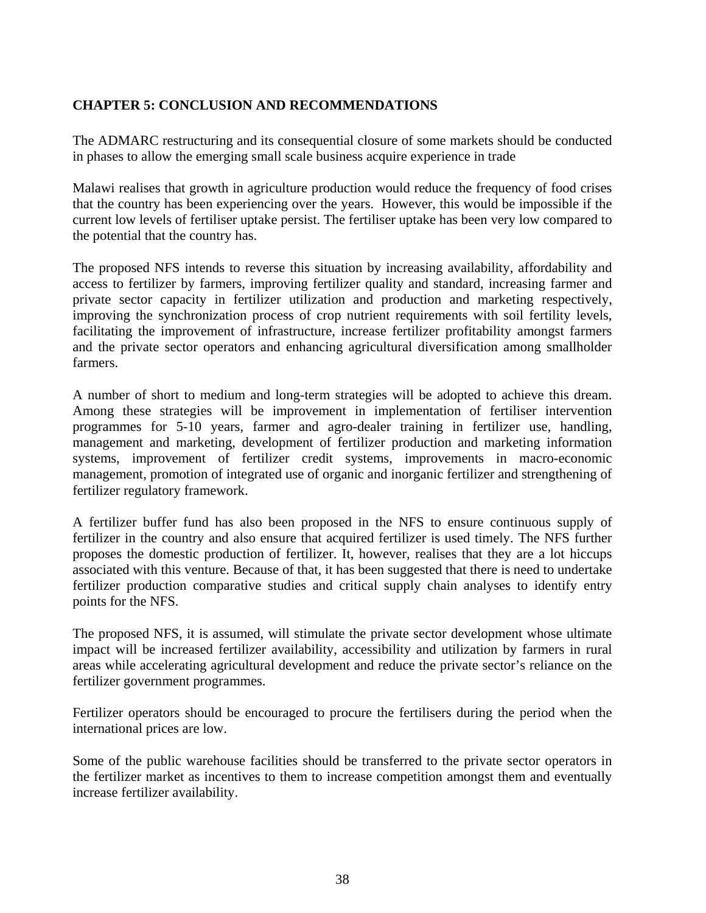## CHAPTER 5: CONCLUSION AND RECOMMENDATIONS

The ADMARC restructuring and its consequential closure of some markets should be conducted in phases to allow the emerging small scale business acquire experience in trade

Malawi realises that growth in agriculture production would reduce the frequency of food crises that the country has been experiencing over the years. However, this would be impossible if the current low levels of fertiliser uptake persist. The fertiliser uptake has been very low compared to the potential that the country has.

The proposed NFS intends to reverse this situation by increasing availability, affordability and access to fertilizer by farmers, improving fertilizer quality and standard, increasing farmer and private sector capacity in fertilizer utilization and production and marketing respectively, improving the synchronization process of crop nutrient requirements with soil fertility levels, facilitating the improvement of infrastructure, increase fertilizer profitability amongst farmers and the private sector operators and enhancing agricultural diversification among smallholder farmers.

A number of short to medium and long-term strategies will be adopted to achieve this dream. Among these strategies will be improvement in implementation of fertiliser intervention programmes for 5-10 years, farmer and agro-dealer training in fertilizer use, handling, management and marketing, development of fertilizer production and marketing information systems, improvement of fertilizer credit systems, improvements in macro-economic management, promotion of integrated use of organic and inorganic fertilizer and strengthening of fertilizer regulatory framework.

A fertilizer buffer fund has also been proposed in the NFS to ensure continuous supply of fertilizer in the country and also ensure that acquired fertilizer is used timely. The NFS further proposes the domestic production of fertilizer. It, however, realises that they are a lot hiccups associated with this venture. Because of that, it has been suggested that there is need to undertake fertilizer production comparative studies and critical supply chain analyses to identify entry points for the NFS.

The proposed NFS, it is assumed, will stimulate the private sector development whose ultimate impact will be increased fertilizer availability, accessibility and utilization by farmers in rural areas while accelerating agricultural development and reduce the private sector's reliance on the fertilizer government programmes.

Fertilizer operators should be encouraged to procure the fertilisers during the period when the international prices are low.

Some of the public warehouse facilities should be transferred to the private sector operators in the fertilizer market as incentives to them to increase competition amongst them and eventually increase fertilizer availability.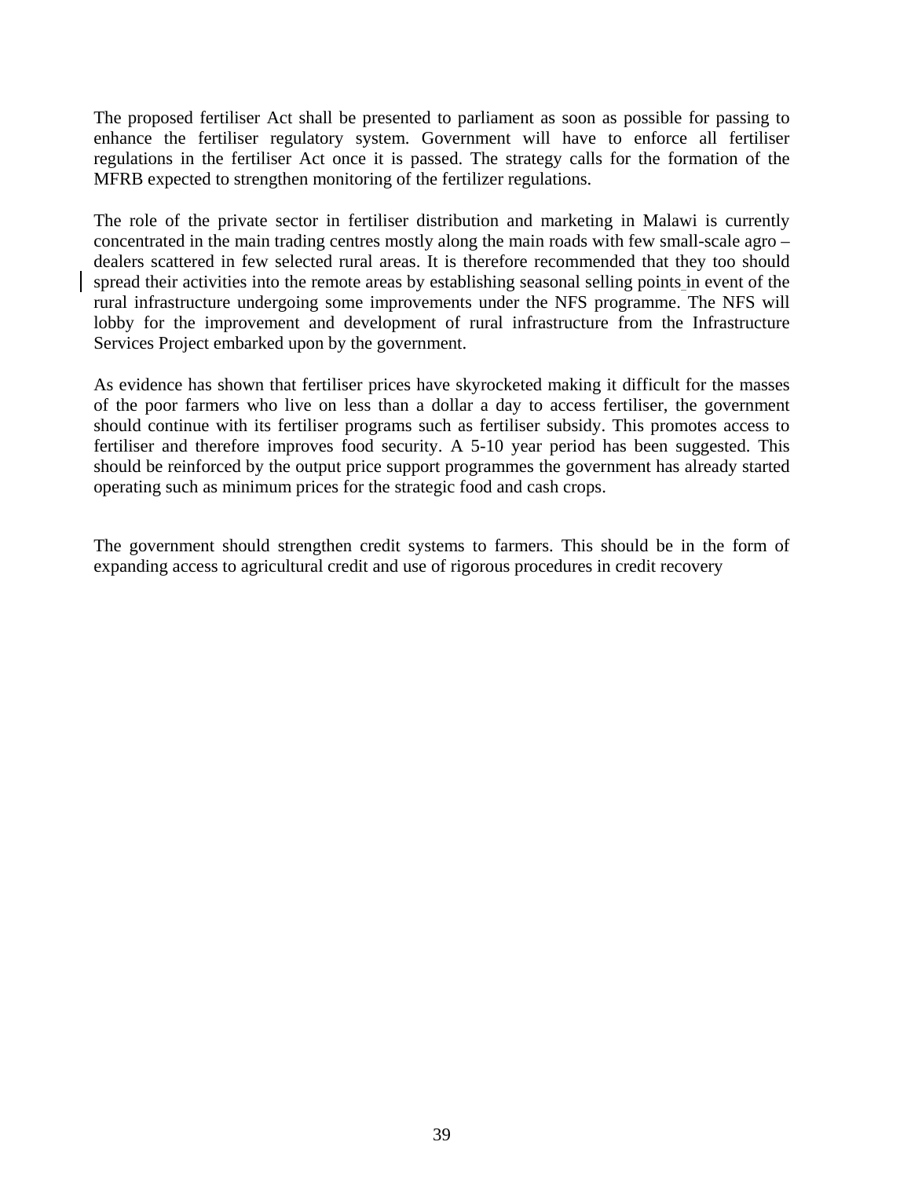The proposed fertiliser Act shall be presented to parliament as soon as possible for passing to enhance the fertiliser regulatory system. Government will have to enforce all fertiliser regulations in the fertiliser Act once it is passed. The strategy calls for the formation of the MFRB expected to strengthen monitoring of the fertilizer regulations.

The role of the private sector in fertiliser distribution and marketing in Malawi is currently concentrated in the main trading centres mostly along the main roads with few small-scale agro – dealers scattered in few selected rural areas. It is therefore recommended that they too should spread their activities into the remote areas by establishing seasonal selling points in event of the rural infrastructure undergoing some improvements under the NFS programme. The NFS will lobby for the improvement and development of rural infrastructure from the Infrastructure Services Project embarked upon by the government.

As evidence has shown that fertiliser prices have skyrocketed making it difficult for the masses of the poor farmers who live on less than a dollar a day to access fertiliser, the government should continue with its fertiliser programs such as fertiliser subsidy. This promotes access to fertiliser and therefore improves food security. A 5-10 year period has been suggested. This should be reinforced by the output price support programmes the government has already started operating such as minimum prices for the strategic food and cash crops.

The government should strengthen credit systems to farmers. This should be in the form of expanding access to agricultural credit and use of rigorous procedures in credit recovery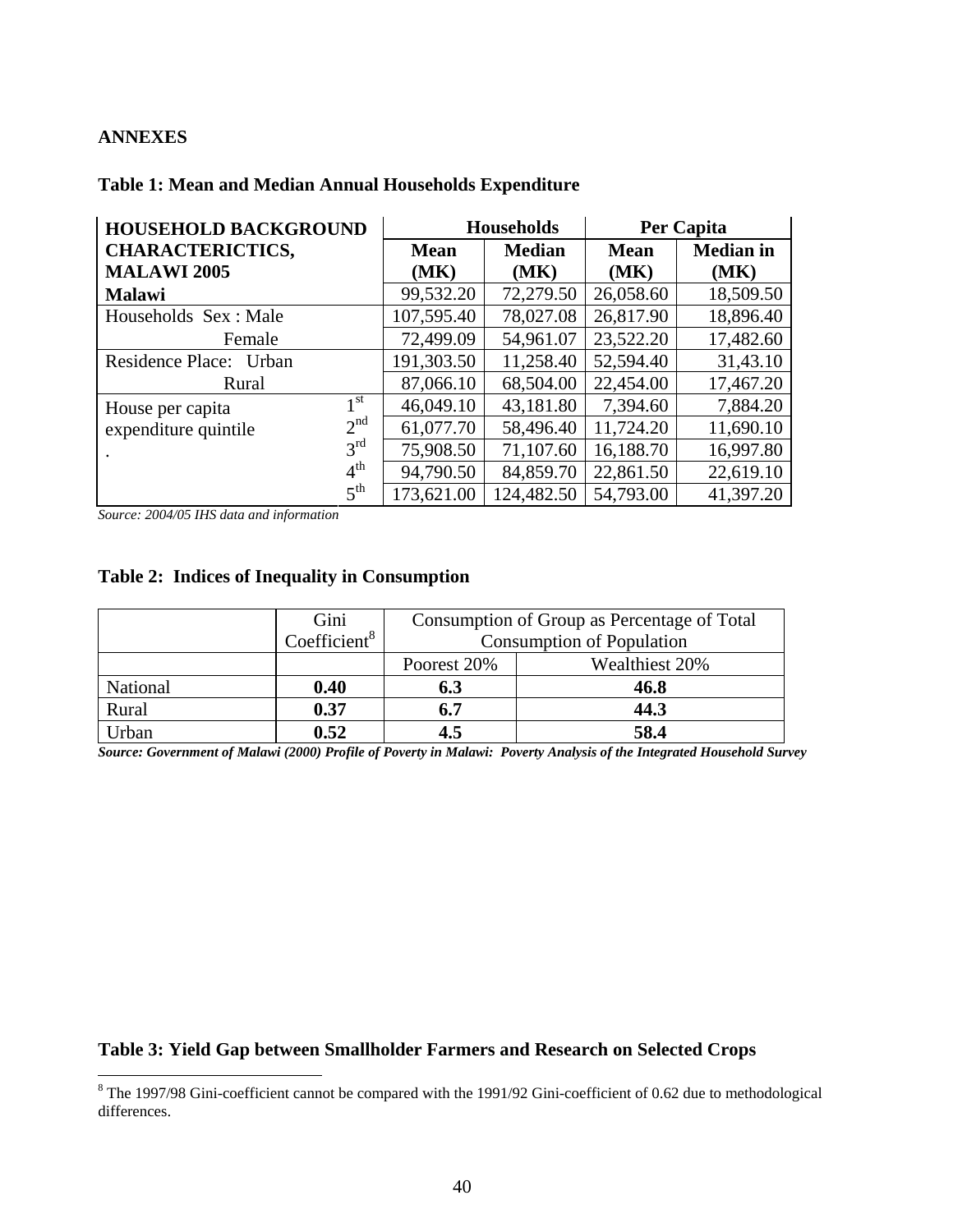**ANNEXES**

**Table 1: Mean and Median Annual Households Expenditure**

| HOUSEHOLD BACKGROUND CHARACTERICTICS, MALAWI 2005 | | Households | | Per Capita | |
|---|---|---|---|---|---|
| | | Mean (MK) | Median (MK) | Mean (MK) | Median in (MK) |
| **Malawi** | | 99,532.20 | 72,279.50 | 26,058.60 | 18,509.50 |
| Households Sex : Male | | 107,595.40 | 78,027.08 | 26,817.90 | 18,896.40 |
| Female | | 72,499.09 | 54,961.07 | 23,522.20 | 17,482.60 |
| Residence Place: Urban | | 191,303.50 | 11,258.40 | 52,594.40 | 31,43.10 |
| Rural | | 87,066.10 | 68,504.00 | 22,454.00 | 17,467.20 |
| House per capita expenditure quintile | 1st | 46,049.10 | 43,181.80 | 7,394.60 | 7,884.20 |
| | 2nd | 61,077.70 | 58,496.40 | 11,724.20 | 11,690.10 |
| . | 3rd | 75,908.50 | 71,107.60 | 16,188.70 | 16,997.80 |
| | 4th | 94,790.50 | 84,859.70 | 22,861.50 | 22,619.10 |
| | 5th | 173,621.00 | 124,482.50 | 54,793.00 | 41,397.20 |

*Source: 2004/05 IHS data and information*

**Table 2: Indices of Inequality in Consumption**

| | Gini Coefficient[8] | Consumption of Group as Percentage of Total Consumption of Population | |
|---|---|---|---|
| | | Poorest 20% | Wealthiest 20% |
| National | **0.40** | **6.3** | **46.8** |
| Rural | **0.37** | **6.7** | **44.3** |
| Urban | **0.52** | **4.5** | **58.4** |

***Source: Government of Malawi (2000) Profile of Poverty in Malawi: Poverty Analysis of the Integrated Household Survey***

**Table 3: Yield Gap between Smallholder Farmers and Research on Selected Crops**

[8] The 1997/98 Gini-coefficient cannot be compared with the 1991/92 Gini-coefficient of 0.62 due to methodological differences.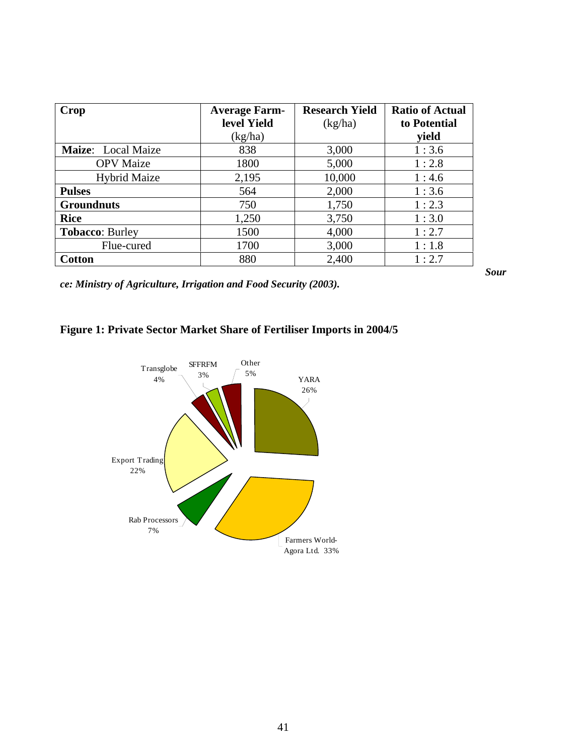| Crop | Average Farm-level Yield (kg/ha) | Research Yield (kg/ha) | Ratio of Actual to Potential yield |
|---|---|---|---|
| **Maize**: Local Maize | 838 | 3,000 | 1 : 3.6 |
| OPV Maize | 1800 | 5,000 | 1 : 2.8 |
| Hybrid Maize | 2,195 | 10,000 | 1 : 4.6 |
| **Pulses** | 564 | 2,000 | 1 : 3.6 |
| **Groundnuts** | 750 | 1,750 | 1 : 2.3 |
| **Rice** | 1,250 | 3,750 | 1 : 3.0 |
| **Tobacco**: Burley | 1500 | 4,000 | 1 : 2.7 |
| Flue-cured | 1700 | 3,000 | 1 : 1.8 |
| **Cotton** | 880 | 2,400 | 1 : 2.7 |

***Source: Ministry of Agriculture, Irrigation and Food Security (2003).***

**Figure 1: Private Sector Market Share of Fertiliser Imports in 2004/5**

Transglobe 4%
SFFRFM 3%
Other 5%
YARA 26%
Export Trading 22%
Rab Processors 7%
Farmers World-Agora Ltd. 33%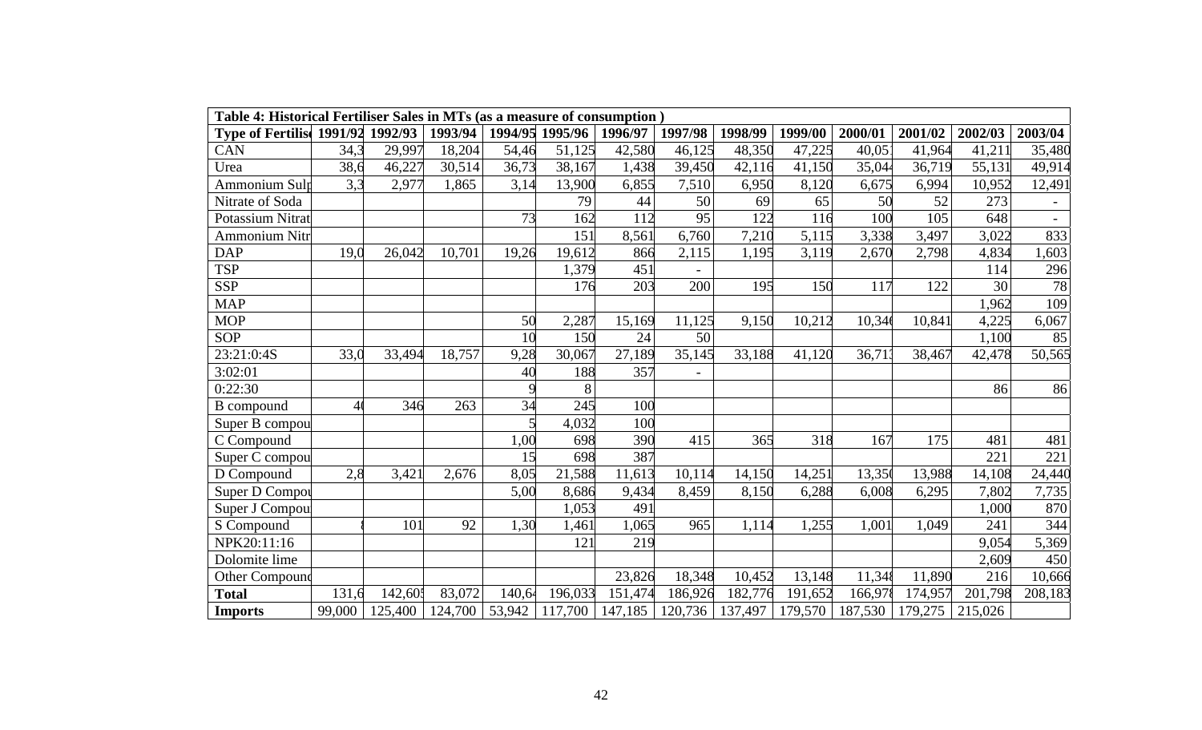| Table 4: Historical Fertiliser Sales in MTs (as a measure of consumption ) | | | | | | | | | | | | | |
|---|---|---|---|---|---|---|---|---|---|---|---|---|---|
| Type of Fertilis | 1991/92 | 1992/93 | 1993/94 | 1994/95 | 1995/96 | 1996/97 | 1997/98 | 1998/99 | 1999/00 | 2000/01 | 2001/02 | 2002/03 | 2003/04 |
| CAN | 34,3 | 29,997 | 18,204 | 54,46 | 51,125 | 42,580 | 46,125 | 48,350 | 47,225 | 40,05 | 41,964 | 41,211 | 35,480 |
| Urea | 38,6 | 46,227 | 30,514 | 36,73 | 38,167 | 1,438 | 39,450 | 42,116 | 41,150 | 35,04 | 36,719 | 55,131 | 49,914 |
| Ammonium Sul | 3,3 | 2,977 | 1,865 | 3,14 | 13,900 | 6,855 | 7,510 | 6,950 | 8,120 | 6,675 | 6,994 | 10,952 | 12,491 |
| Nitrate of Soda | | | | | 79 | 44 | 50 | 69 | 65 | 50 | 52 | 273 | - |
| Potassium Nitrat | | | | 73 | 162 | 112 | 95 | 122 | 116 | 100 | 105 | 648 | - |
| Ammonium Nitr | | | | | 151 | 8,561 | 6,760 | 7,210 | 5,115 | 3,338 | 3,497 | 3,022 | 833 |
| DAP | 19,0 | 26,042 | 10,701 | 19,26 | 19,612 | 866 | 2,115 | 1,195 | 3,119 | 2,670 | 2,798 | 4,834 | 1,603 |
| TSP | | | | | 1,379 | 451 | - | | | | | 114 | 296 |
| SSP | | | | | 176 | 203 | 200 | 195 | 150 | 117 | 122 | 30 | 78 |
| MAP | | | | | | | | | | | | 1,962 | 109 |
| MOP | | | | 50 | 2,287 | 15,169 | 11,125 | 9,150 | 10,212 | 10,34 | 10,841 | 4,225 | 6,067 |
| SOP | | | | 10 | 150 | 24 | 50 | | | | | 1,100 | 85 |
| 23:21:0:4S | 33,0 | 33,494 | 18,757 | 9,28 | 30,067 | 27,189 | 35,145 | 33,188 | 41,120 | 36,71 | 38,467 | 42,478 | 50,565 |
| 3:02:01 | | | | 40 | 188 | 357 | - | | | | | | |
| 0:22:30 | | | | 9 | 8 | | | | | | | 86 | 86 |
| B compound | 4 | 346 | 263 | 34 | 245 | 100 | | | | | | | |
| Super B compou | | | | 5 | 4,032 | 100 | | | | | | | |
| C Compound | | | | 1,00 | 698 | 390 | 415 | 365 | 318 | 167 | 175 | 481 | 481 |
| Super C compou | | | | 15 | 698 | 387 | | | | | | 221 | 221 |
| D Compound | 2,8 | 3,421 | 2,676 | 8,05 | 21,588 | 11,613 | 10,114 | 14,150 | 14,251 | 13,35 | 13,988 | 14,108 | 24,440 |
| Super D Compo | | | | 5,00 | 8,686 | 9,434 | 8,459 | 8,150 | 6,288 | 6,008 | 6,295 | 7,802 | 7,735 |
| Super J Compou | | | | | 1,053 | 491 | | | | | | 1,000 | 870 |
| S Compound | | 101 | 92 | 1,30 | 1,461 | 1,065 | 965 | 1,114 | 1,255 | 1,001 | 1,049 | 241 | 344 |
| NPK20:11:16 | | | | | 121 | 219 | | | | | | 9,054 | 5,369 |
| Dolomite lime | | | | | | | | | | | | 2,609 | 450 |
| Other Compound | | | | | | 23,826 | 18,348 | 10,452 | 13,148 | 11,34 | 11,890 | 216 | 10,666 |
| **Total** | 131,6 | 142,60 | 83,072 | 140,6 | 196,033 | 151,474 | 186,926 | 182,776 | 191,652 | 166,97 | 174,957 | 201,798 | 208,183 |
| **Imports** | 99,000 | 125,400 | 124,700 | 53,942 | 117,700 | 147,185 | 120,736 | 137,497 | 179,570 | 187,530 | 179,275 | 215,026 | |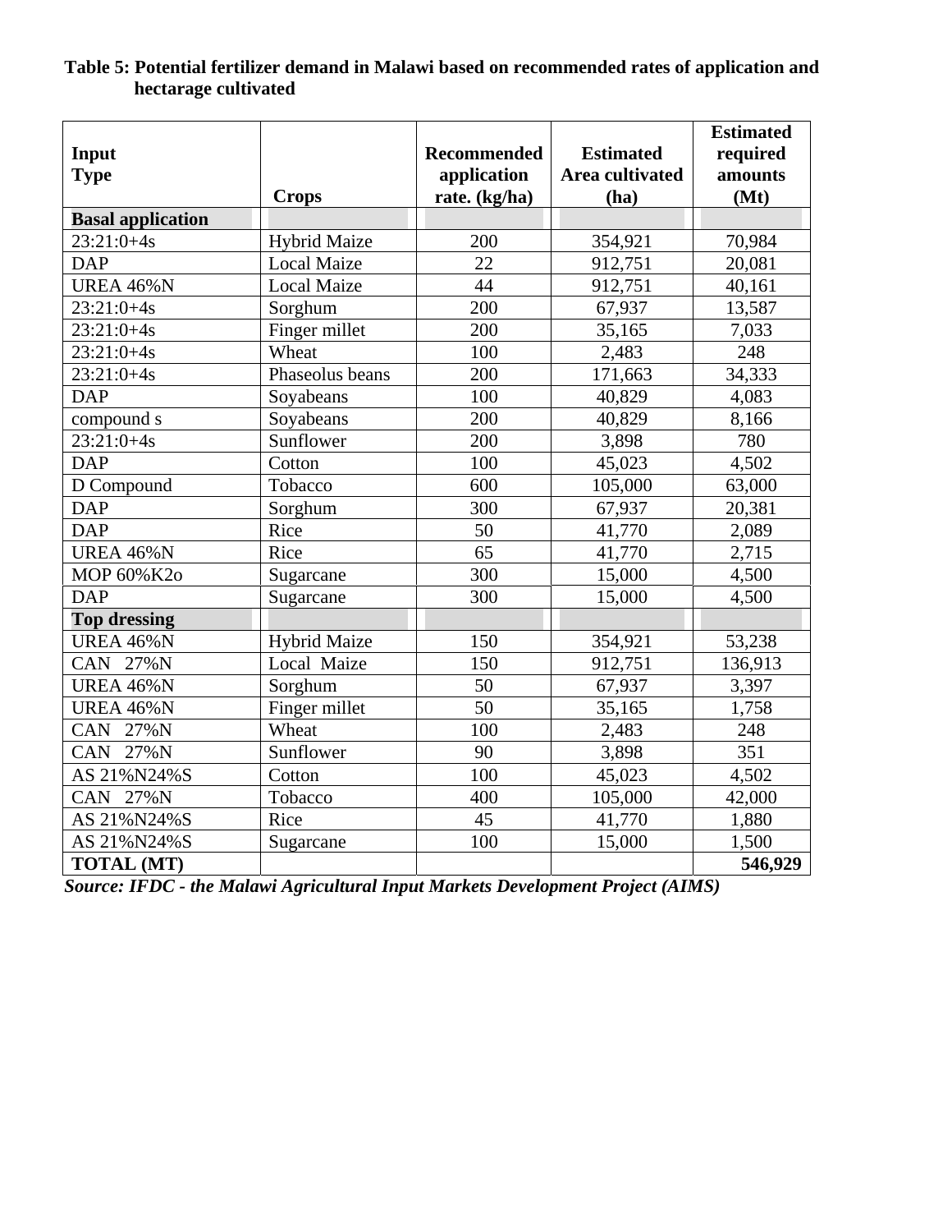**Table 5: Potential fertilizer demand in Malawi based on recommended rates of application and hectarage cultivated**

| Input Type | Crops | Recommended application rate. (kg/ha) | Estimated Area cultivated (ha) | Estimated required amounts (Mt) |
|---|---|---|---|---|
| **Basal application** | | | | |
| 23:21:0+4s | Hybrid Maize | 200 | 354,921 | 70,984 |
| DAP | Local Maize | 22 | 912,751 | 20,081 |
| UREA 46%N | Local Maize | 44 | 912,751 | 40,161 |
| 23:21:0+4s | Sorghum | 200 | 67,937 | 13,587 |
| 23:21:0+4s | Finger millet | 200 | 35,165 | 7,033 |
| 23:21:0+4s | Wheat | 100 | 2,483 | 248 |
| 23:21:0+4s | Phaseolus beans | 200 | 171,663 | 34,333 |
| DAP | Soyabeans | 100 | 40,829 | 4,083 |
| compound s | Soyabeans | 200 | 40,829 | 8,166 |
| 23:21:0+4s | Sunflower | 200 | 3,898 | 780 |
| DAP | Cotton | 100 | 45,023 | 4,502 |
| D Compound | Tobacco | 600 | 105,000 | 63,000 |
| DAP | Sorghum | 300 | 67,937 | 20,381 |
| DAP | Rice | 50 | 41,770 | 2,089 |
| UREA 46%N | Rice | 65 | 41,770 | 2,715 |
| MOP 60%K2o | Sugarcane | 300 | 15,000 | 4,500 |
| DAP | Sugarcane | 300 | 15,000 | 4,500 |
| **Top dressing** | | | | |
| UREA 46%N | Hybrid Maize | 150 | 354,921 | 53,238 |
| CAN 27%N | Local Maize | 150 | 912,751 | 136,913 |
| UREA 46%N | Sorghum | 50 | 67,937 | 3,397 |
| UREA 46%N | Finger millet | 50 | 35,165 | 1,758 |
| CAN 27%N | Wheat | 100 | 2,483 | 248 |
| CAN 27%N | Sunflower | 90 | 3,898 | 351 |
| AS 21%N24%S | Cotton | 100 | 45,023 | 4,502 |
| CAN 27%N | Tobacco | 400 | 105,000 | 42,000 |
| AS 21%N24%S | Rice | 45 | 41,770 | 1,880 |
| AS 21%N24%S | Sugarcane | 100 | 15,000 | 1,500 |
| **TOTAL (MT)** | | | | **546,929** |

***Source: IFDC - the Malawi Agricultural Input Markets Development Project (AIMS)***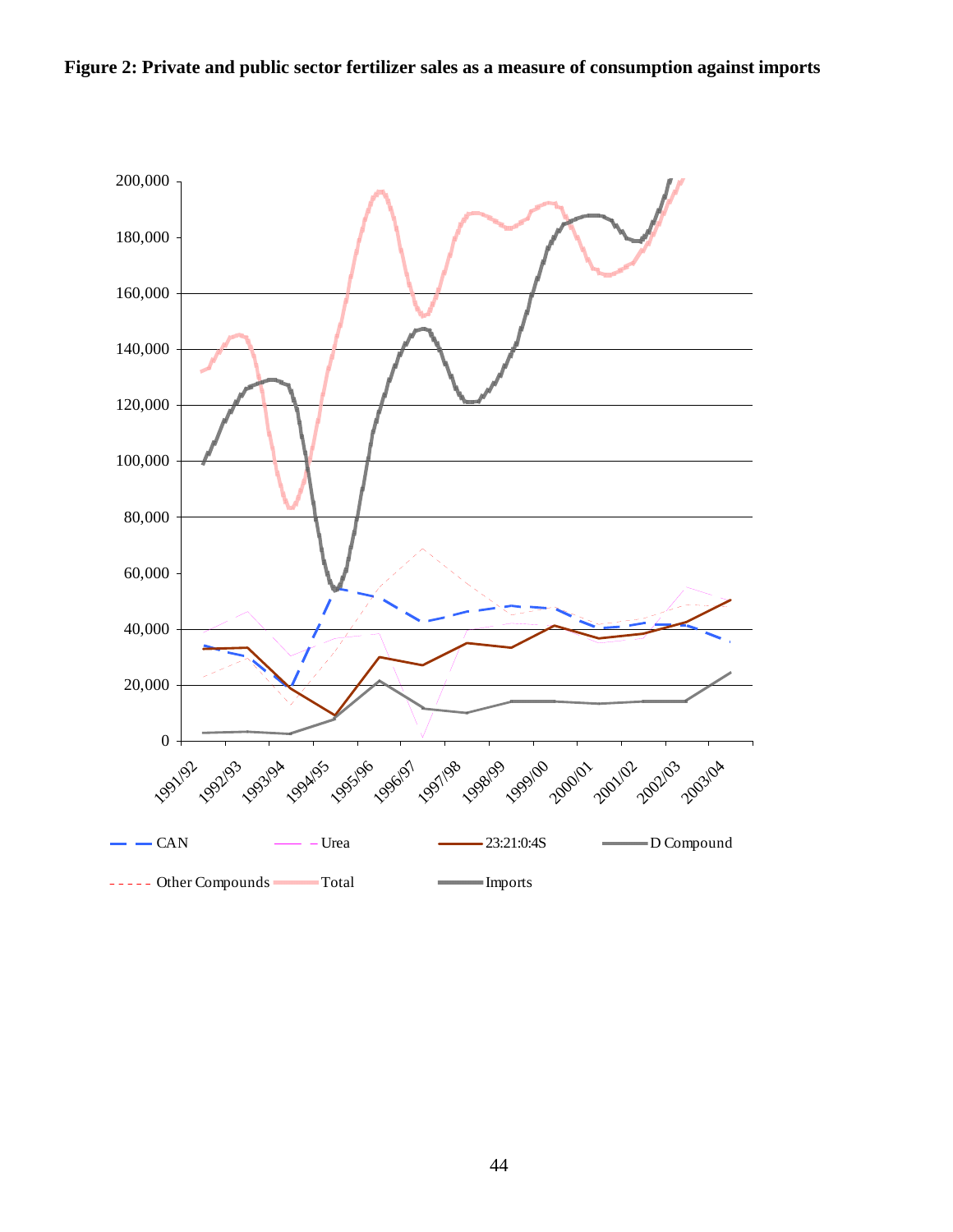**Figure 2: Private and public sector fertilizer sales as a measure of consumption against imports**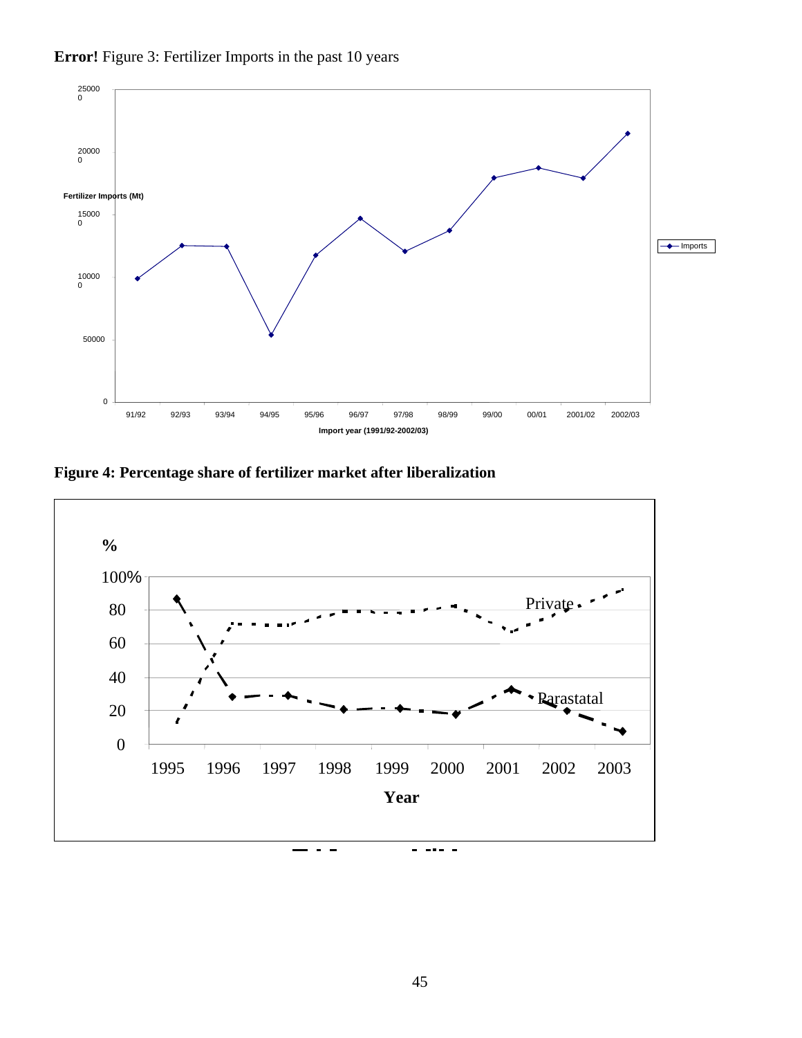**Error!** Figure 3: Fertilizer Imports in the past 10 years

**Figure 4: Percentage share of fertilizer market after liberalization**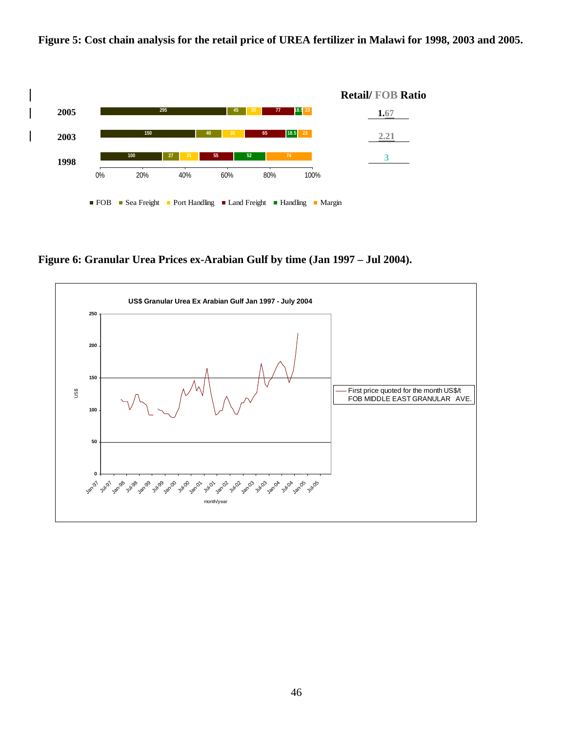**Figure 5: Cost chain analysis for the retail price of UREA fertilizer in Malawi for 1998, 2003 and 2005.**

| Year | FOB | Sea Freight | Port Handling | Land Freight | Handling | Margin | Retail/ FOB Ratio |
|---|---|---|---|---|---|---|---|
| 2005 | 295 | 45 | 35 | 77 | 18.5 | 23 | 1.67 |
| 2003 | 150 | 40 | 35 | 65 | 18.5 | 23 | 2.21 |
| 1998 | 100 | 27 | 31 | 55 | 52 | 74 | 3 |

**Figure 6: Granular Urea Prices ex-Arabian Gulf by time (Jan 1997 – Jul 2004).**

US$ Granular Urea Ex Arabian Gulf Jan 1997 - July 2004

First price quoted for the month US$/t FOB MIDDLE EAST GRANULAR AVE.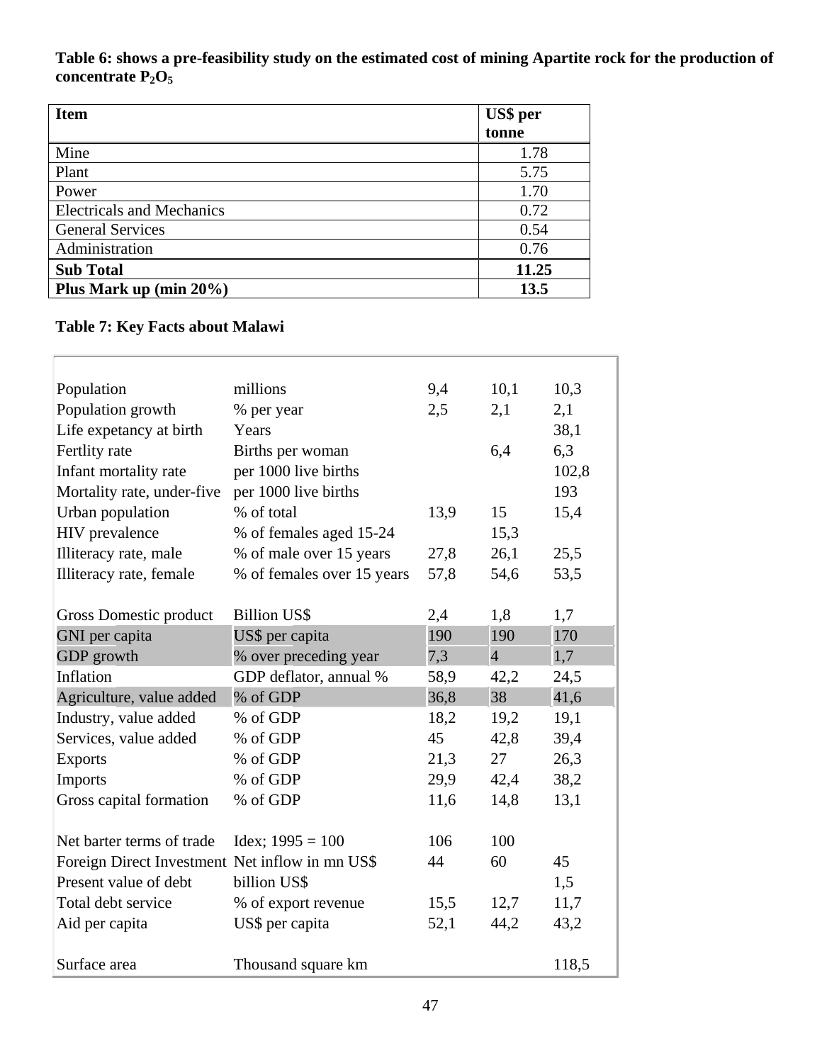**Table 6: shows a pre-feasibility study on the estimated cost of mining Apartite rock for the production of concentrate $P_2O_5$**

| Item | US$ per tonne |
|---|---|
| Mine | 1.78 |
| Plant | 5.75 |
| Power | 1.70 |
| Electricals and Mechanics | 0.72 |
| General Services | 0.54 |
| Administration | 0.76 |
| **Sub Total** | **11.25** |
| **Plus Mark up (min 20%)** | **13.5** |

**Table 7: Key Facts about Malawi**

| | | | | |
|---|---|---|---|---|
| Population | millions | 9,4 | 10,1 | 10,3 |
| Population growth | % per year | 2,5 | 2,1 | 2,1 |
| Life expetancy at birth | Years | | | 38,1 |
| Fertlity rate | Births per woman | | 6,4 | 6,3 |
| Infant mortality rate | per 1000 live births | | | 102,8 |
| Mortality rate, under-five | per 1000 live births | | | 193 |
| Urban population | % of total | 13,9 | 15 | 15,4 |
| HIV prevalence | % of females aged 15-24 | | 15,3 | |
| Illiteracy rate, male | % of male over 15 years | 27,8 | 26,1 | 25,5 |
| Illiteracy rate, female | % of females over 15 years | 57,8 | 54,6 | 53,5 |
| | | | | |
| Gross Domestic product | Billion US$ | 2,4 | 1,8 | 1,7 |
| GNI per capita | US$ per capita | 190 | 190 | 170 |
| GDP growth | % over preceding year | 7,3 | 4 | 1,7 |
| Inflation | GDP deflator, annual % | 58,9 | 42,2 | 24,5 |
| Agriculture, value added | % of GDP | 36,8 | 38 | 41,6 |
| Industry, value added | % of GDP | 18,2 | 19,2 | 19,1 |
| Services, value added | % of GDP | 45 | 42,8 | 39,4 |
| Exports | % of GDP | 21,3 | 27 | 26,3 |
| Imports | % of GDP | 29,9 | 42,4 | 38,2 |
| Gross capital formation | % of GDP | 11,6 | 14,8 | 13,1 |
| | | | | |
| Net barter terms of trade | Idex; 1995 = 100 | 106 | 100 | |
| Foreign Direct Investment | Net inflow in mn US$ | 44 | 60 | 45 |
| Present value of debt | billion US$ | | | 1,5 |
| Total debt service | % of export revenue | 15,5 | 12,7 | 11,7 |
| Aid per capita | US$ per capita | 52,1 | 44,2 | 43,2 |
| | | | | |
| Surface area | Thousand square km | | | 118,5 |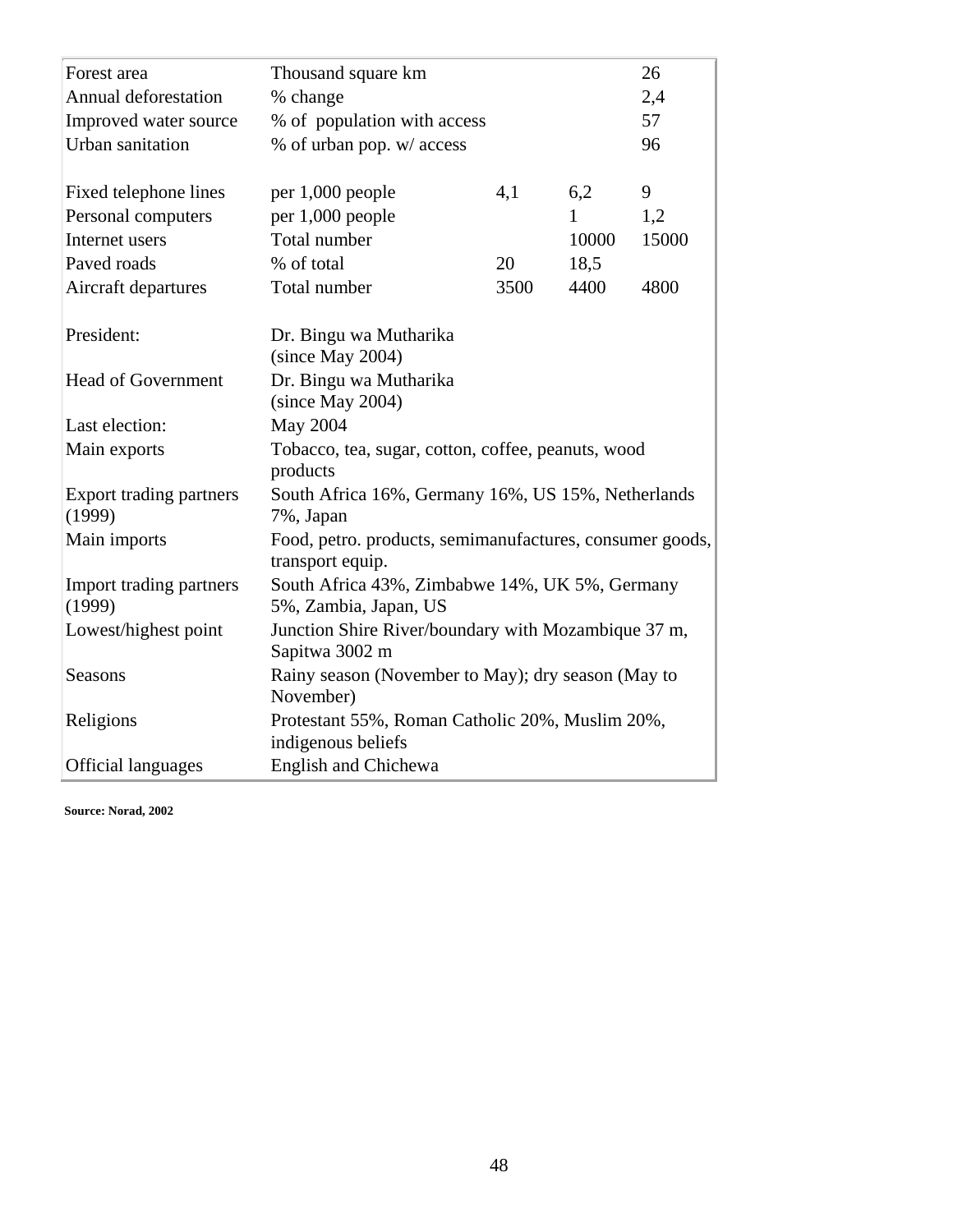| | | | | |
|---|---|---|---|---|
| Forest area | Thousand square km | | | 26 |
| Annual deforestation | % change | | | 2,4 |
| Improved water source | % of population with access | | | 57 |
| Urban sanitation | % of urban pop. w/ access | | | 96 |
| | | | | |
| Fixed telephone lines | per 1,000 people | 4,1 | 6,2 | 9 |
| Personal computers | per 1,000 people | | 1 | 1,2 |
| Internet users | Total number | | 10000 | 15000 |
| Paved roads | % of total | 20 | 18,5 | |
| Aircraft departures | Total number | 3500 | 4400 | 4800 |
| | | | | |
| President: | Dr. Bingu wa Mutharika (since May 2004) | | | |
| Head of Government | Dr. Bingu wa Mutharika (since May 2004) | | | |
| Last election: | May 2004 | | | |
| Main exports | Tobacco, tea, sugar, cotton, coffee, peanuts, wood products | | | |
| Export trading partners (1999) | South Africa 16%, Germany 16%, US 15%, Netherlands 7%, Japan | | | |
| Main imports | Food, petro. products, semimanufactures, consumer goods, transport equip. | | | |
| Import trading partners (1999) | South Africa 43%, Zimbabwe 14%, UK 5%, Germany 5%, Zambia, Japan, US | | | |
| Lowest/highest point | Junction Shire River/boundary with Mozambique 37 m, Sapitwa 3002 m | | | |
| Seasons | Rainy season (November to May); dry season (May to November) | | | |
| Religions | Protestant 55%, Roman Catholic 20%, Muslim 20%, indigenous beliefs | | | |
| Official languages | English and Chichewa | | | |

**Source: Norad, 2002**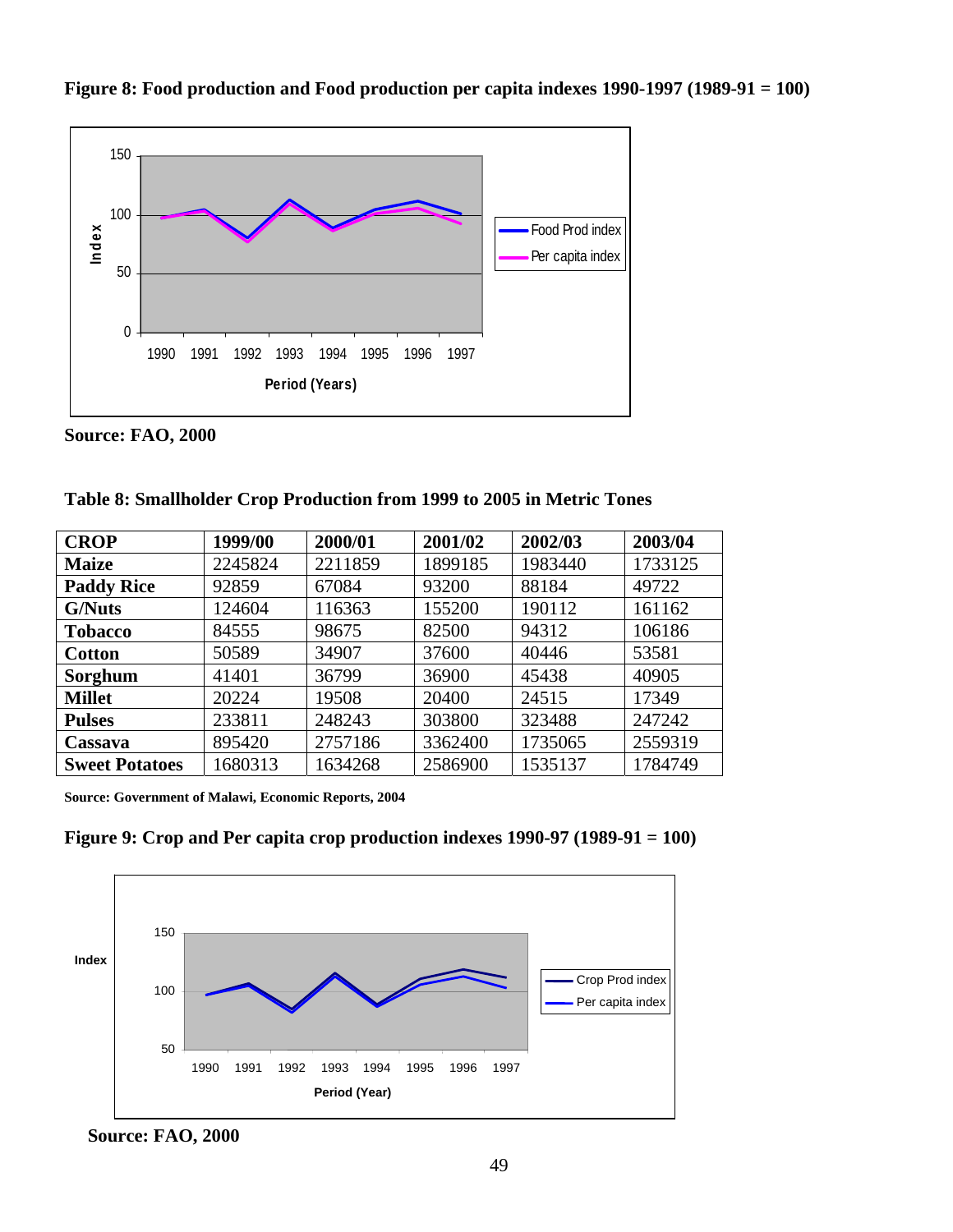**Figure 8: Food production and Food production per capita indexes 1990-1997 (1989-91 = 100)**

**Source: FAO, 2000**

**Table 8: Smallholder Crop Production from 1999 to 2005 in Metric Tones**

| CROP | 1999/00 | 2000/01 | 2001/02 | 2002/03 | 2003/04 |
|---|---|---|---|---|---|
| **Maize** | 2245824 | 2211859 | 1899185 | 1983440 | 1733125 |
| **Paddy Rice** | 92859 | 67084 | 93200 | 88184 | 49722 |
| **G/Nuts** | 124604 | 116363 | 155200 | 190112 | 161162 |
| **Tobacco** | 84555 | 98675 | 82500 | 94312 | 106186 |
| **Cotton** | 50589 | 34907 | 37600 | 40446 | 53581 |
| **Sorghum** | 41401 | 36799 | 36900 | 45438 | 40905 |
| **Millet** | 20224 | 19508 | 20400 | 24515 | 17349 |
| **Pulses** | 233811 | 248243 | 303800 | 323488 | 247242 |
| **Cassava** | 895420 | 2757186 | 3362400 | 1735065 | 2559319 |
| **Sweet Potatoes** | 1680313 | 1634268 | 2586900 | 1535137 | 1784749 |

**Source: Government of Malawi, Economic Reports, 2004**

**Figure 9: Crop and Per capita crop production indexes 1990-97 (1989-91 = 100)**

**Source: FAO, 2000**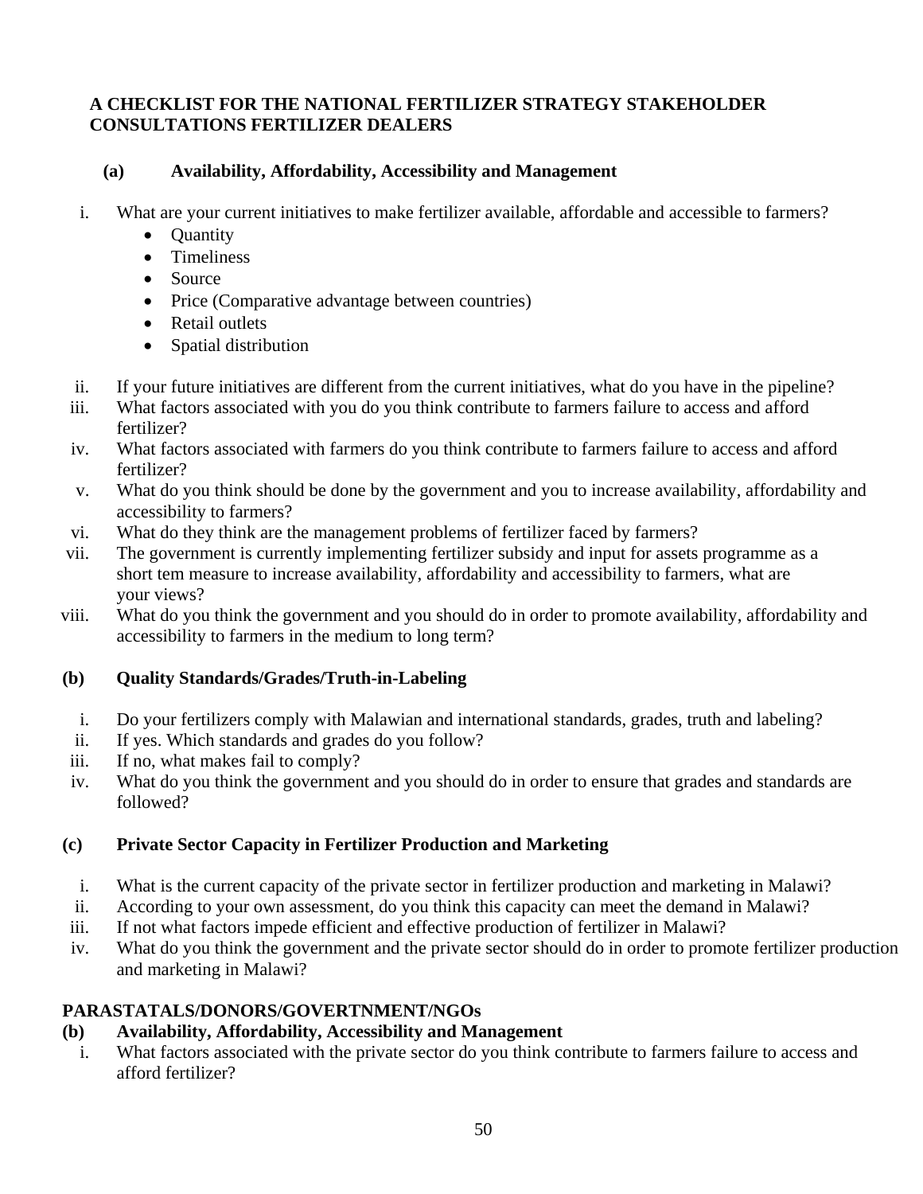**A CHECKLIST FOR THE NATIONAL FERTILIZER STRATEGY STAKEHOLDER CONSULTATIONS FERTILIZER DEALERS**

**(a) Availability, Affordability, Accessibility and Management**

i. What are your current initiatives to make fertilizer available, affordable and accessible to farmers?
   - Quantity
   - Timeliness
   - Source
   - Price (Comparative advantage between countries)
   - Retail outlets
   - Spatial distribution

ii. If your future initiatives are different from the current initiatives, what do you have in the pipeline?

iii. What factors associated with you do you think contribute to farmers failure to access and afford fertilizer?

iv. What factors associated with farmers do you think contribute to farmers failure to access and afford fertilizer?

v. What do you think should be done by the government and you to increase availability, affordability and accessibility to farmers?

vi. What do they think are the management problems of fertilizer faced by farmers?

vii. The government is currently implementing fertilizer subsidy and input for assets programme as a short tem measure to increase availability, affordability and accessibility to farmers, what are your views?

viii. What do you think the government and you should do in order to promote availability, affordability and accessibility to farmers in the medium to long term?

**(b) Quality Standards/Grades/Truth-in-Labeling**

i. Do your fertilizers comply with Malawian and international standards, grades, truth and labeling?

ii. If yes. Which standards and grades do you follow?

iii. If no, what makes fail to comply?

iv. What do you think the government and you should do in order to ensure that grades and standards are followed?

**(c) Private Sector Capacity in Fertilizer Production and Marketing**

i. What is the current capacity of the private sector in fertilizer production and marketing in Malawi?

ii. According to your own assessment, do you think this capacity can meet the demand in Malawi?

iii. If not what factors impede efficient and effective production of fertilizer in Malawi?

iv. What do you think the government and the private sector should do in order to promote fertilizer production and marketing in Malawi?

**PARASTATALS/DONORS/GOVERTNMENT/NGOs**

**(b) Availability, Affordability, Accessibility and Management**

i. What factors associated with the private sector do you think contribute to farmers failure to access and afford fertilizer?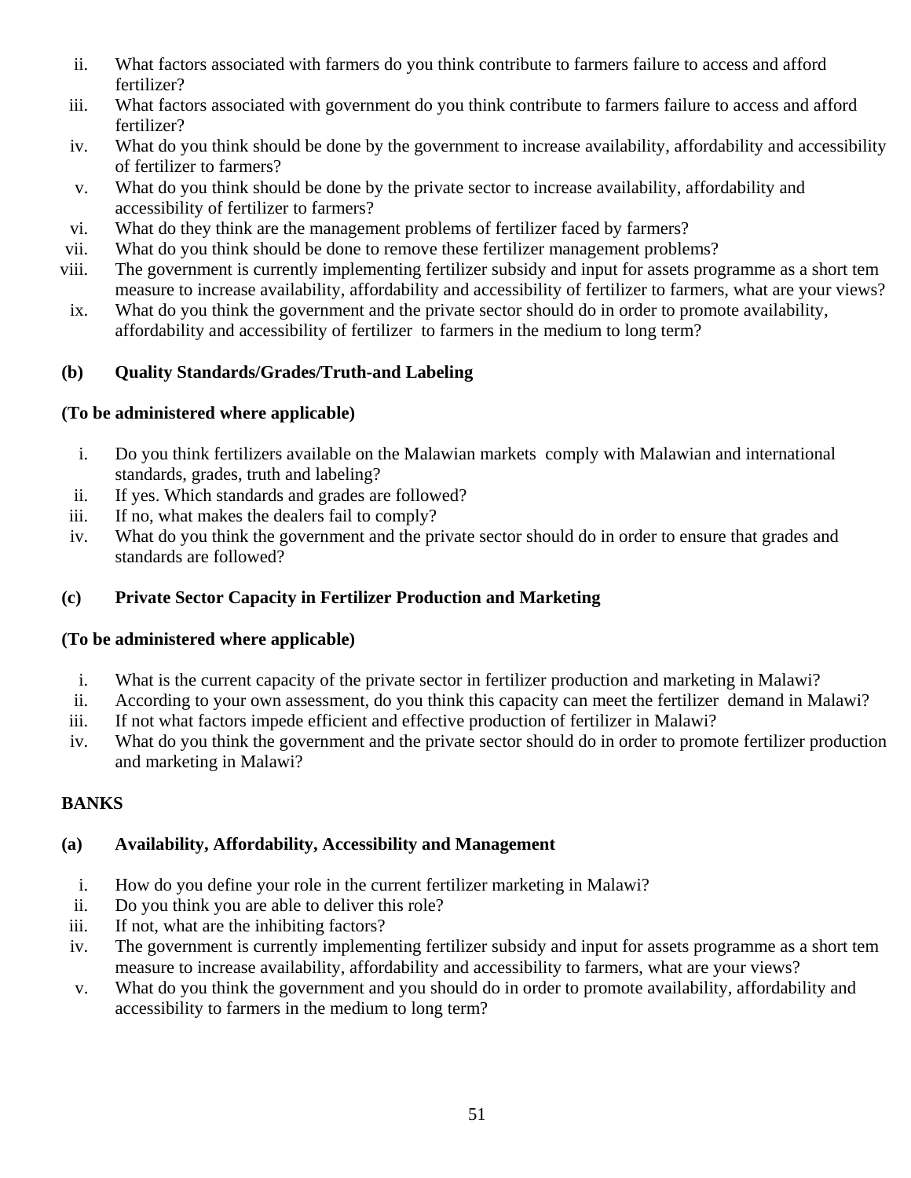ii. What factors associated with farmers do you think contribute to farmers failure to access and afford fertilizer?
iii. What factors associated with government do you think contribute to farmers failure to access and afford fertilizer?
iv. What do you think should be done by the government to increase availability, affordability and accessibility of fertilizer to farmers?
v. What do you think should be done by the private sector to increase availability, affordability and accessibility of fertilizer to farmers?
vi. What do they think are the management problems of fertilizer faced by farmers?
vii. What do you think should be done to remove these fertilizer management problems?
viii. The government is currently implementing fertilizer subsidy and input for assets programme as a short tem measure to increase availability, affordability and accessibility of fertilizer to farmers, what are your views?
ix. What do you think the government and the private sector should do in order to promote availability, affordability and accessibility of fertilizer to farmers in the medium to long term?

**(b) Quality Standards/Grades/Truth-and Labeling**

**(To be administered where applicable)**

i. Do you think fertilizers available on the Malawian markets comply with Malawian and international standards, grades, truth and labeling?
ii. If yes. Which standards and grades are followed?
iii. If no, what makes the dealers fail to comply?
iv. What do you think the government and the private sector should do in order to ensure that grades and standards are followed?

**(c) Private Sector Capacity in Fertilizer Production and Marketing**

**(To be administered where applicable)**

i. What is the current capacity of the private sector in fertilizer production and marketing in Malawi?
ii. According to your own assessment, do you think this capacity can meet the fertilizer demand in Malawi?
iii. If not what factors impede efficient and effective production of fertilizer in Malawi?
iv. What do you think the government and the private sector should do in order to promote fertilizer production and marketing in Malawi?

**BANKS**

**(a) Availability, Affordability, Accessibility and Management**

i. How do you define your role in the current fertilizer marketing in Malawi?
ii. Do you think you are able to deliver this role?
iii. If not, what are the inhibiting factors?
iv. The government is currently implementing fertilizer subsidy and input for assets programme as a short tem measure to increase availability, affordability and accessibility to farmers, what are your views?
v. What do you think the government and you should do in order to promote availability, affordability and accessibility to farmers in the medium to long term?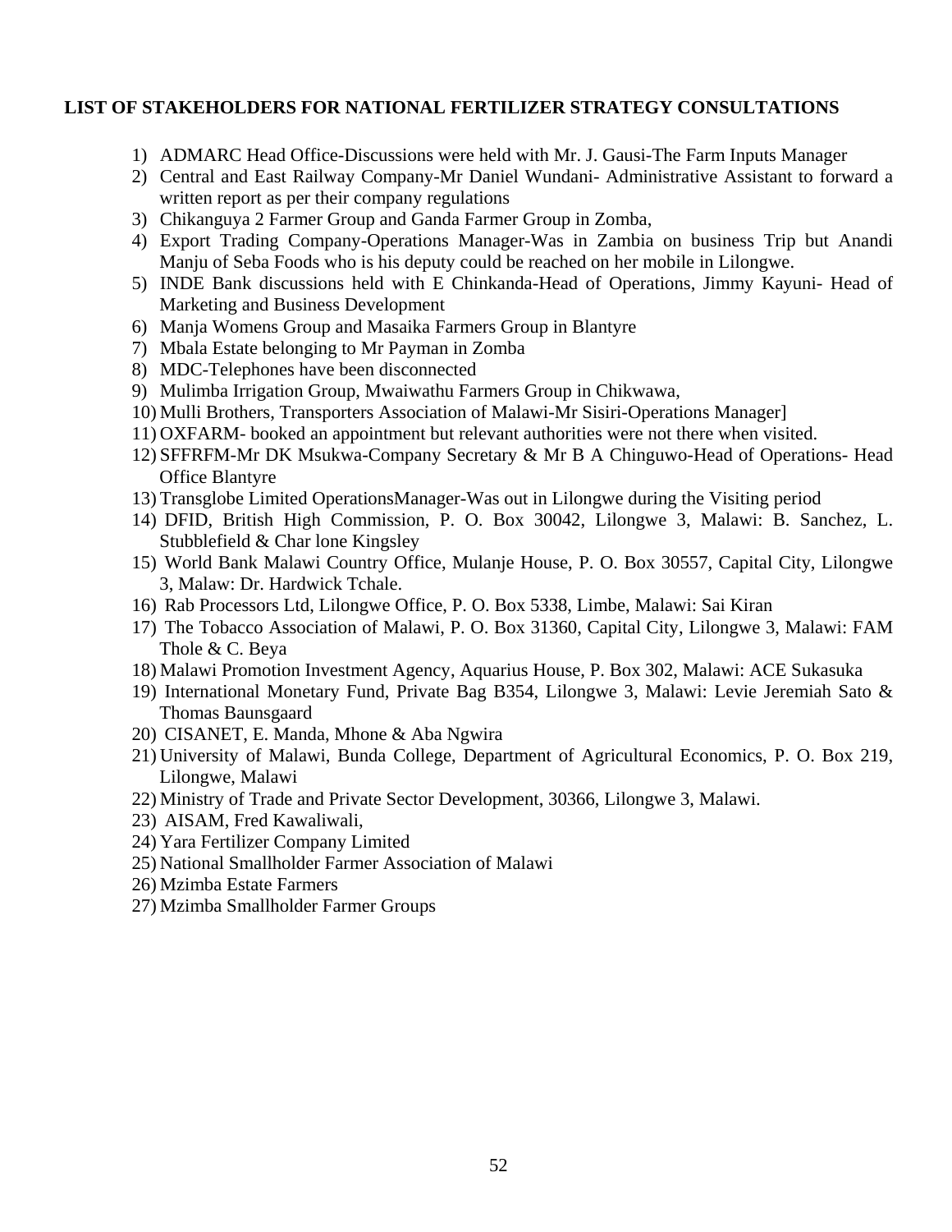**LIST OF STAKEHOLDERS FOR NATIONAL FERTILIZER STRATEGY CONSULTATIONS**

1) ADMARC Head Office-Discussions were held with Mr. J. Gausi-The Farm Inputs Manager
2) Central and East Railway Company-Mr Daniel Wundani- Administrative Assistant to forward a written report as per their company regulations
3) Chikanguya 2 Farmer Group and Ganda Farmer Group in Zomba,
4) Export Trading Company-Operations Manager-Was in Zambia on business Trip but Anandi Manju of Seba Foods who is his deputy could be reached on her mobile in Lilongwe.
5) INDE Bank discussions held with E Chinkanda-Head of Operations, Jimmy Kayuni- Head of Marketing and Business Development
6) Manja Womens Group and Masaika Farmers Group in Blantyre
7) Mbala Estate belonging to Mr Payman in Zomba
8) MDC-Telephones have been disconnected
9) Mulimba Irrigation Group, Mwaiwathu Farmers Group in Chikwawa,
10) Mulli Brothers, Transporters Association of Malawi-Mr Sisiri-Operations Manager]
11) OXFARM- booked an appointment but relevant authorities were not there when visited.
12) SFFRFM-Mr DK Msukwa-Company Secretary & Mr B A Chinguwo-Head of Operations- Head Office Blantyre
13) Transglobe Limited OperationsManager-Was out in Lilongwe during the Visiting period
14) DFID, British High Commission, P. O. Box 30042, Lilongwe 3, Malawi: B. Sanchez, L. Stubblefield & Char lone Kingsley
15) World Bank Malawi Country Office, Mulanje House, P. O. Box 30557, Capital City, Lilongwe 3, Malaw: Dr. Hardwick Tchale.
16) Rab Processors Ltd, Lilongwe Office, P. O. Box 5338, Limbe, Malawi: Sai Kiran
17) The Tobacco Association of Malawi, P. O. Box 31360, Capital City, Lilongwe 3, Malawi: FAM Thole & C. Beya
18) Malawi Promotion Investment Agency, Aquarius House, P. Box 302, Malawi: ACE Sukasuka
19) International Monetary Fund, Private Bag B354, Lilongwe 3, Malawi: Levie Jeremiah Sato & Thomas Baunsgaard
20) CISANET, E. Manda, Mhone & Aba Ngwira
21) University of Malawi, Bunda College, Department of Agricultural Economics, P. O. Box 219, Lilongwe, Malawi
22) Ministry of Trade and Private Sector Development, 30366, Lilongwe 3, Malawi.
23) AISAM, Fred Kawaliwali,
24) Yara Fertilizer Company Limited
25) National Smallholder Farmer Association of Malawi
26) Mzimba Estate Farmers
27) Mzimba Smallholder Farmer Groups